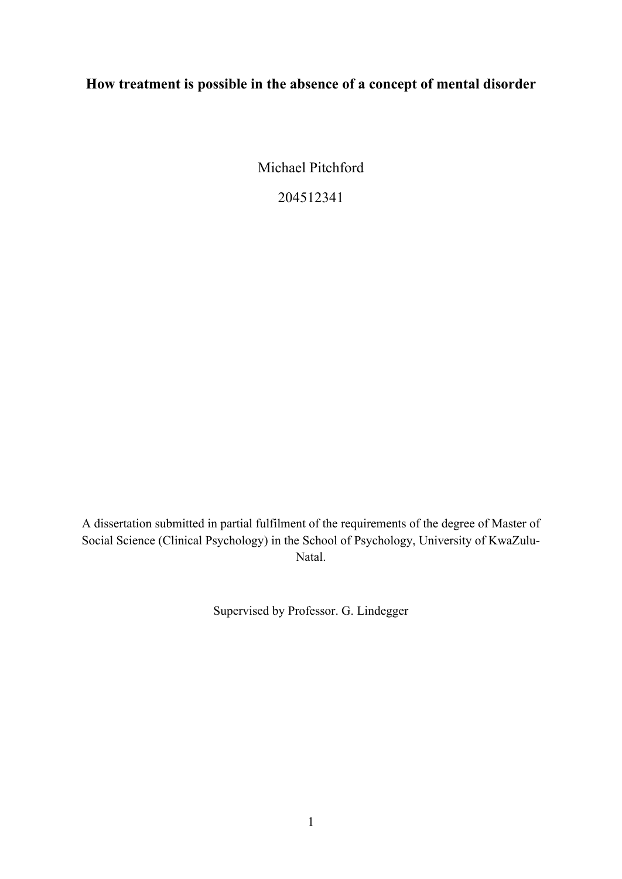# How treatment is possible in the absence of a concept of mental disorder

Michael Pitchford

204512341

A dissertation submitted in partial fulfilment of the requirements of the degree of Master of Social Science (Clinical Psychology) in the School of Psychology, University of KwaZulu-Natal.

Supervised by Professor. G. Lindegger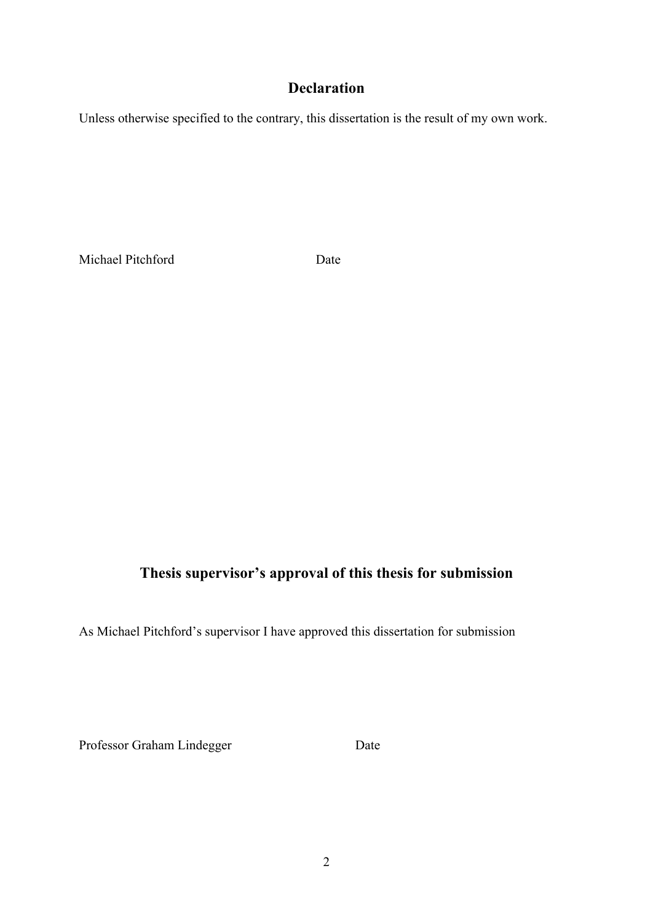## Declaration

Unless otherwise specified to the contrary, this dissertation is the result of my own work.

Michael Pitchford Date

## Thesis supervisor's approval of this thesis for submission

As Michael Pitchford's supervisor I have approved this dissertation for submission

Professor Graham Lindegger Date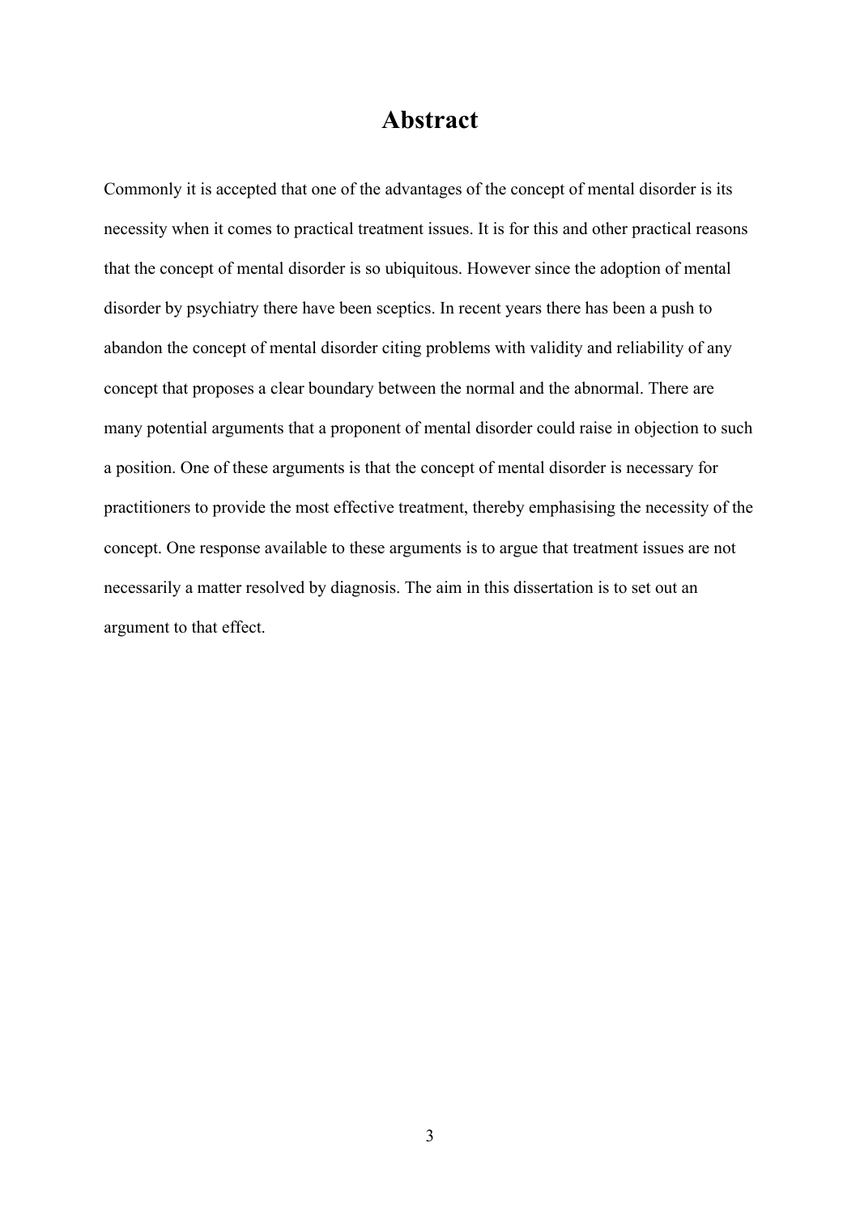# Abstract

Commonly it is accepted that one of the advantages of the concept of mental disorder is its necessity when it comes to practical treatment issues. It is for this and other practical reasons that the concept of mental disorder is so ubiquitous. However since the adoption of mental disorder by psychiatry there have been sceptics. In recent years there has been a push to abandon the concept of mental disorder citing problems with validity and reliability of any concept that proposes a clear boundary between the normal and the abnormal. There are many potential arguments that a proponent of mental disorder could raise in objection to such a position. One of these arguments is that the concept of mental disorder is necessary for practitioners to provide the most effective treatment, thereby emphasising the necessity of the concept. One response available to these arguments is to argue that treatment issues are not necessarily a matter resolved by diagnosis. The aim in this dissertation is to set out an argument to that effect.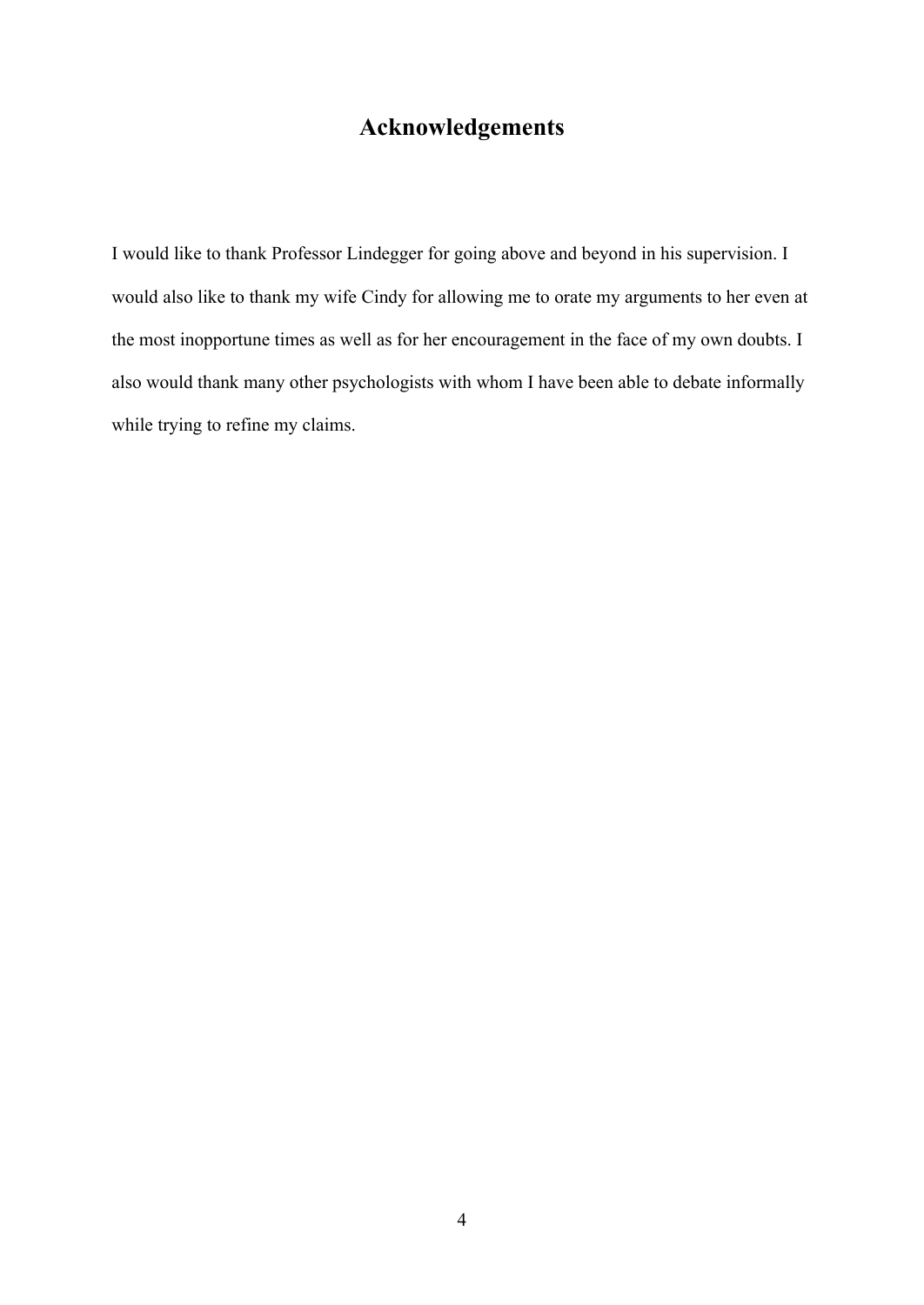# Acknowledgements

I would like to thank Professor Lindegger for going above and beyond in his supervision. I would also like to thank my wife Cindy for allowing me to orate my arguments to her even at the most inopportune times as well as for her encouragement in the face of my own doubts. I also would thank many other psychologists with whom I have been able to debate informally while trying to refine my claims.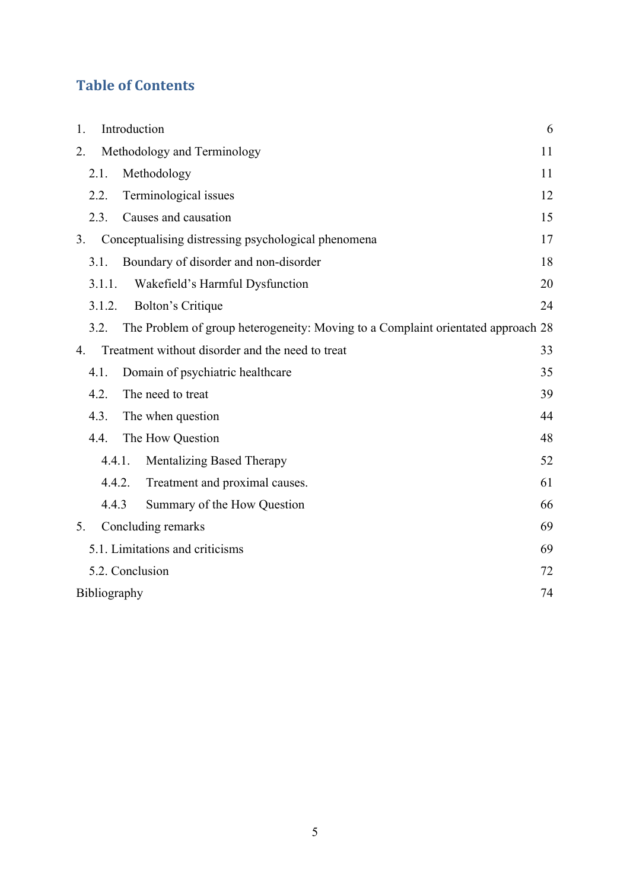## Table of Contents

| | | |
|---|---|---|
| 1. | Introduction | 6 |
| 2. | Methodology and Terminology | 11 |
| 2.1. | Methodology | 11 |
| 2.2. | Terminological issues | 12 |
| 2.3. | Causes and causation | 15 |
| 3. | Conceptualising distressing psychological phenomena | 17 |
| 3.1. | Boundary of disorder and non-disorder | 18 |
| 3.1.1. | Wakefield's Harmful Dysfunction | 20 |
| 3.1.2. | Bolton's Critique | 24 |
| 3.2. | The Problem of group heterogeneity: Moving to a Complaint orientated approach | 28 |
| 4. | Treatment without disorder and the need to treat | 33 |
| 4.1. | Domain of psychiatric healthcare | 35 |
| 4.2. | The need to treat | 39 |
| 4.3. | The when question | 44 |
| 4.4. | The How Question | 48 |
| 4.4.1. | Mentalizing Based Therapy | 52 |
| 4.4.2. | Treatment and proximal causes. | 61 |
| 4.4.3 | Summary of the How Question | 66 |
| 5. | Concluding remarks | 69 |
| 5.1. | Limitations and criticisms | 69 |
| 5.2. | Conclusion | 72 |
| | Bibliography | 74 |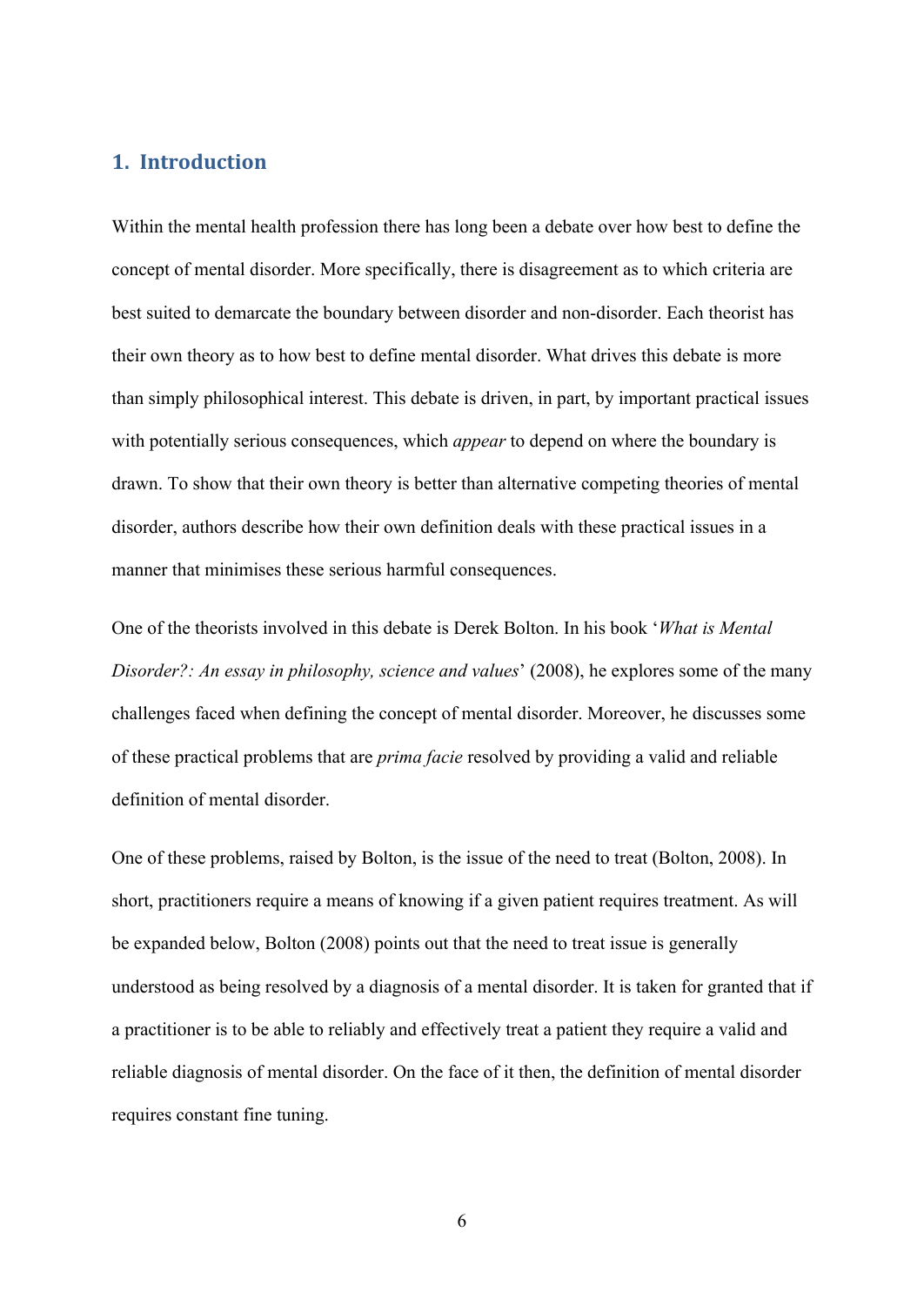# 1. Introduction

Within the mental health profession there has long been a debate over how best to define the concept of mental disorder. More specifically, there is disagreement as to which criteria are best suited to demarcate the boundary between disorder and non-disorder. Each theorist has their own theory as to how best to define mental disorder. What drives this debate is more than simply philosophical interest. This debate is driven, in part, by important practical issues with potentially serious consequences, which *appear* to depend on where the boundary is drawn. To show that their own theory is better than alternative competing theories of mental disorder, authors describe how their own definition deals with these practical issues in a manner that minimises these serious harmful consequences.

One of the theorists involved in this debate is Derek Bolton. In his book '*What is Mental Disorder?: An essay in philosophy, science and values*' (2008), he explores some of the many challenges faced when defining the concept of mental disorder. Moreover, he discusses some of these practical problems that are *prima facie* resolved by providing a valid and reliable definition of mental disorder.

One of these problems, raised by Bolton, is the issue of the need to treat (Bolton, 2008). In short, practitioners require a means of knowing if a given patient requires treatment. As will be expanded below, Bolton (2008) points out that the need to treat issue is generally understood as being resolved by a diagnosis of a mental disorder. It is taken for granted that if a practitioner is to be able to reliably and effectively treat a patient they require a valid and reliable diagnosis of mental disorder. On the face of it then, the definition of mental disorder requires constant fine tuning.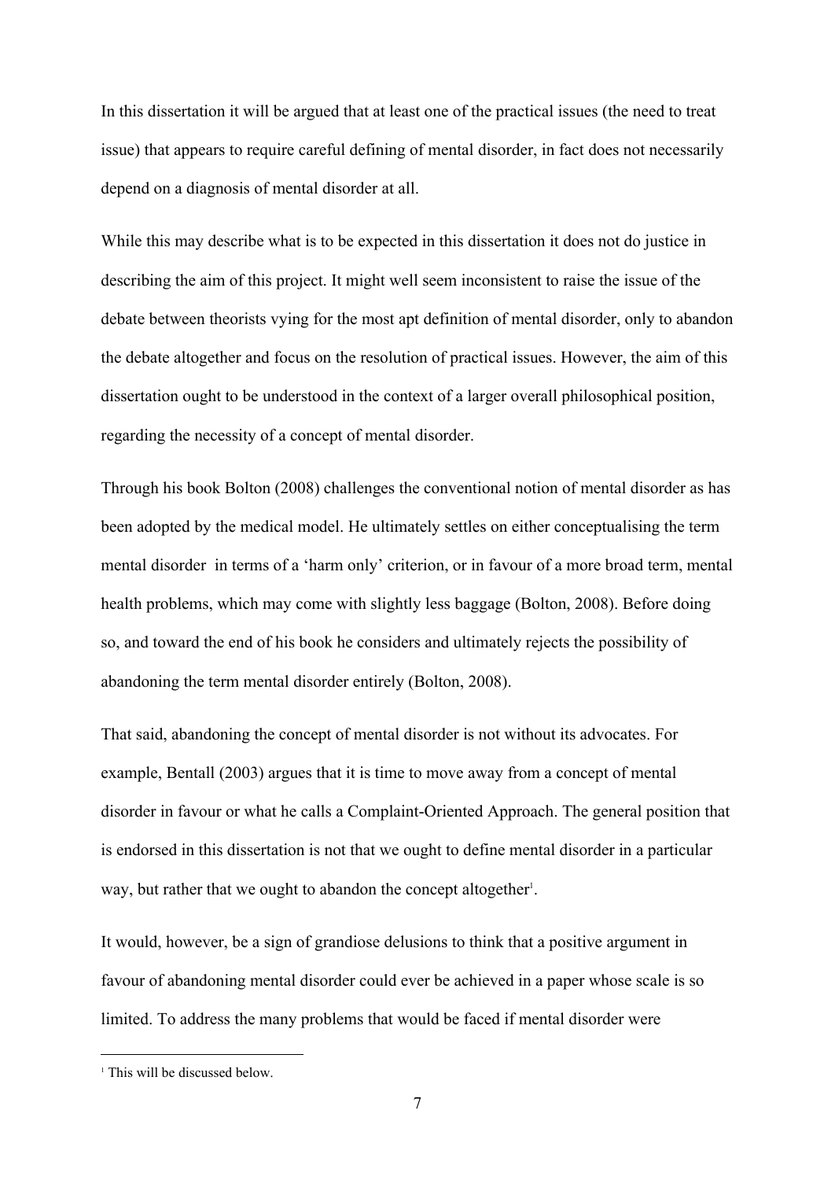In this dissertation it will be argued that at least one of the practical issues (the need to treat issue) that appears to require careful defining of mental disorder, in fact does not necessarily depend on a diagnosis of mental disorder at all.

While this may describe what is to be expected in this dissertation it does not do justice in describing the aim of this project. It might well seem inconsistent to raise the issue of the debate between theorists vying for the most apt definition of mental disorder, only to abandon the debate altogether and focus on the resolution of practical issues. However, the aim of this dissertation ought to be understood in the context of a larger overall philosophical position, regarding the necessity of a concept of mental disorder.

Through his book Bolton (2008) challenges the conventional notion of mental disorder as has been adopted by the medical model. He ultimately settles on either conceptualising the term mental disorder in terms of a 'harm only' criterion, or in favour of a more broad term, mental health problems, which may come with slightly less baggage (Bolton, 2008). Before doing so, and toward the end of his book he considers and ultimately rejects the possibility of abandoning the term mental disorder entirely (Bolton, 2008).

That said, abandoning the concept of mental disorder is not without its advocates. For example, Bentall (2003) argues that it is time to move away from a concept of mental disorder in favour or what he calls a Complaint-Oriented Approach. The general position that is endorsed in this dissertation is not that we ought to define mental disorder in a particular way, but rather that we ought to abandon the concept altogether[1].

It would, however, be a sign of grandiose delusions to think that a positive argument in favour of abandoning mental disorder could ever be achieved in a paper whose scale is so limited. To address the many problems that would be faced if mental disorder were

[1] This will be discussed below.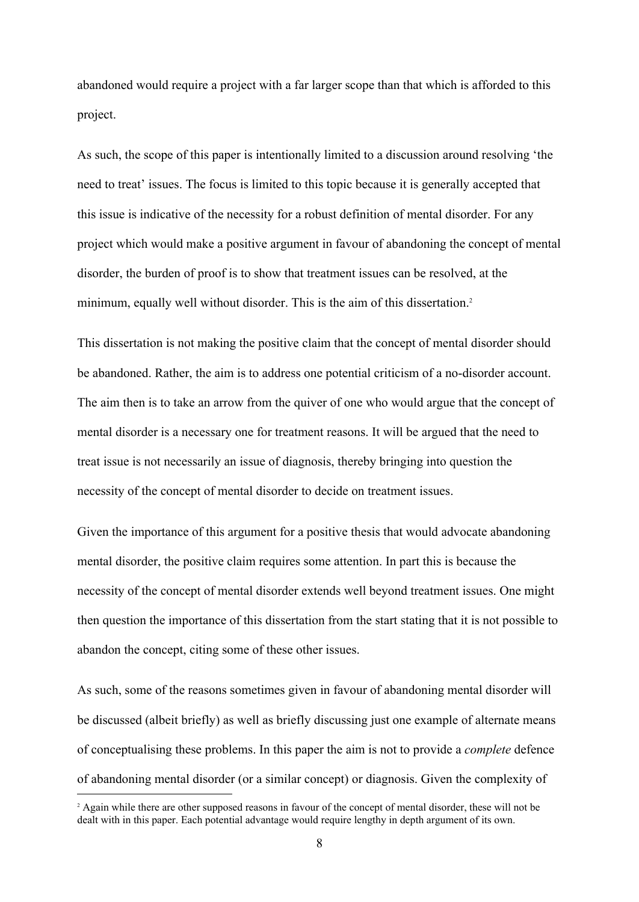abandoned would require a project with a far larger scope than that which is afforded to this project.

As such, the scope of this paper is intentionally limited to a discussion around resolving 'the need to treat' issues. The focus is limited to this topic because it is generally accepted that this issue is indicative of the necessity for a robust definition of mental disorder. For any project which would make a positive argument in favour of abandoning the concept of mental disorder, the burden of proof is to show that treatment issues can be resolved, at the minimum, equally well without disorder. This is the aim of this dissertation.[2]

This dissertation is not making the positive claim that the concept of mental disorder should be abandoned. Rather, the aim is to address one potential criticism of a no-disorder account. The aim then is to take an arrow from the quiver of one who would argue that the concept of mental disorder is a necessary one for treatment reasons. It will be argued that the need to treat issue is not necessarily an issue of diagnosis, thereby bringing into question the necessity of the concept of mental disorder to decide on treatment issues.

Given the importance of this argument for a positive thesis that would advocate abandoning mental disorder, the positive claim requires some attention. In part this is because the necessity of the concept of mental disorder extends well beyond treatment issues. One might then question the importance of this dissertation from the start stating that it is not possible to abandon the concept, citing some of these other issues.

As such, some of the reasons sometimes given in favour of abandoning mental disorder will be discussed (albeit briefly) as well as briefly discussing just one example of alternate means of conceptualising these problems. In this paper the aim is not to provide a *complete* defence of abandoning mental disorder (or a similar concept) or diagnosis. Given the complexity of

[2] Again while there are other supposed reasons in favour of the concept of mental disorder, these will not be dealt with in this paper. Each potential advantage would require lengthy in depth argument of its own.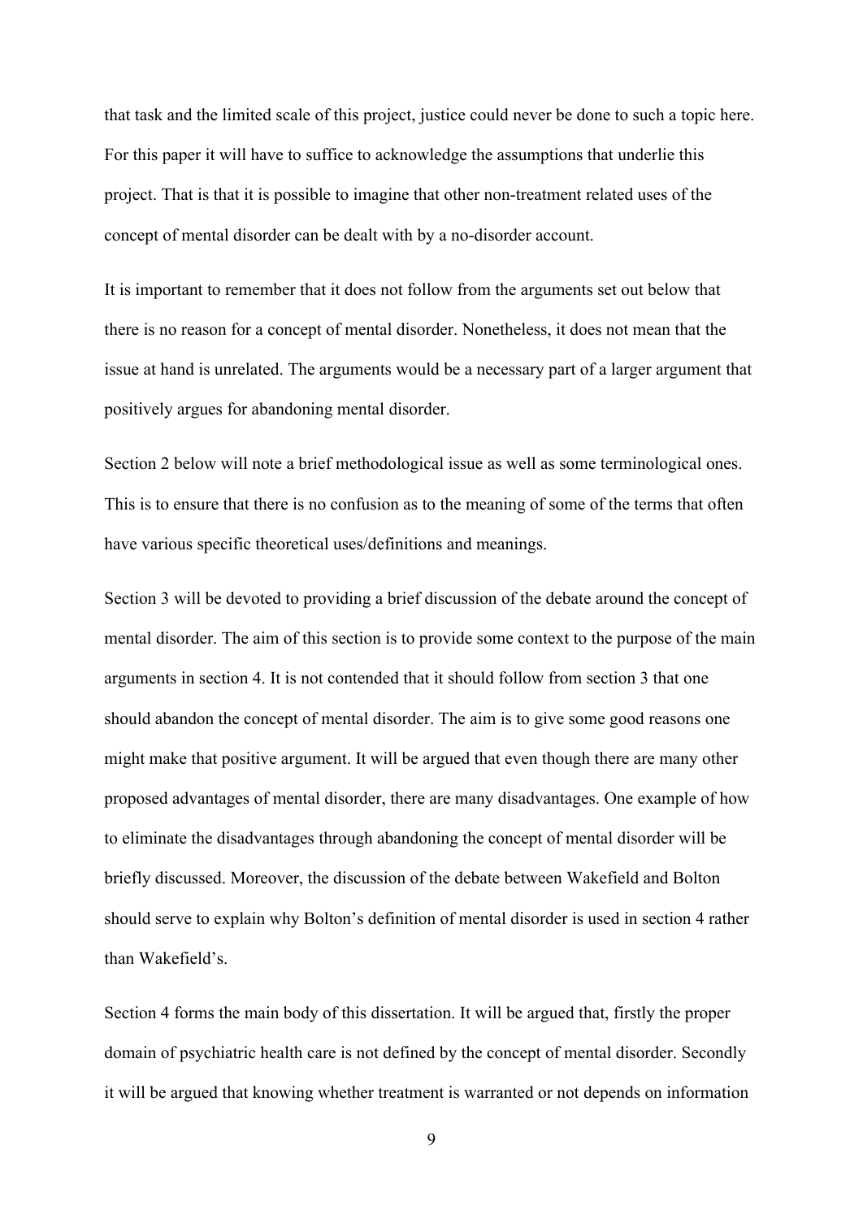that task and the limited scale of this project, justice could never be done to such a topic here. For this paper it will have to suffice to acknowledge the assumptions that underlie this project. That is that it is possible to imagine that other non-treatment related uses of the concept of mental disorder can be dealt with by a no-disorder account.

It is important to remember that it does not follow from the arguments set out below that there is no reason for a concept of mental disorder. Nonetheless, it does not mean that the issue at hand is unrelated. The arguments would be a necessary part of a larger argument that positively argues for abandoning mental disorder.

Section 2 below will note a brief methodological issue as well as some terminological ones. This is to ensure that there is no confusion as to the meaning of some of the terms that often have various specific theoretical uses/definitions and meanings.

Section 3 will be devoted to providing a brief discussion of the debate around the concept of mental disorder. The aim of this section is to provide some context to the purpose of the main arguments in section 4. It is not contended that it should follow from section 3 that one should abandon the concept of mental disorder. The aim is to give some good reasons one might make that positive argument. It will be argued that even though there are many other proposed advantages of mental disorder, there are many disadvantages. One example of how to eliminate the disadvantages through abandoning the concept of mental disorder will be briefly discussed. Moreover, the discussion of the debate between Wakefield and Bolton should serve to explain why Bolton's definition of mental disorder is used in section 4 rather than Wakefield's.

Section 4 forms the main body of this dissertation. It will be argued that, firstly the proper domain of psychiatric health care is not defined by the concept of mental disorder. Secondly it will be argued that knowing whether treatment is warranted or not depends on information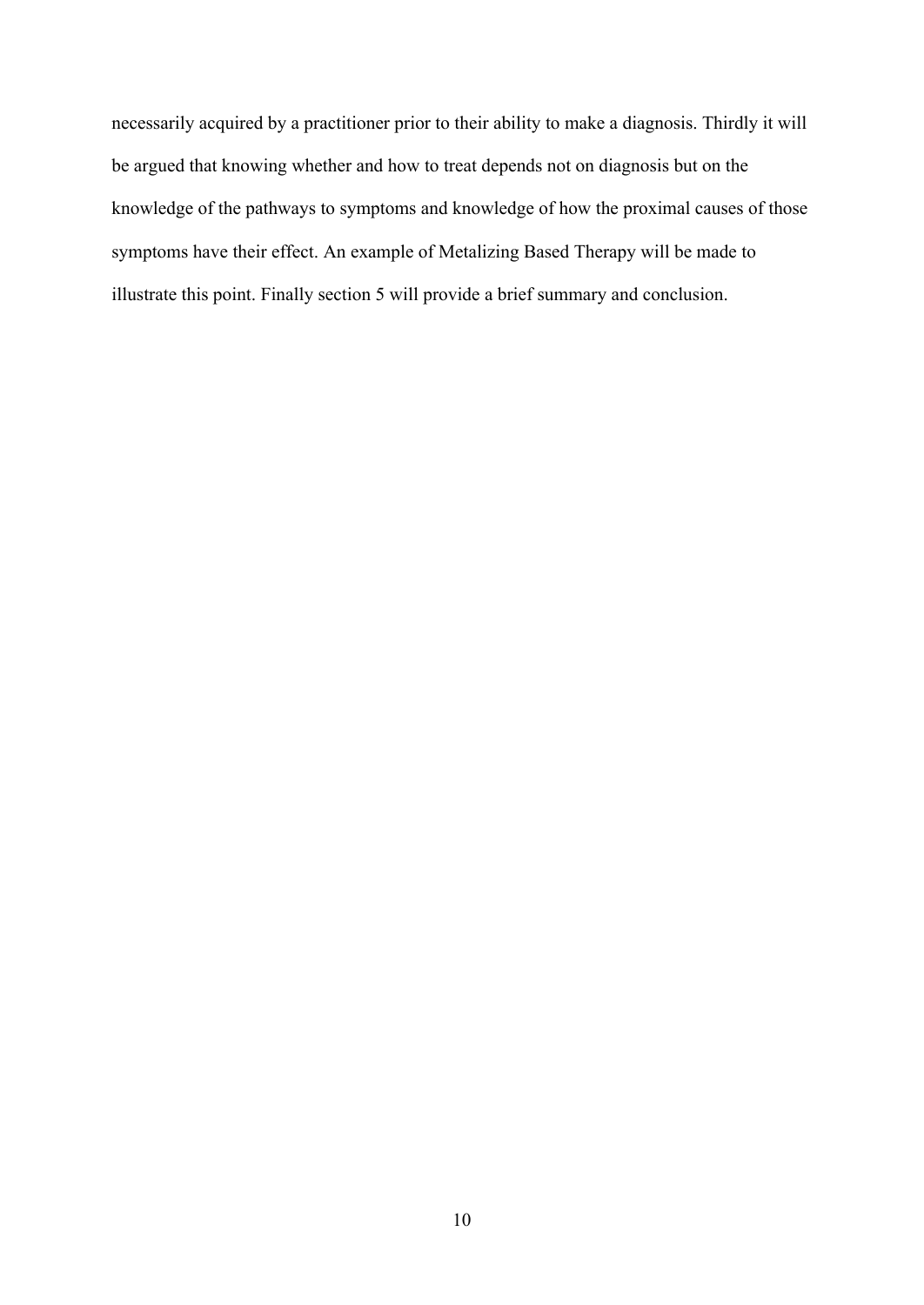necessarily acquired by a practitioner prior to their ability to make a diagnosis. Thirdly it will be argued that knowing whether and how to treat depends not on diagnosis but on the knowledge of the pathways to symptoms and knowledge of how the proximal causes of those symptoms have their effect. An example of Metalizing Based Therapy will be made to illustrate this point. Finally section 5 will provide a brief summary and conclusion.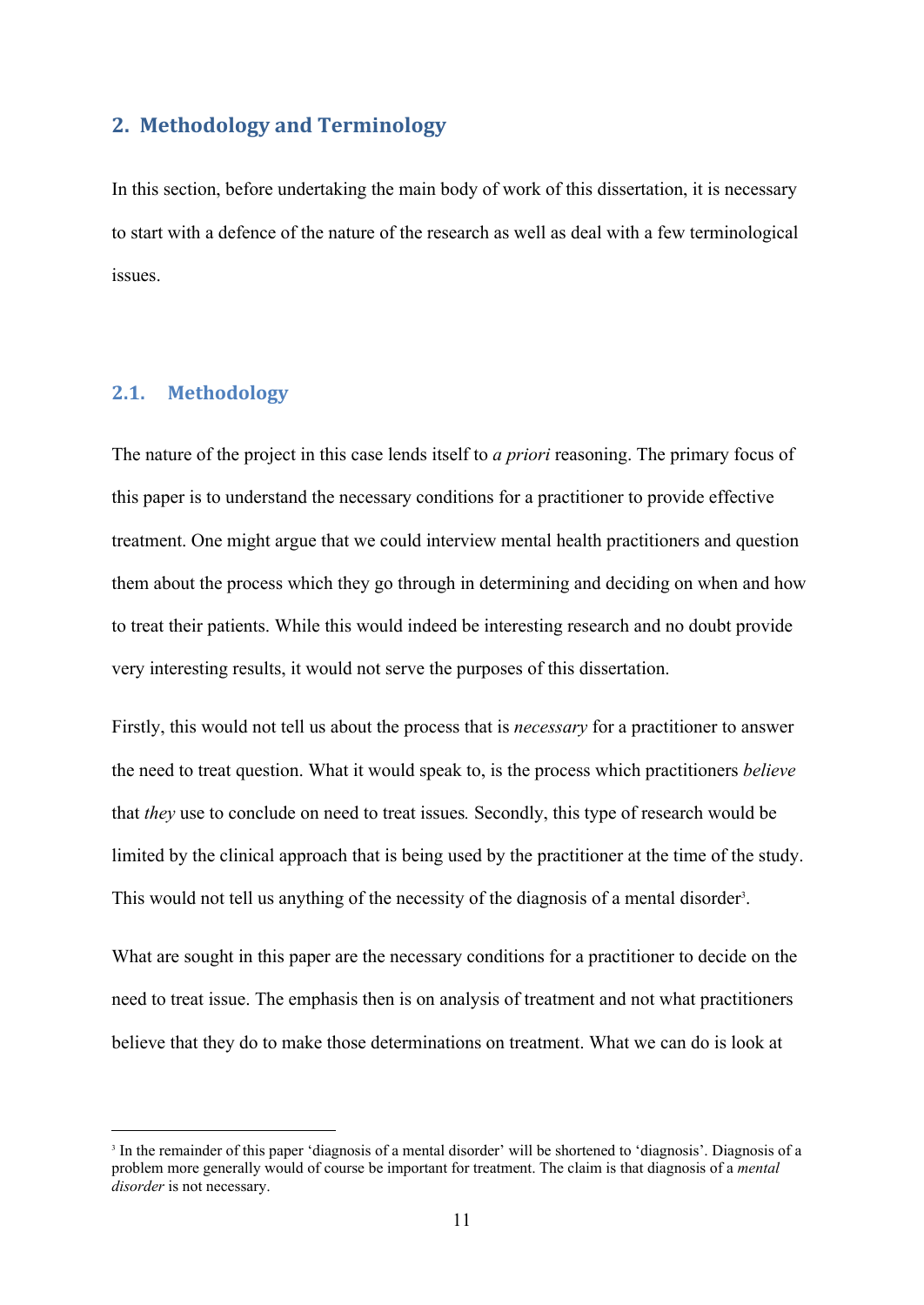## 2. Methodology and Terminology

In this section, before undertaking the main body of work of this dissertation, it is necessary to start with a defence of the nature of the research as well as deal with a few terminological issues.

### 2.1. Methodology

The nature of the project in this case lends itself to *a priori* reasoning. The primary focus of this paper is to understand the necessary conditions for a practitioner to provide effective treatment. One might argue that we could interview mental health practitioners and question them about the process which they go through in determining and deciding on when and how to treat their patients. While this would indeed be interesting research and no doubt provide very interesting results, it would not serve the purposes of this dissertation.

Firstly, this would not tell us about the process that is *necessary* for a practitioner to answer the need to treat question. What it would speak to, is the process which practitioners *believe* that *they* use to conclude on need to treat issues. Secondly, this type of research would be limited by the clinical approach that is being used by the practitioner at the time of the study. This would not tell us anything of the necessity of the diagnosis of a mental disorder[3].

What are sought in this paper are the necessary conditions for a practitioner to decide on the need to treat issue. The emphasis then is on analysis of treatment and not what practitioners believe that they do to make those determinations on treatment. What we can do is look at

[3] In the remainder of this paper 'diagnosis of a mental disorder' will be shortened to 'diagnosis'. Diagnosis of a problem more generally would of course be important for treatment. The claim is that diagnosis of a *mental disorder* is not necessary.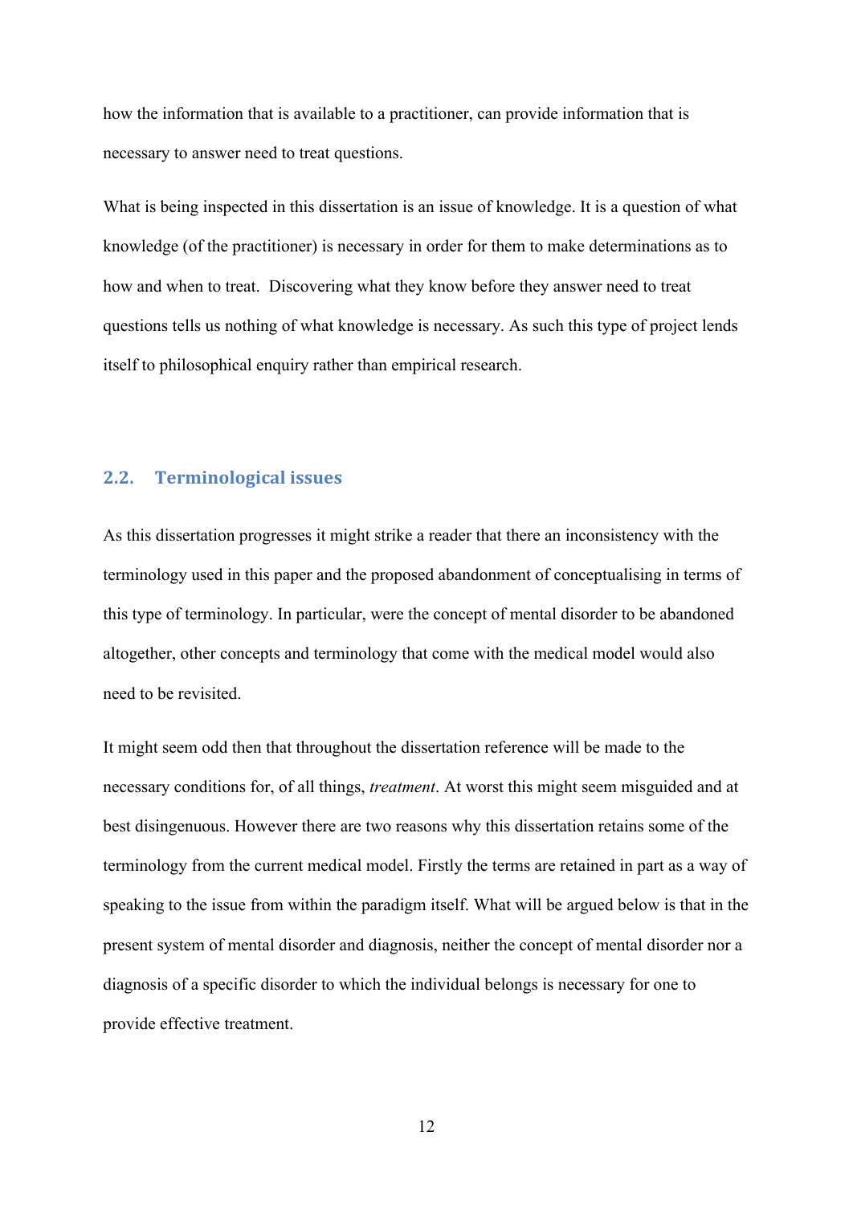how the information that is available to a practitioner, can provide information that is necessary to answer need to treat questions.

What is being inspected in this dissertation is an issue of knowledge. It is a question of what knowledge (of the practitioner) is necessary in order for them to make determinations as to how and when to treat. Discovering what they know before they answer need to treat questions tells us nothing of what knowledge is necessary. As such this type of project lends itself to philosophical enquiry rather than empirical research.

## 2.2. Terminological issues

As this dissertation progresses it might strike a reader that there an inconsistency with the terminology used in this paper and the proposed abandonment of conceptualising in terms of this type of terminology. In particular, were the concept of mental disorder to be abandoned altogether, other concepts and terminology that come with the medical model would also need to be revisited.

It might seem odd then that throughout the dissertation reference will be made to the necessary conditions for, of all things, *treatment*. At worst this might seem misguided and at best disingenuous. However there are two reasons why this dissertation retains some of the terminology from the current medical model. Firstly the terms are retained in part as a way of speaking to the issue from within the paradigm itself. What will be argued below is that in the present system of mental disorder and diagnosis, neither the concept of mental disorder nor a diagnosis of a specific disorder to which the individual belongs is necessary for one to provide effective treatment.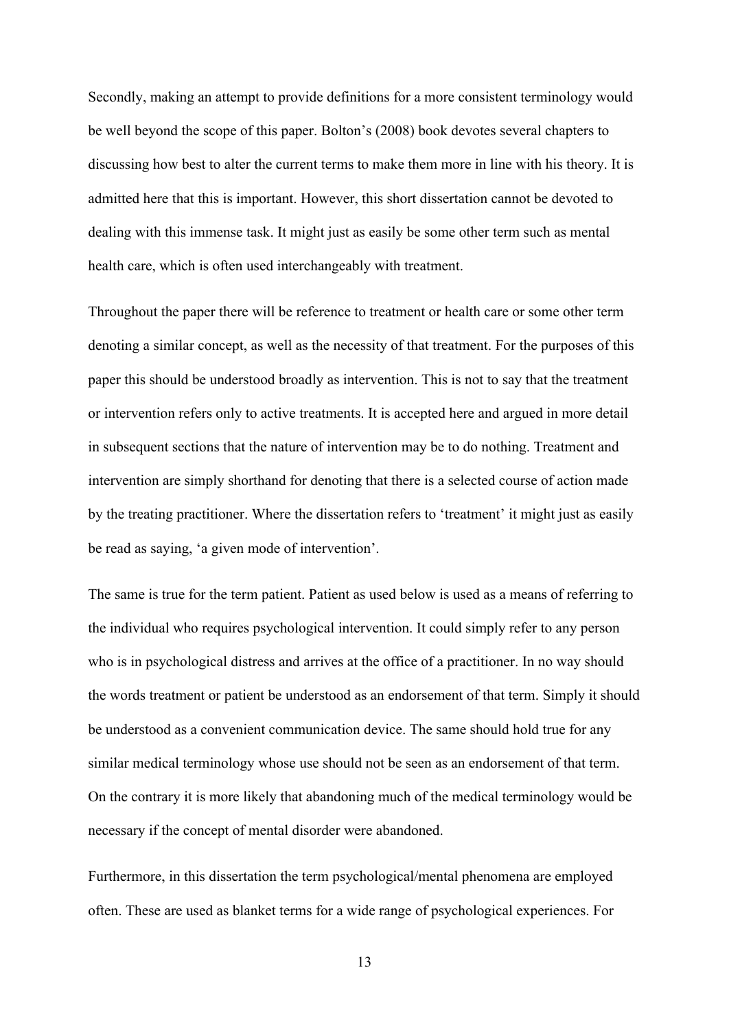Secondly, making an attempt to provide definitions for a more consistent terminology would be well beyond the scope of this paper. Bolton's (2008) book devotes several chapters to discussing how best to alter the current terms to make them more in line with his theory. It is admitted here that this is important. However, this short dissertation cannot be devoted to dealing with this immense task. It might just as easily be some other term such as mental health care, which is often used interchangeably with treatment.

Throughout the paper there will be reference to treatment or health care or some other term denoting a similar concept, as well as the necessity of that treatment. For the purposes of this paper this should be understood broadly as intervention. This is not to say that the treatment or intervention refers only to active treatments. It is accepted here and argued in more detail in subsequent sections that the nature of intervention may be to do nothing. Treatment and intervention are simply shorthand for denoting that there is a selected course of action made by the treating practitioner. Where the dissertation refers to 'treatment' it might just as easily be read as saying, 'a given mode of intervention'.

The same is true for the term patient. Patient as used below is used as a means of referring to the individual who requires psychological intervention. It could simply refer to any person who is in psychological distress and arrives at the office of a practitioner. In no way should the words treatment or patient be understood as an endorsement of that term. Simply it should be understood as a convenient communication device. The same should hold true for any similar medical terminology whose use should not be seen as an endorsement of that term. On the contrary it is more likely that abandoning much of the medical terminology would be necessary if the concept of mental disorder were abandoned.

Furthermore, in this dissertation the term psychological/mental phenomena are employed often. These are used as blanket terms for a wide range of psychological experiences. For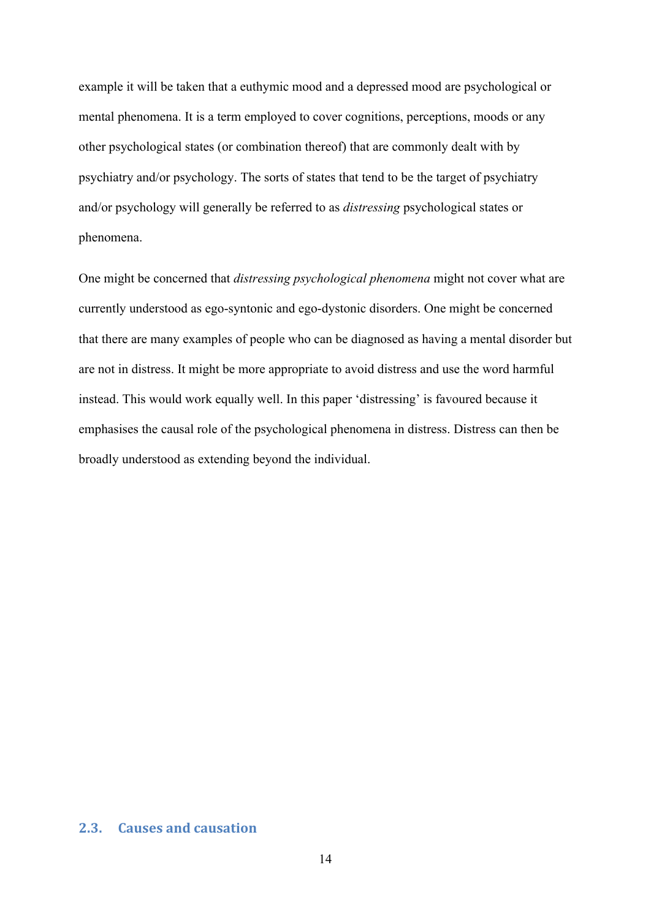example it will be taken that a euthymic mood and a depressed mood are psychological or mental phenomena. It is a term employed to cover cognitions, perceptions, moods or any other psychological states (or combination thereof) that are commonly dealt with by psychiatry and/or psychology. The sorts of states that tend to be the target of psychiatry and/or psychology will generally be referred to as *distressing* psychological states or phenomena.

One might be concerned that *distressing psychological phenomena* might not cover what are currently understood as ego-syntonic and ego-dystonic disorders. One might be concerned that there are many examples of people who can be diagnosed as having a mental disorder but are not in distress. It might be more appropriate to avoid distress and use the word harmful instead. This would work equally well. In this paper 'distressing' is favoured because it emphasises the causal role of the psychological phenomena in distress. Distress can then be broadly understood as extending beyond the individual.

## 2.3. Causes and causation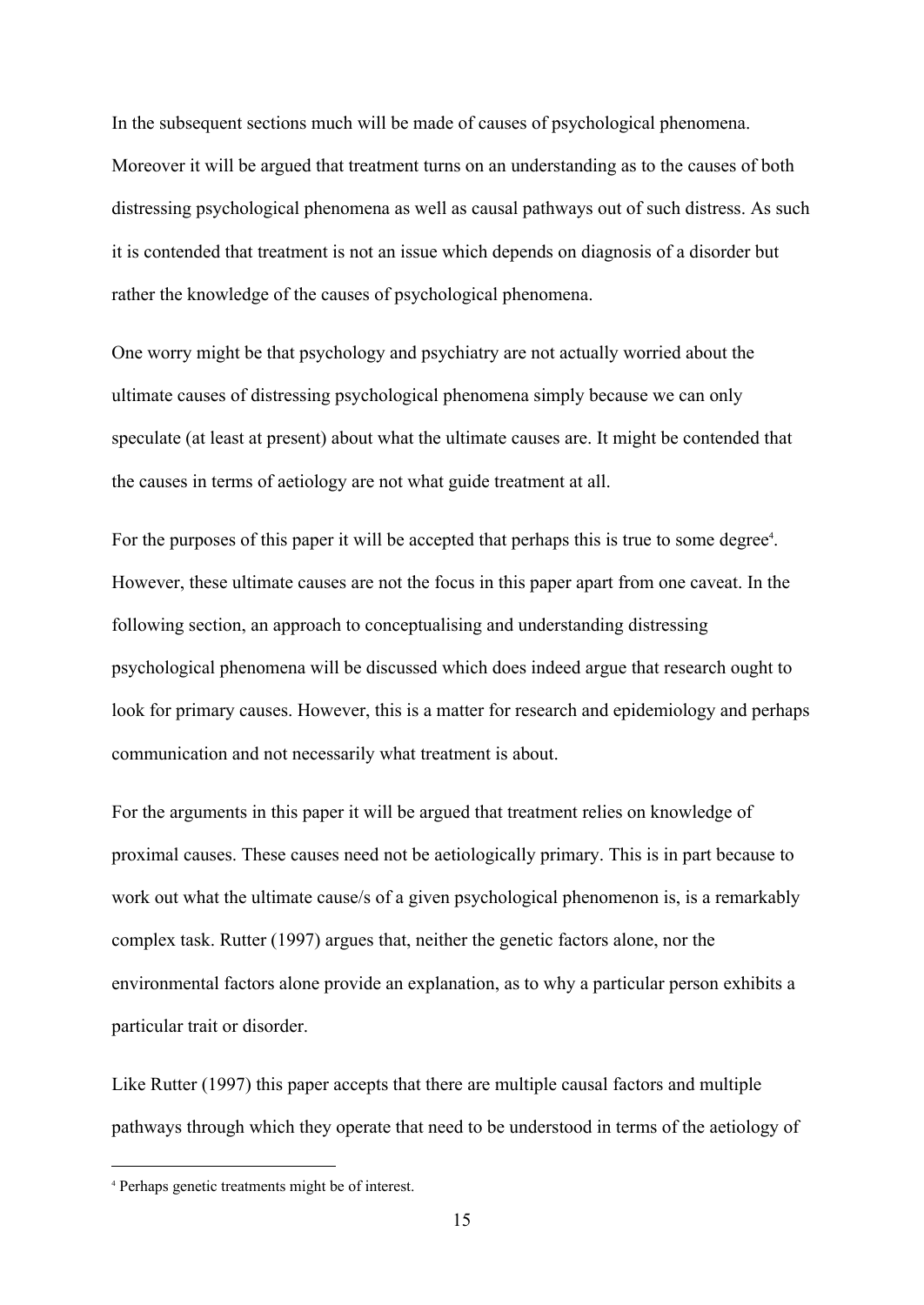In the subsequent sections much will be made of causes of psychological phenomena. Moreover it will be argued that treatment turns on an understanding as to the causes of both distressing psychological phenomena as well as causal pathways out of such distress. As such it is contended that treatment is not an issue which depends on diagnosis of a disorder but rather the knowledge of the causes of psychological phenomena.

One worry might be that psychology and psychiatry are not actually worried about the ultimate causes of distressing psychological phenomena simply because we can only speculate (at least at present) about what the ultimate causes are. It might be contended that the causes in terms of aetiology are not what guide treatment at all.

For the purposes of this paper it will be accepted that perhaps this is true to some degree[4]. However, these ultimate causes are not the focus in this paper apart from one caveat. In the following section, an approach to conceptualising and understanding distressing psychological phenomena will be discussed which does indeed argue that research ought to look for primary causes. However, this is a matter for research and epidemiology and perhaps communication and not necessarily what treatment is about.

For the arguments in this paper it will be argued that treatment relies on knowledge of proximal causes. These causes need not be aetiologically primary. This is in part because to work out what the ultimate cause/s of a given psychological phenomenon is, is a remarkably complex task. Rutter (1997) argues that, neither the genetic factors alone, nor the environmental factors alone provide an explanation, as to why a particular person exhibits a particular trait or disorder.

Like Rutter (1997) this paper accepts that there are multiple causal factors and multiple pathways through which they operate that need to be understood in terms of the aetiology of

[4] Perhaps genetic treatments might be of interest.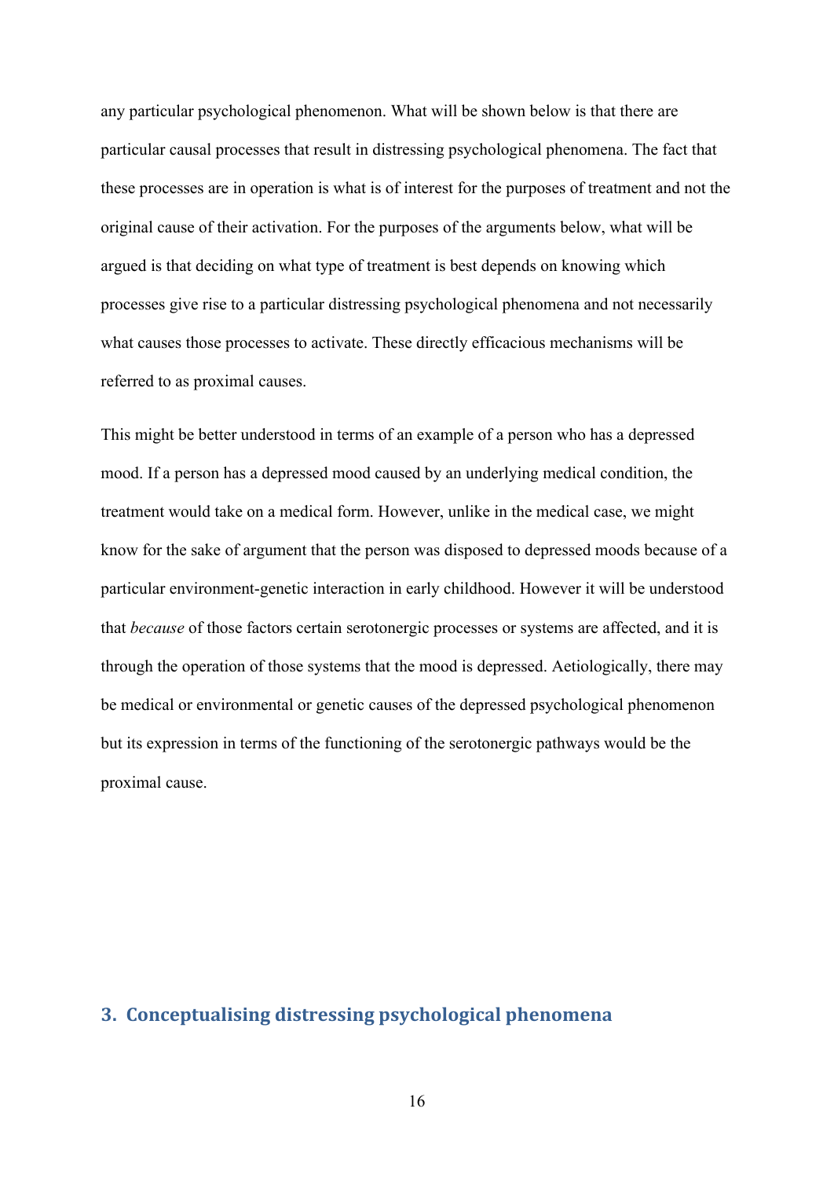any particular psychological phenomenon. What will be shown below is that there are particular causal processes that result in distressing psychological phenomena. The fact that these processes are in operation is what is of interest for the purposes of treatment and not the original cause of their activation. For the purposes of the arguments below, what will be argued is that deciding on what type of treatment is best depends on knowing which processes give rise to a particular distressing psychological phenomena and not necessarily what causes those processes to activate. These directly efficacious mechanisms will be referred to as proximal causes.

This might be better understood in terms of an example of a person who has a depressed mood. If a person has a depressed mood caused by an underlying medical condition, the treatment would take on a medical form. However, unlike in the medical case, we might know for the sake of argument that the person was disposed to depressed moods because of a particular environment-genetic interaction in early childhood. However it will be understood that *because* of those factors certain serotonergic processes or systems are affected, and it is through the operation of those systems that the mood is depressed. Aetiologically, there may be medical or environmental or genetic causes of the depressed psychological phenomenon but its expression in terms of the functioning of the serotonergic pathways would be the proximal cause.

## 3. Conceptualising distressing psychological phenomena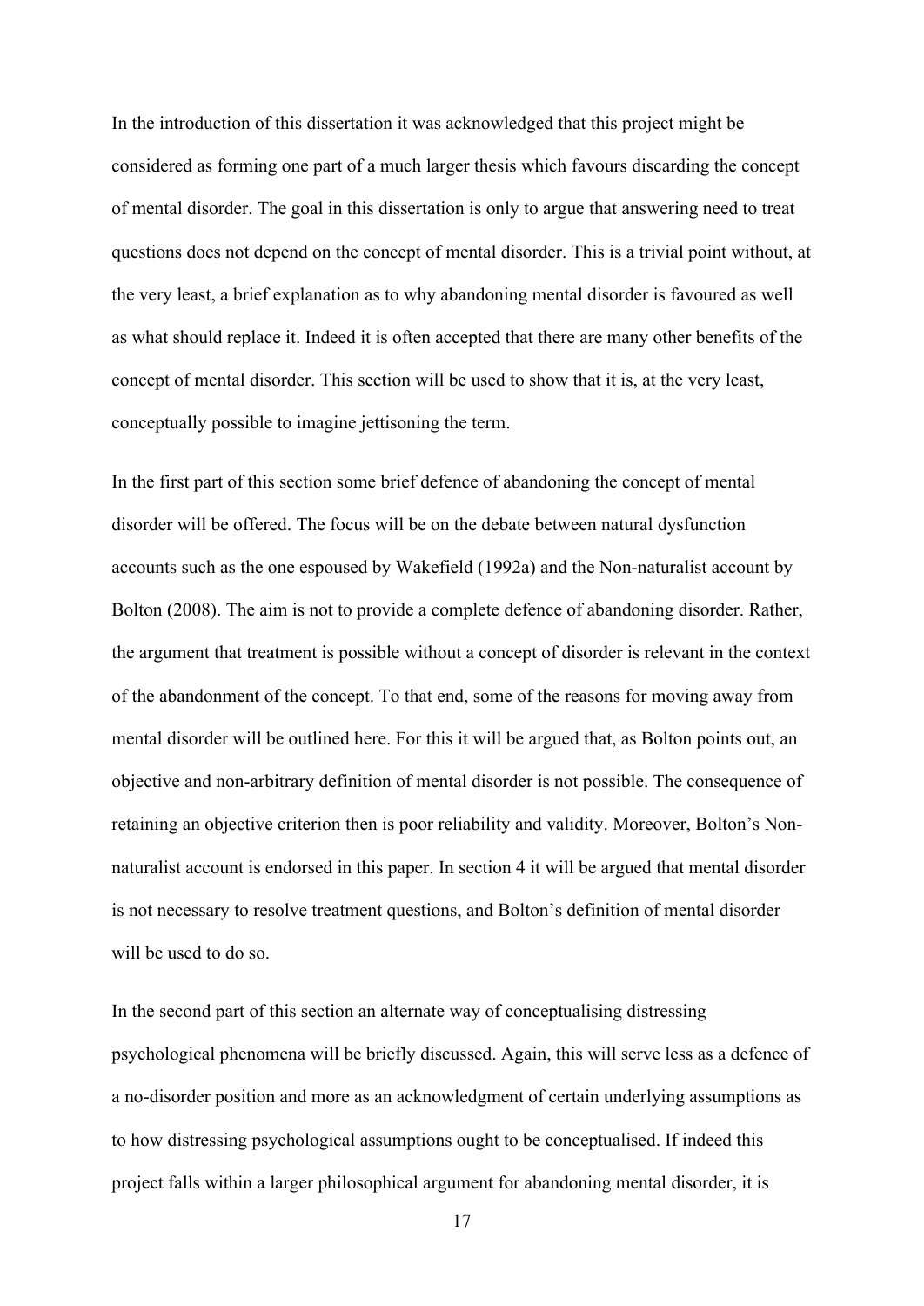In the introduction of this dissertation it was acknowledged that this project might be considered as forming one part of a much larger thesis which favours discarding the concept of mental disorder. The goal in this dissertation is only to argue that answering need to treat questions does not depend on the concept of mental disorder. This is a trivial point without, at the very least, a brief explanation as to why abandoning mental disorder is favoured as well as what should replace it. Indeed it is often accepted that there are many other benefits of the concept of mental disorder. This section will be used to show that it is, at the very least, conceptually possible to imagine jettisoning the term.

In the first part of this section some brief defence of abandoning the concept of mental disorder will be offered. The focus will be on the debate between natural dysfunction accounts such as the one espoused by Wakefield (1992a) and the Non-naturalist account by Bolton (2008). The aim is not to provide a complete defence of abandoning disorder. Rather, the argument that treatment is possible without a concept of disorder is relevant in the context of the abandonment of the concept. To that end, some of the reasons for moving away from mental disorder will be outlined here. For this it will be argued that, as Bolton points out, an objective and non-arbitrary definition of mental disorder is not possible. The consequence of retaining an objective criterion then is poor reliability and validity. Moreover, Bolton's Non-naturalist account is endorsed in this paper. In section 4 it will be argued that mental disorder is not necessary to resolve treatment questions, and Bolton's definition of mental disorder will be used to do so.

In the second part of this section an alternate way of conceptualising distressing psychological phenomena will be briefly discussed. Again, this will serve less as a defence of a no-disorder position and more as an acknowledgment of certain underlying assumptions as to how distressing psychological assumptions ought to be conceptualised. If indeed this project falls within a larger philosophical argument for abandoning mental disorder, it is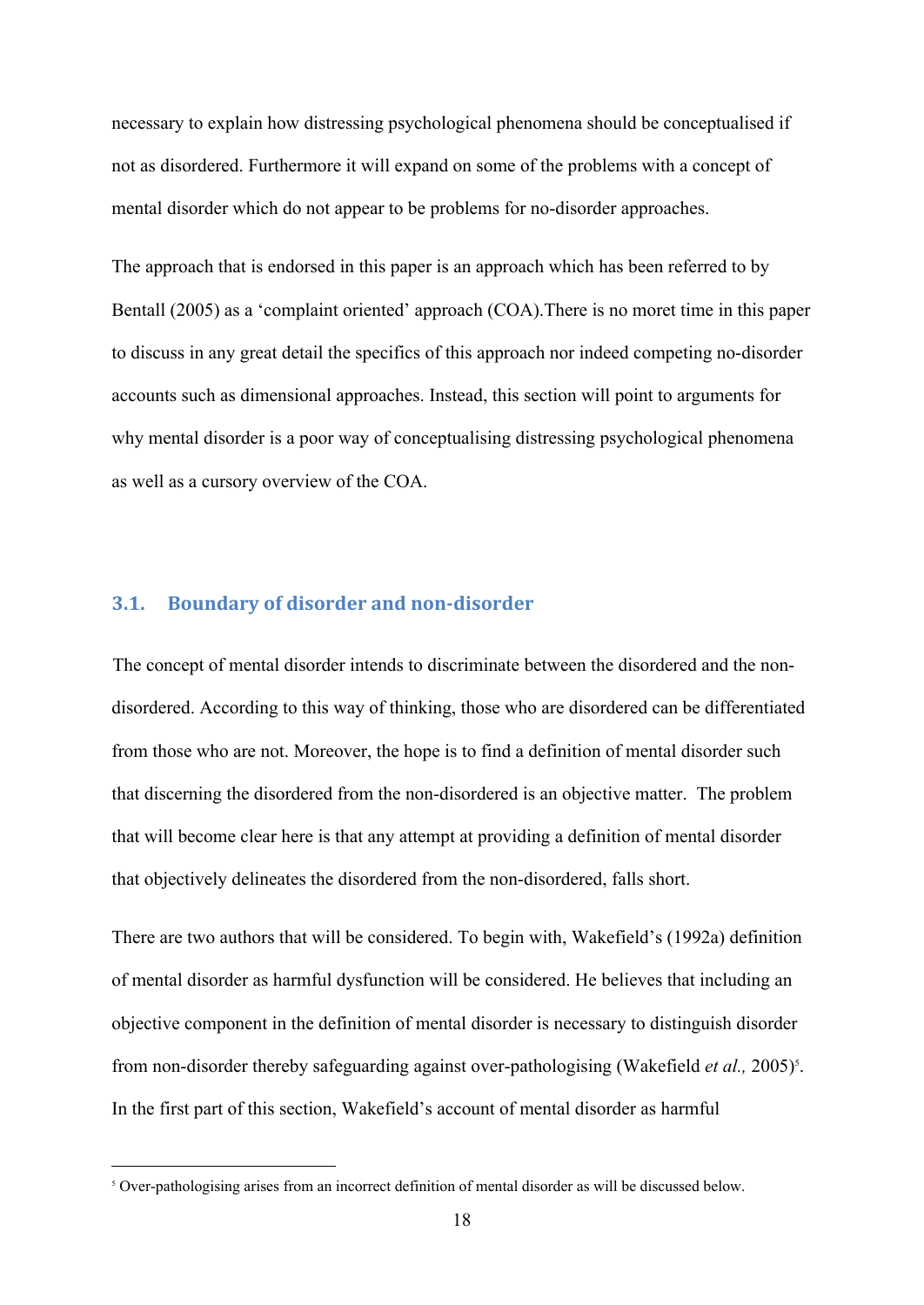necessary to explain how distressing psychological phenomena should be conceptualised if not as disordered. Furthermore it will expand on some of the problems with a concept of mental disorder which do not appear to be problems for no-disorder approaches.

The approach that is endorsed in this paper is an approach which has been referred to by Bentall (2005) as a 'complaint oriented' approach (COA).There is no moret time in this paper to discuss in any great detail the specifics of this approach nor indeed competing no-disorder accounts such as dimensional approaches. Instead, this section will point to arguments for why mental disorder is a poor way of conceptualising distressing psychological phenomena as well as a cursory overview of the COA.

### 3.1. Boundary of disorder and non-disorder

The concept of mental disorder intends to discriminate between the disordered and the non-disordered. According to this way of thinking, those who are disordered can be differentiated from those who are not. Moreover, the hope is to find a definition of mental disorder such that discerning the disordered from the non-disordered is an objective matter. The problem that will become clear here is that any attempt at providing a definition of mental disorder that objectively delineates the disordered from the non-disordered, falls short.

There are two authors that will be considered. To begin with, Wakefield's (1992a) definition of mental disorder as harmful dysfunction will be considered. He believes that including an objective component in the definition of mental disorder is necessary to distinguish disorder from non-disorder thereby safeguarding against over-pathologising (Wakefield *et al.,* 2005)[5]. In the first part of this section, Wakefield's account of mental disorder as harmful

[5] Over-pathologising arises from an incorrect definition of mental disorder as will be discussed below.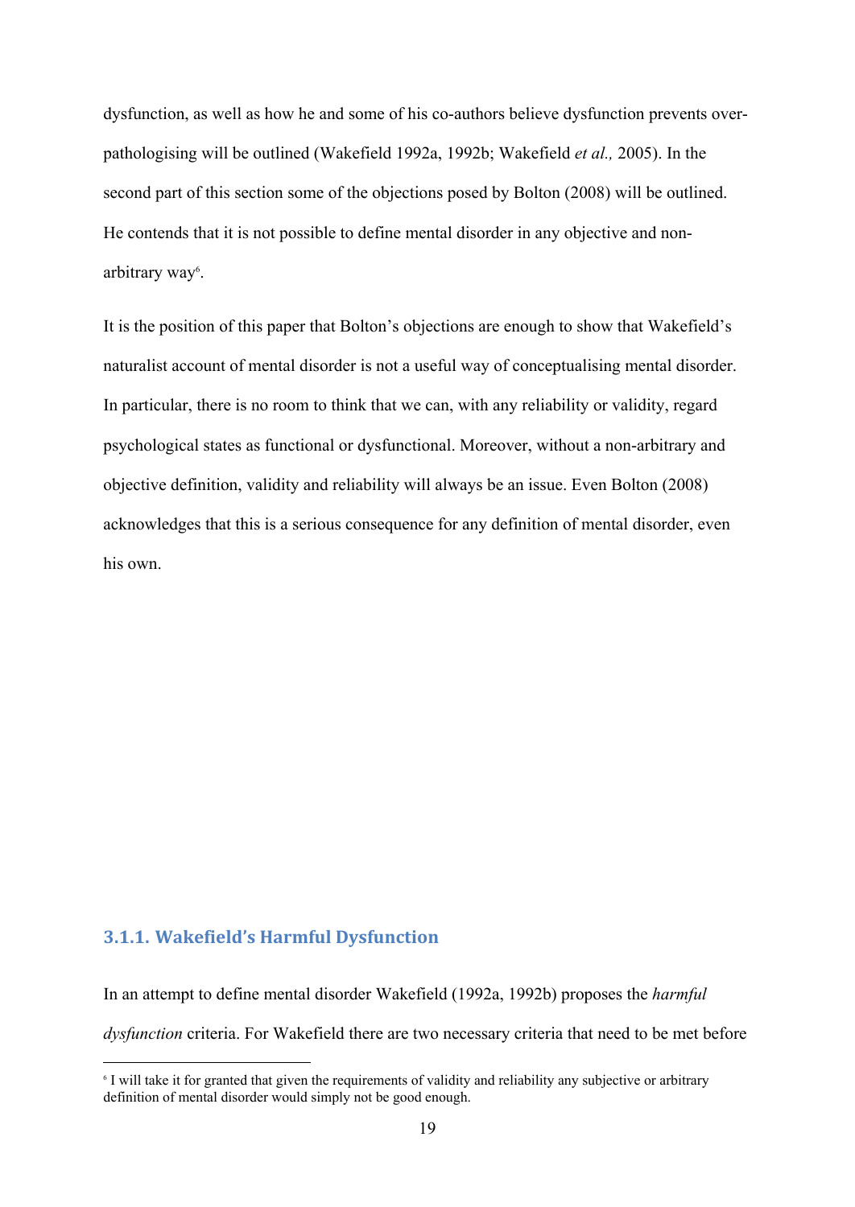dysfunction, as well as how he and some of his co-authors believe dysfunction prevents over-pathologising will be outlined (Wakefield 1992a, 1992b; Wakefield *et al.,* 2005). In the second part of this section some of the objections posed by Bolton (2008) will be outlined. He contends that it is not possible to define mental disorder in any objective and non-arbitrary way[6].

It is the position of this paper that Bolton's objections are enough to show that Wakefield's naturalist account of mental disorder is not a useful way of conceptualising mental disorder. In particular, there is no room to think that we can, with any reliability or validity, regard psychological states as functional or dysfunctional. Moreover, without a non-arbitrary and objective definition, validity and reliability will always be an issue. Even Bolton (2008) acknowledges that this is a serious consequence for any definition of mental disorder, even his own.

### 3.1.1. Wakefield's Harmful Dysfunction

In an attempt to define mental disorder Wakefield (1992a, 1992b) proposes the *harmful dysfunction* criteria. For Wakefield there are two necessary criteria that need to be met before

[6] I will take it for granted that given the requirements of validity and reliability any subjective or arbitrary definition of mental disorder would simply not be good enough.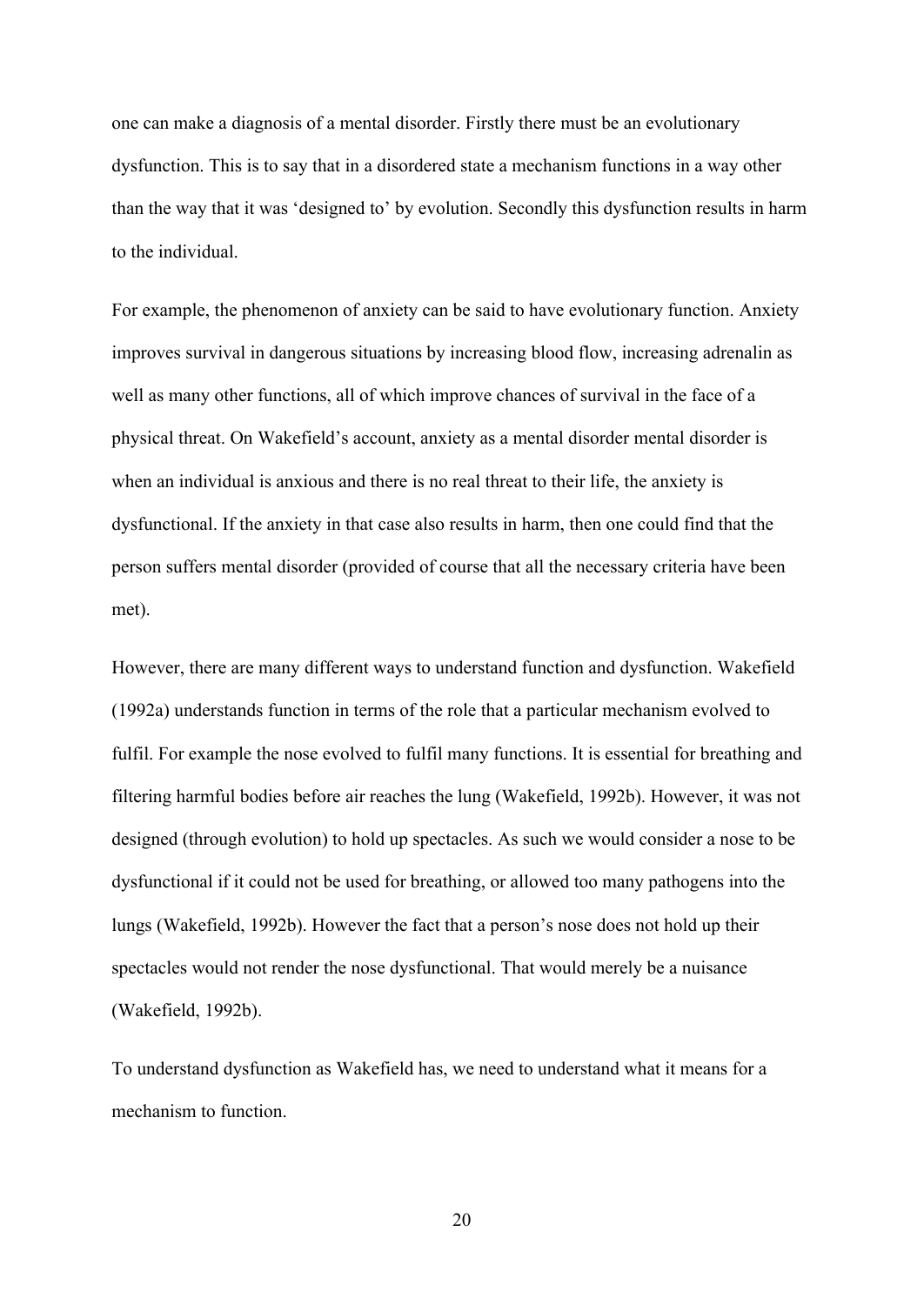one can make a diagnosis of a mental disorder. Firstly there must be an evolutionary dysfunction. This is to say that in a disordered state a mechanism functions in a way other than the way that it was 'designed to' by evolution. Secondly this dysfunction results in harm to the individual.

For example, the phenomenon of anxiety can be said to have evolutionary function. Anxiety improves survival in dangerous situations by increasing blood flow, increasing adrenalin as well as many other functions, all of which improve chances of survival in the face of a physical threat. On Wakefield's account, anxiety as a mental disorder mental disorder is when an individual is anxious and there is no real threat to their life, the anxiety is dysfunctional. If the anxiety in that case also results in harm, then one could find that the person suffers mental disorder (provided of course that all the necessary criteria have been met).

However, there are many different ways to understand function and dysfunction. Wakefield (1992a) understands function in terms of the role that a particular mechanism evolved to fulfil. For example the nose evolved to fulfil many functions. It is essential for breathing and filtering harmful bodies before air reaches the lung (Wakefield, 1992b). However, it was not designed (through evolution) to hold up spectacles. As such we would consider a nose to be dysfunctional if it could not be used for breathing, or allowed too many pathogens into the lungs (Wakefield, 1992b). However the fact that a person's nose does not hold up their spectacles would not render the nose dysfunctional. That would merely be a nuisance (Wakefield, 1992b).

To understand dysfunction as Wakefield has, we need to understand what it means for a mechanism to function.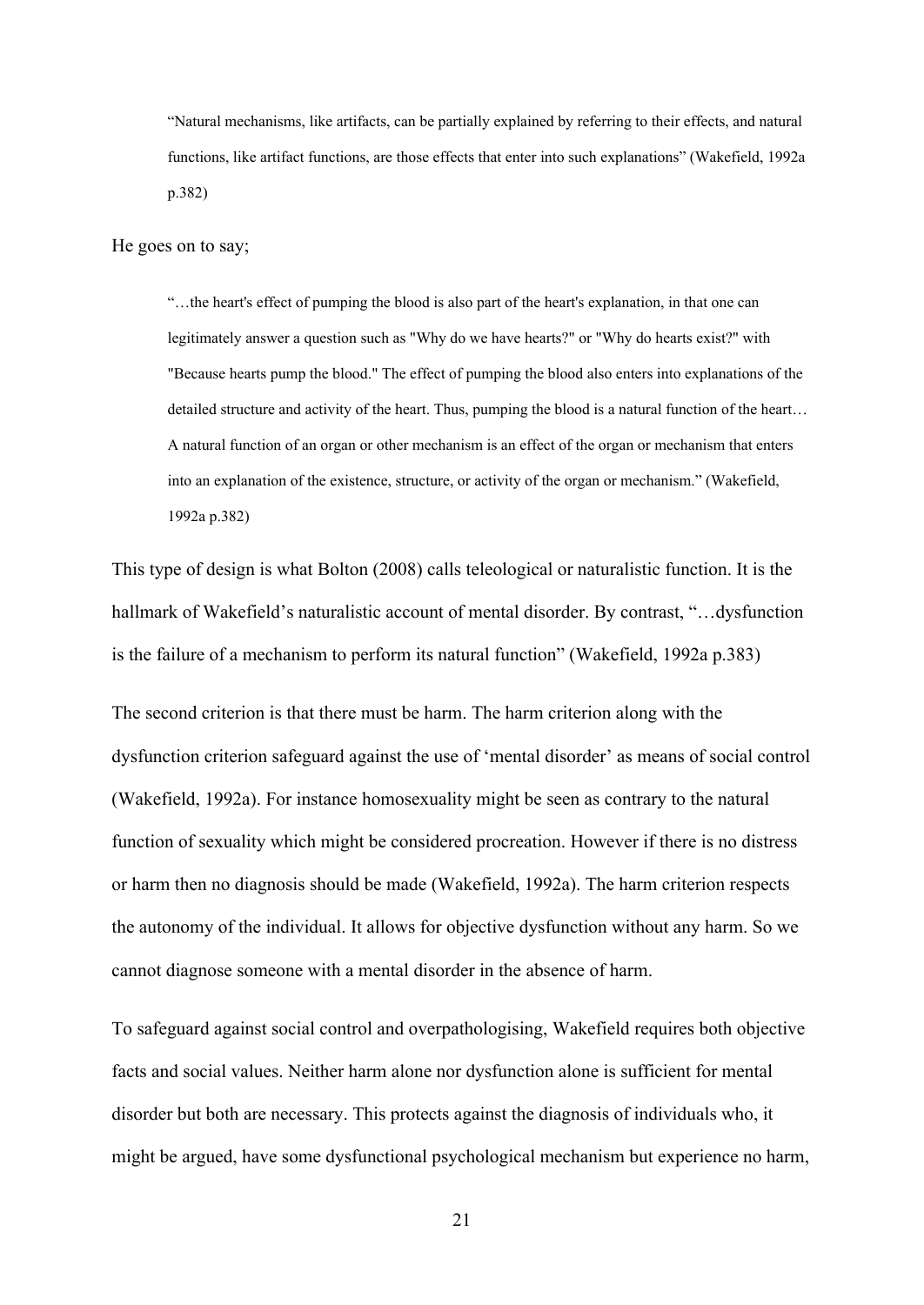> "Natural mechanisms, like artifacts, can be partially explained by referring to their effects, and natural functions, like artifact functions, are those effects that enter into such explanations" (Wakefield, 1992a p.382)

He goes on to say;

> "…the heart's effect of pumping the blood is also part of the heart's explanation, in that one can legitimately answer a question such as "Why do we have hearts?" or "Why do hearts exist?" with "Because hearts pump the blood." The effect of pumping the blood also enters into explanations of the detailed structure and activity of the heart. Thus, pumping the blood is a natural function of the heart… A natural function of an organ or other mechanism is an effect of the organ or mechanism that enters into an explanation of the existence, structure, or activity of the organ or mechanism." (Wakefield, 1992a p.382)

This type of design is what Bolton (2008) calls teleological or naturalistic function. It is the hallmark of Wakefield's naturalistic account of mental disorder. By contrast, "…dysfunction is the failure of a mechanism to perform its natural function" (Wakefield, 1992a p.383)

The second criterion is that there must be harm. The harm criterion along with the dysfunction criterion safeguard against the use of 'mental disorder' as means of social control (Wakefield, 1992a). For instance homosexuality might be seen as contrary to the natural function of sexuality which might be considered procreation. However if there is no distress or harm then no diagnosis should be made (Wakefield, 1992a). The harm criterion respects the autonomy of the individual. It allows for objective dysfunction without any harm. So we cannot diagnose someone with a mental disorder in the absence of harm.

To safeguard against social control and overpathologising, Wakefield requires both objective facts and social values. Neither harm alone nor dysfunction alone is sufficient for mental disorder but both are necessary. This protects against the diagnosis of individuals who, it might be argued, have some dysfunctional psychological mechanism but experience no harm,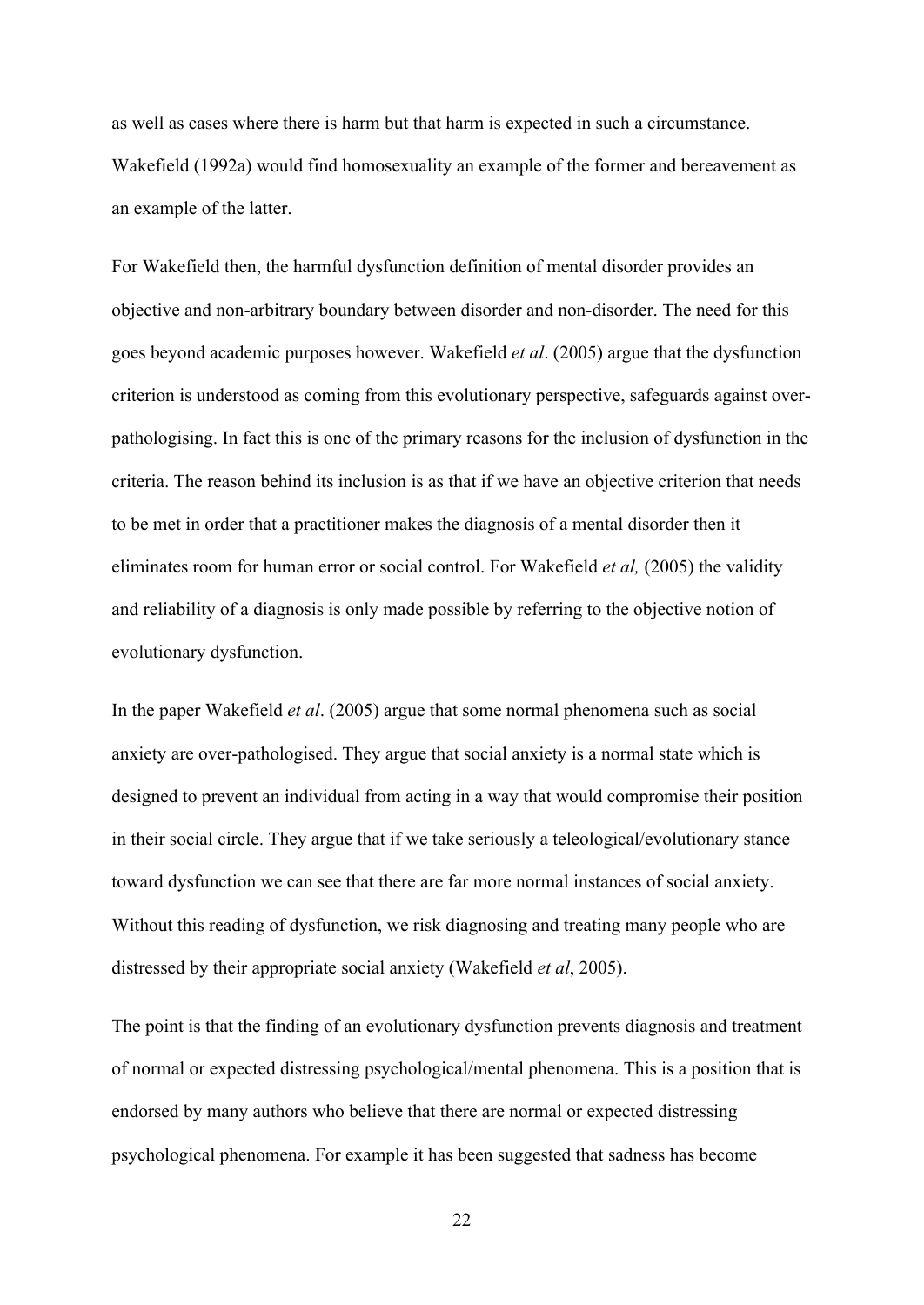as well as cases where there is harm but that harm is expected in such a circumstance. Wakefield (1992a) would find homosexuality an example of the former and bereavement as an example of the latter.

For Wakefield then, the harmful dysfunction definition of mental disorder provides an objective and non-arbitrary boundary between disorder and non-disorder. The need for this goes beyond academic purposes however. Wakefield *et al*. (2005) argue that the dysfunction criterion is understood as coming from this evolutionary perspective, safeguards against over-pathologising. In fact this is one of the primary reasons for the inclusion of dysfunction in the criteria. The reason behind its inclusion is as that if we have an objective criterion that needs to be met in order that a practitioner makes the diagnosis of a mental disorder then it eliminates room for human error or social control. For Wakefield *et al,* (2005) the validity and reliability of a diagnosis is only made possible by referring to the objective notion of evolutionary dysfunction.

In the paper Wakefield *et al*. (2005) argue that some normal phenomena such as social anxiety are over-pathologised. They argue that social anxiety is a normal state which is designed to prevent an individual from acting in a way that would compromise their position in their social circle. They argue that if we take seriously a teleological/evolutionary stance toward dysfunction we can see that there are far more normal instances of social anxiety. Without this reading of dysfunction, we risk diagnosing and treating many people who are distressed by their appropriate social anxiety (Wakefield *et al*, 2005).

The point is that the finding of an evolutionary dysfunction prevents diagnosis and treatment of normal or expected distressing psychological/mental phenomena. This is a position that is endorsed by many authors who believe that there are normal or expected distressing psychological phenomena. For example it has been suggested that sadness has become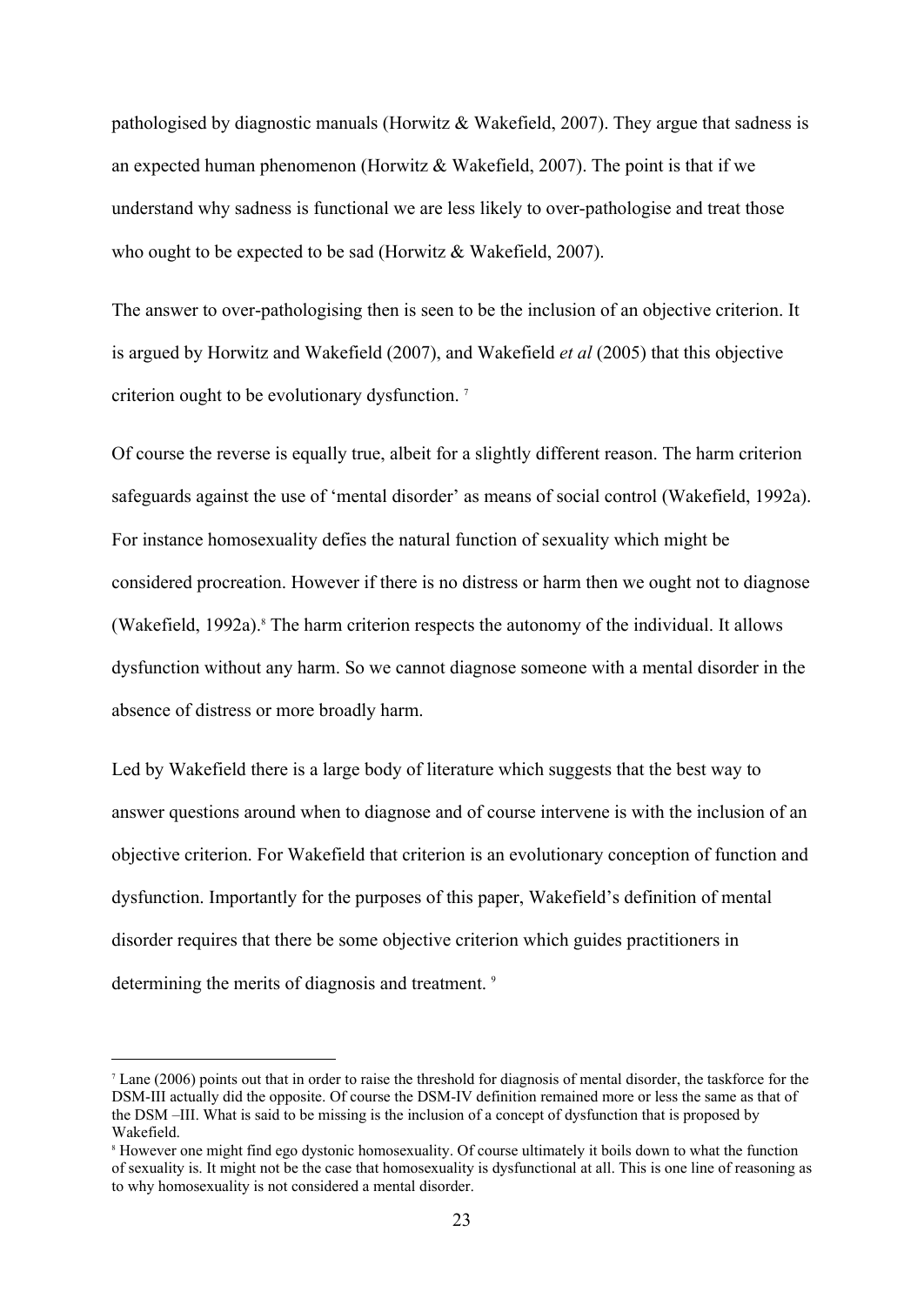pathologised by diagnostic manuals (Horwitz & Wakefield, 2007). They argue that sadness is an expected human phenomenon (Horwitz & Wakefield, 2007). The point is that if we understand why sadness is functional we are less likely to over-pathologise and treat those who ought to be expected to be sad (Horwitz & Wakefield, 2007).

The answer to over-pathologising then is seen to be the inclusion of an objective criterion. It is argued by Horwitz and Wakefield (2007), and Wakefield *et al* (2005) that this objective criterion ought to be evolutionary dysfunction. [7]

Of course the reverse is equally true, albeit for a slightly different reason. The harm criterion safeguards against the use of 'mental disorder' as means of social control (Wakefield, 1992a). For instance homosexuality defies the natural function of sexuality which might be considered procreation. However if there is no distress or harm then we ought not to diagnose (Wakefield, 1992a).[8] The harm criterion respects the autonomy of the individual. It allows dysfunction without any harm. So we cannot diagnose someone with a mental disorder in the absence of distress or more broadly harm.

Led by Wakefield there is a large body of literature which suggests that the best way to answer questions around when to diagnose and of course intervene is with the inclusion of an objective criterion. For Wakefield that criterion is an evolutionary conception of function and dysfunction. Importantly for the purposes of this paper, Wakefield's definition of mental disorder requires that there be some objective criterion which guides practitioners in determining the merits of diagnosis and treatment. [9]

---

[7] Lane (2006) points out that in order to raise the threshold for diagnosis of mental disorder, the taskforce for the DSM-III actually did the opposite. Of course the DSM-IV definition remained more or less the same as that of the DSM –III. What is said to be missing is the inclusion of a concept of dysfunction that is proposed by Wakefield.

[8] However one might find ego dystonic homosexuality. Of course ultimately it boils down to what the function of sexuality is. It might not be the case that homosexuality is dysfunctional at all. This is one line of reasoning as to why homosexuality is not considered a mental disorder.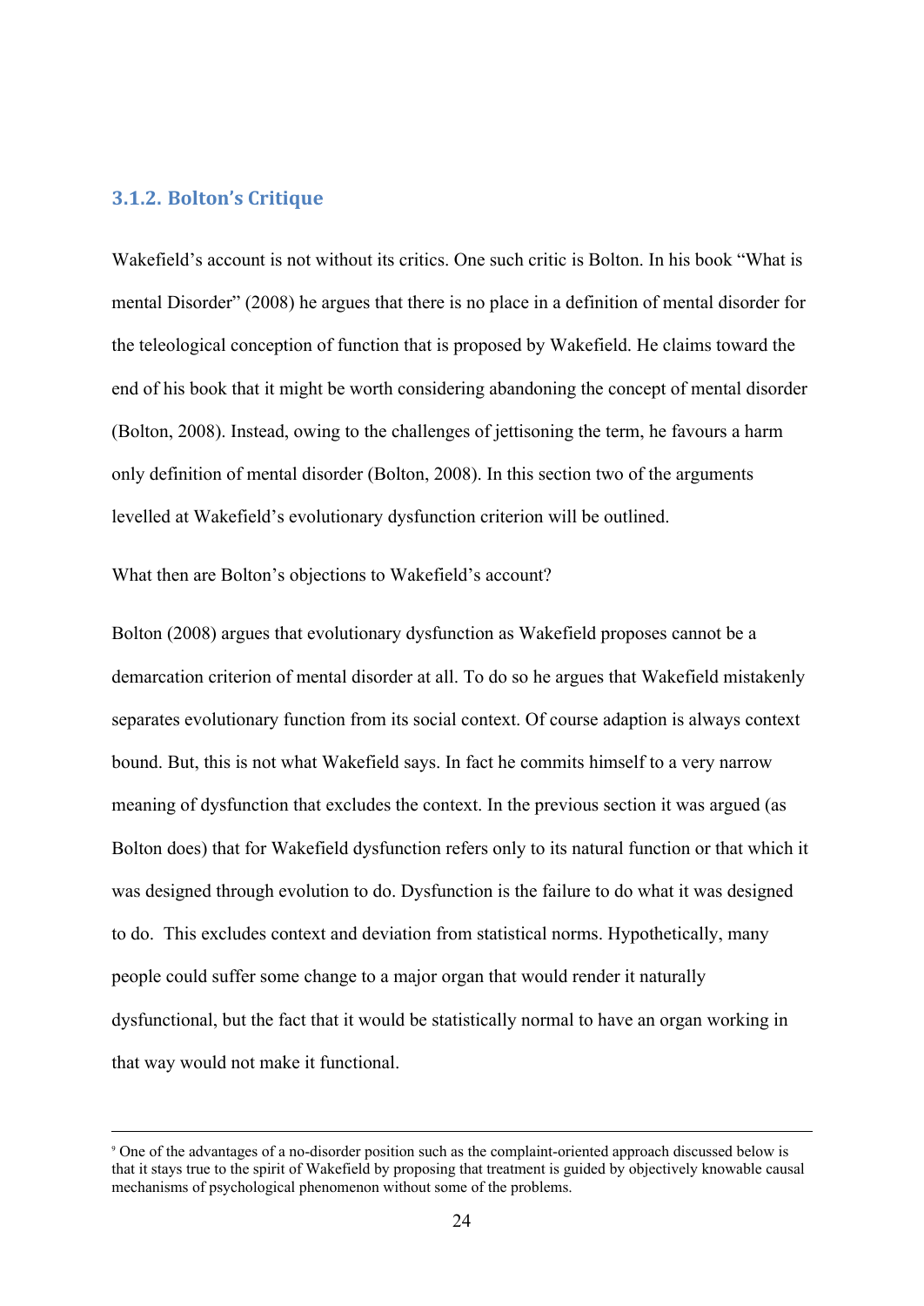### 3.1.2. Bolton's Critique

Wakefield's account is not without its critics. One such critic is Bolton. In his book "What is mental Disorder" (2008) he argues that there is no place in a definition of mental disorder for the teleological conception of function that is proposed by Wakefield. He claims toward the end of his book that it might be worth considering abandoning the concept of mental disorder (Bolton, 2008). Instead, owing to the challenges of jettisoning the term, he favours a harm only definition of mental disorder (Bolton, 2008). In this section two of the arguments levelled at Wakefield's evolutionary dysfunction criterion will be outlined.

What then are Bolton's objections to Wakefield's account?

Bolton (2008) argues that evolutionary dysfunction as Wakefield proposes cannot be a demarcation criterion of mental disorder at all. To do so he argues that Wakefield mistakenly separates evolutionary function from its social context. Of course adaption is always context bound. But, this is not what Wakefield says. In fact he commits himself to a very narrow meaning of dysfunction that excludes the context. In the previous section it was argued (as Bolton does) that for Wakefield dysfunction refers only to its natural function or that which it was designed through evolution to do. Dysfunction is the failure to do what it was designed to do. This excludes context and deviation from statistical norms. Hypothetically, many people could suffer some change to a major organ that would render it naturally dysfunctional, but the fact that it would be statistically normal to have an organ working in that way would not make it functional.

---

[9] One of the advantages of a no-disorder position such as the complaint-oriented approach discussed below is that it stays true to the spirit of Wakefield by proposing that treatment is guided by objectively knowable causal mechanisms of psychological phenomenon without some of the problems.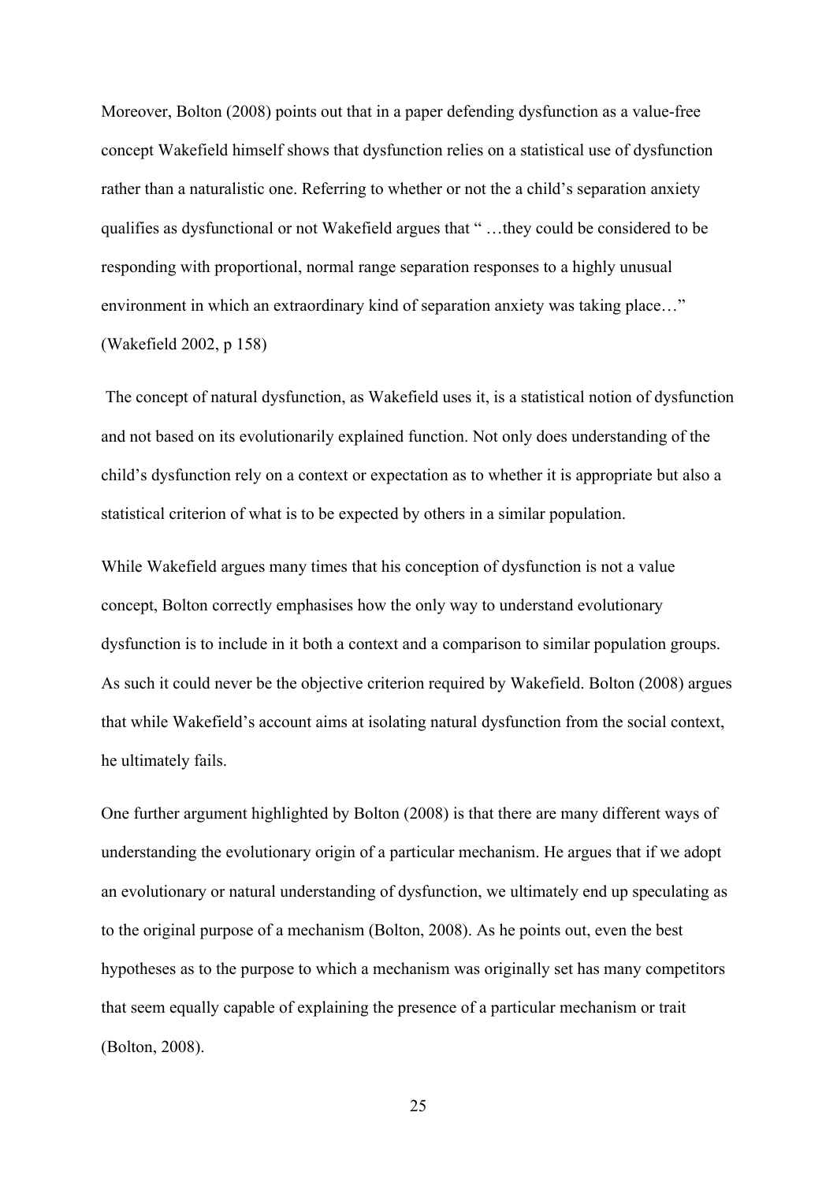Moreover, Bolton (2008) points out that in a paper defending dysfunction as a value-free concept Wakefield himself shows that dysfunction relies on a statistical use of dysfunction rather than a naturalistic one. Referring to whether or not the a child's separation anxiety qualifies as dysfunctional or not Wakefield argues that " …they could be considered to be responding with proportional, normal range separation responses to a highly unusual environment in which an extraordinary kind of separation anxiety was taking place…" (Wakefield 2002, p 158)

The concept of natural dysfunction, as Wakefield uses it, is a statistical notion of dysfunction and not based on its evolutionarily explained function. Not only does understanding of the child's dysfunction rely on a context or expectation as to whether it is appropriate but also a statistical criterion of what is to be expected by others in a similar population.

While Wakefield argues many times that his conception of dysfunction is not a value concept, Bolton correctly emphasises how the only way to understand evolutionary dysfunction is to include in it both a context and a comparison to similar population groups. As such it could never be the objective criterion required by Wakefield. Bolton (2008) argues that while Wakefield's account aims at isolating natural dysfunction from the social context, he ultimately fails.

One further argument highlighted by Bolton (2008) is that there are many different ways of understanding the evolutionary origin of a particular mechanism. He argues that if we adopt an evolutionary or natural understanding of dysfunction, we ultimately end up speculating as to the original purpose of a mechanism (Bolton, 2008). As he points out, even the best hypotheses as to the purpose to which a mechanism was originally set has many competitors that seem equally capable of explaining the presence of a particular mechanism or trait (Bolton, 2008).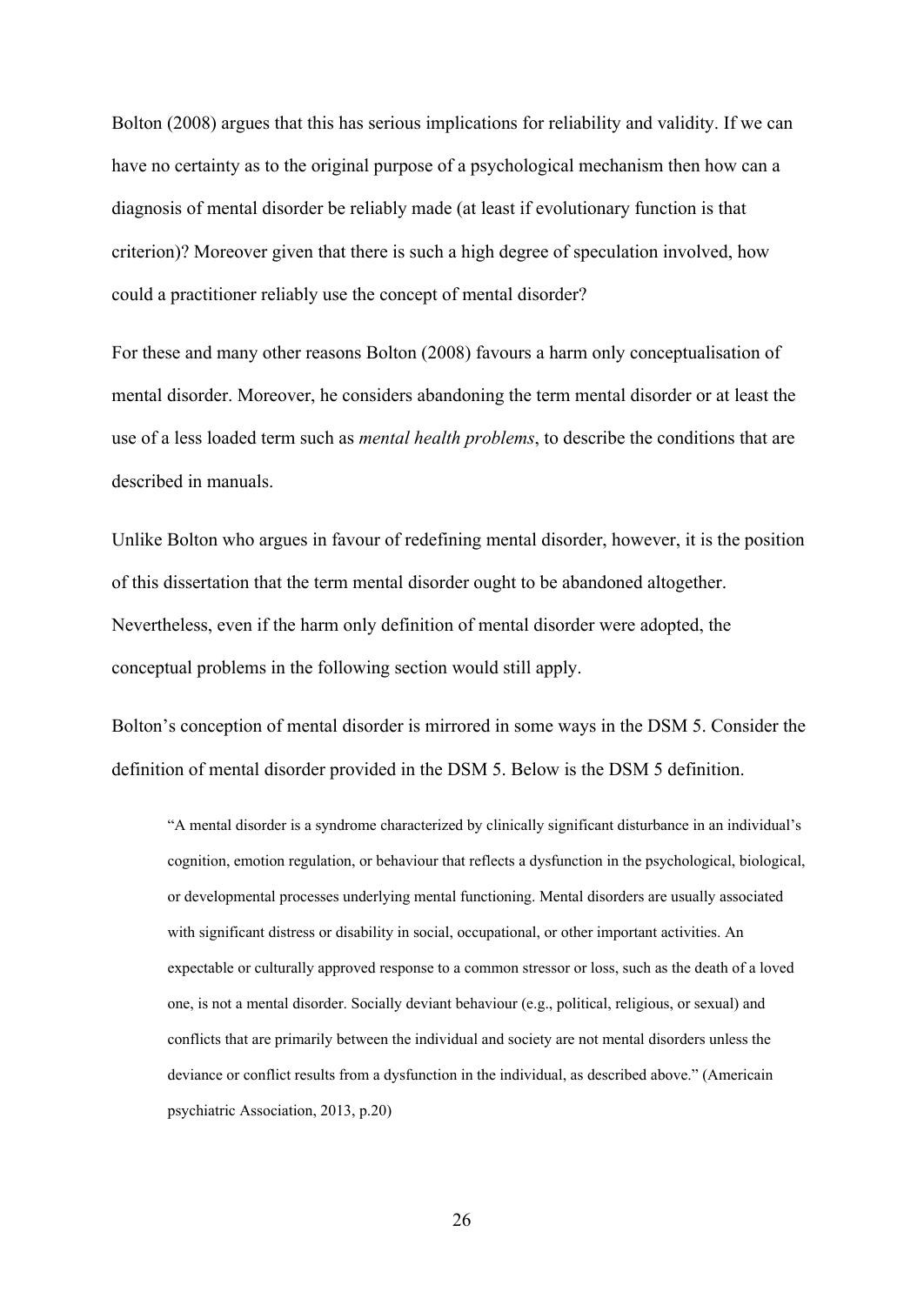Bolton (2008) argues that this has serious implications for reliability and validity. If we can have no certainty as to the original purpose of a psychological mechanism then how can a diagnosis of mental disorder be reliably made (at least if evolutionary function is that criterion)? Moreover given that there is such a high degree of speculation involved, how could a practitioner reliably use the concept of mental disorder?

For these and many other reasons Bolton (2008) favours a harm only conceptualisation of mental disorder. Moreover, he considers abandoning the term mental disorder or at least the use of a less loaded term such as *mental health problems*, to describe the conditions that are described in manuals.

Unlike Bolton who argues in favour of redefining mental disorder, however, it is the position of this dissertation that the term mental disorder ought to be abandoned altogether. Nevertheless, even if the harm only definition of mental disorder were adopted, the conceptual problems in the following section would still apply.

Bolton's conception of mental disorder is mirrored in some ways in the DSM 5. Consider the definition of mental disorder provided in the DSM 5. Below is the DSM 5 definition.

> "A mental disorder is a syndrome characterized by clinically significant disturbance in an individual's cognition, emotion regulation, or behaviour that reflects a dysfunction in the psychological, biological, or developmental processes underlying mental functioning. Mental disorders are usually associated with significant distress or disability in social, occupational, or other important activities. An expectable or culturally approved response to a common stressor or loss, such as the death of a loved one, is not a mental disorder. Socially deviant behaviour (e.g., political, religious, or sexual) and conflicts that are primarily between the individual and society are not mental disorders unless the deviance or conflict results from a dysfunction in the individual, as described above." (Americain psychiatric Association, 2013, p.20)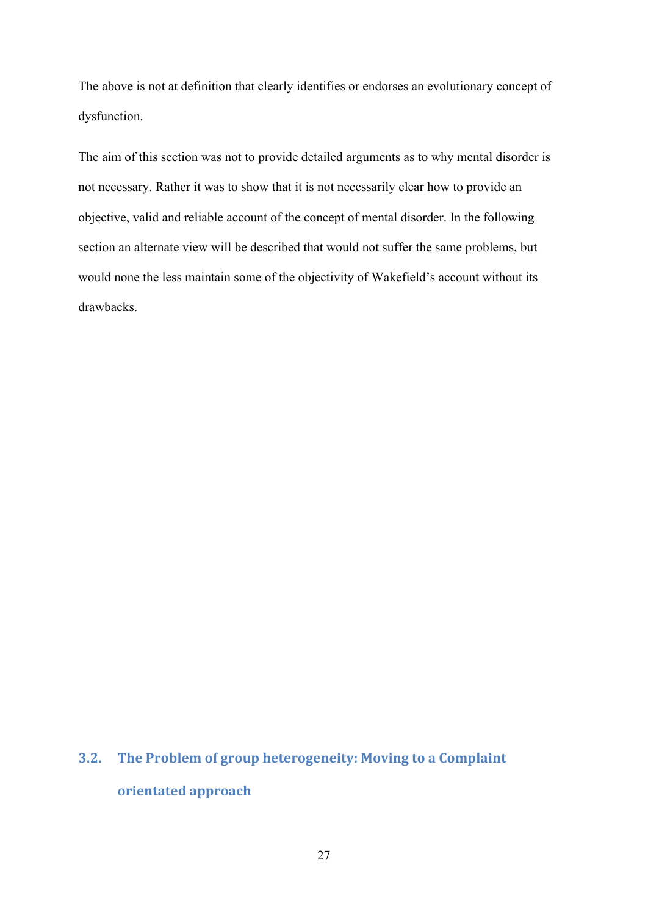The above is not at definition that clearly identifies or endorses an evolutionary concept of dysfunction.

The aim of this section was not to provide detailed arguments as to why mental disorder is not necessary. Rather it was to show that it is not necessarily clear how to provide an objective, valid and reliable account of the concept of mental disorder. In the following section an alternate view will be described that would not suffer the same problems, but would none the less maintain some of the objectivity of Wakefield's account without its drawbacks.

## 3.2. The Problem of group heterogeneity: Moving to a Complaint orientated approach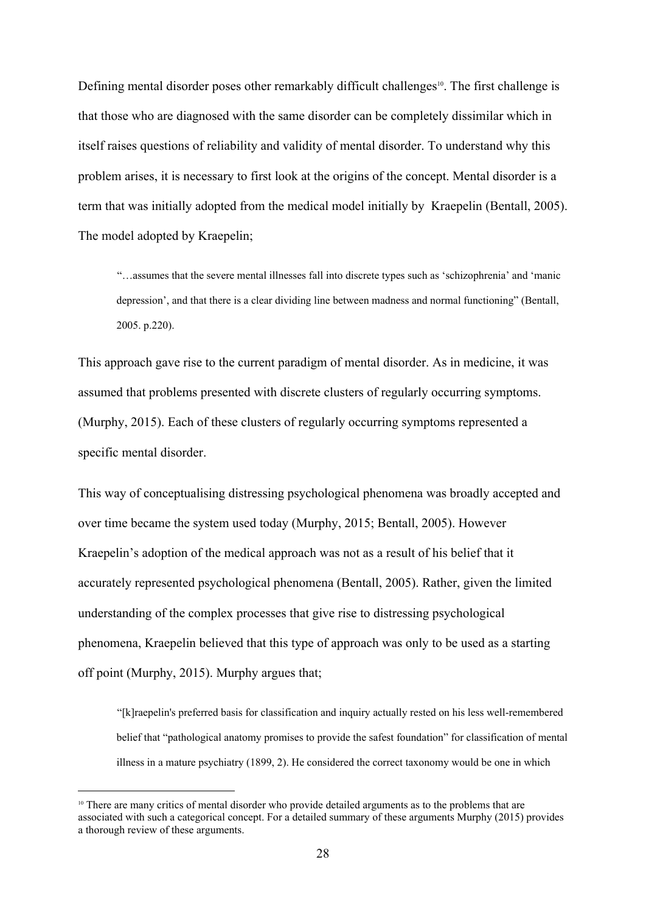Defining mental disorder poses other remarkably difficult challenges[10]. The first challenge is that those who are diagnosed with the same disorder can be completely dissimilar which in itself raises questions of reliability and validity of mental disorder. To understand why this problem arises, it is necessary to first look at the origins of the concept. Mental disorder is a term that was initially adopted from the medical model initially by Kraepelin (Bentall, 2005). The model adopted by Kraepelin;

> "…assumes that the severe mental illnesses fall into discrete types such as 'schizophrenia' and 'manic depression', and that there is a clear dividing line between madness and normal functioning" (Bentall, 2005. p.220).

This approach gave rise to the current paradigm of mental disorder. As in medicine, it was assumed that problems presented with discrete clusters of regularly occurring symptoms. (Murphy, 2015). Each of these clusters of regularly occurring symptoms represented a specific mental disorder.

This way of conceptualising distressing psychological phenomena was broadly accepted and over time became the system used today (Murphy, 2015; Bentall, 2005). However Kraepelin's adoption of the medical approach was not as a result of his belief that it accurately represented psychological phenomena (Bentall, 2005). Rather, given the limited understanding of the complex processes that give rise to distressing psychological phenomena, Kraepelin believed that this type of approach was only to be used as a starting off point (Murphy, 2015). Murphy argues that;

> "[k]raepelin's preferred basis for classification and inquiry actually rested on his less well-remembered belief that "pathological anatomy promises to provide the safest foundation" for classification of mental illness in a mature psychiatry (1899, 2). He considered the correct taxonomy would be one in which

---

[10] There are many critics of mental disorder who provide detailed arguments as to the problems that are associated with such a categorical concept. For a detailed summary of these arguments Murphy (2015) provides a thorough review of these arguments.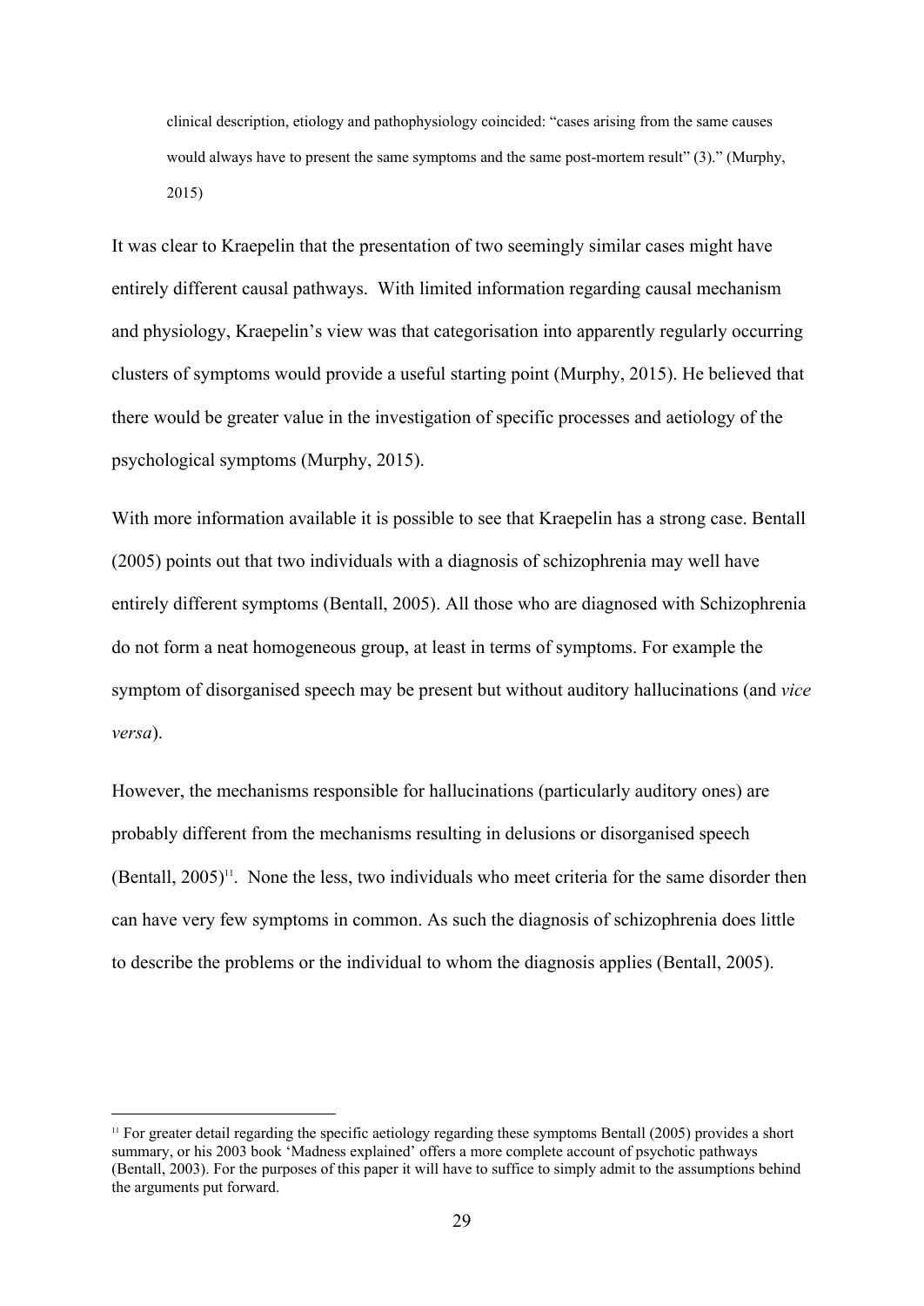> clinical description, etiology and pathophysiology coincided: "cases arising from the same causes would always have to present the same symptoms and the same post-mortem result" (3)." (Murphy, 2015)

It was clear to Kraepelin that the presentation of two seemingly similar cases might have entirely different causal pathways. With limited information regarding causal mechanism and physiology, Kraepelin's view was that categorisation into apparently regularly occurring clusters of symptoms would provide a useful starting point (Murphy, 2015). He believed that there would be greater value in the investigation of specific processes and aetiology of the psychological symptoms (Murphy, 2015).

With more information available it is possible to see that Kraepelin has a strong case. Bentall (2005) points out that two individuals with a diagnosis of schizophrenia may well have entirely different symptoms (Bentall, 2005). All those who are diagnosed with Schizophrenia do not form a neat homogeneous group, at least in terms of symptoms. For example the symptom of disorganised speech may be present but without auditory hallucinations (and *vice versa*).

However, the mechanisms responsible for hallucinations (particularly auditory ones) are probably different from the mechanisms resulting in delusions or disorganised speech (Bentall, 2005)[11]. None the less, two individuals who meet criteria for the same disorder then can have very few symptoms in common. As such the diagnosis of schizophrenia does little to describe the problems or the individual to whom the diagnosis applies (Bentall, 2005).

---

[11] For greater detail regarding the specific aetiology regarding these symptoms Bentall (2005) provides a short summary, or his 2003 book 'Madness explained' offers a more complete account of psychotic pathways (Bentall, 2003). For the purposes of this paper it will have to suffice to simply admit to the assumptions behind the arguments put forward.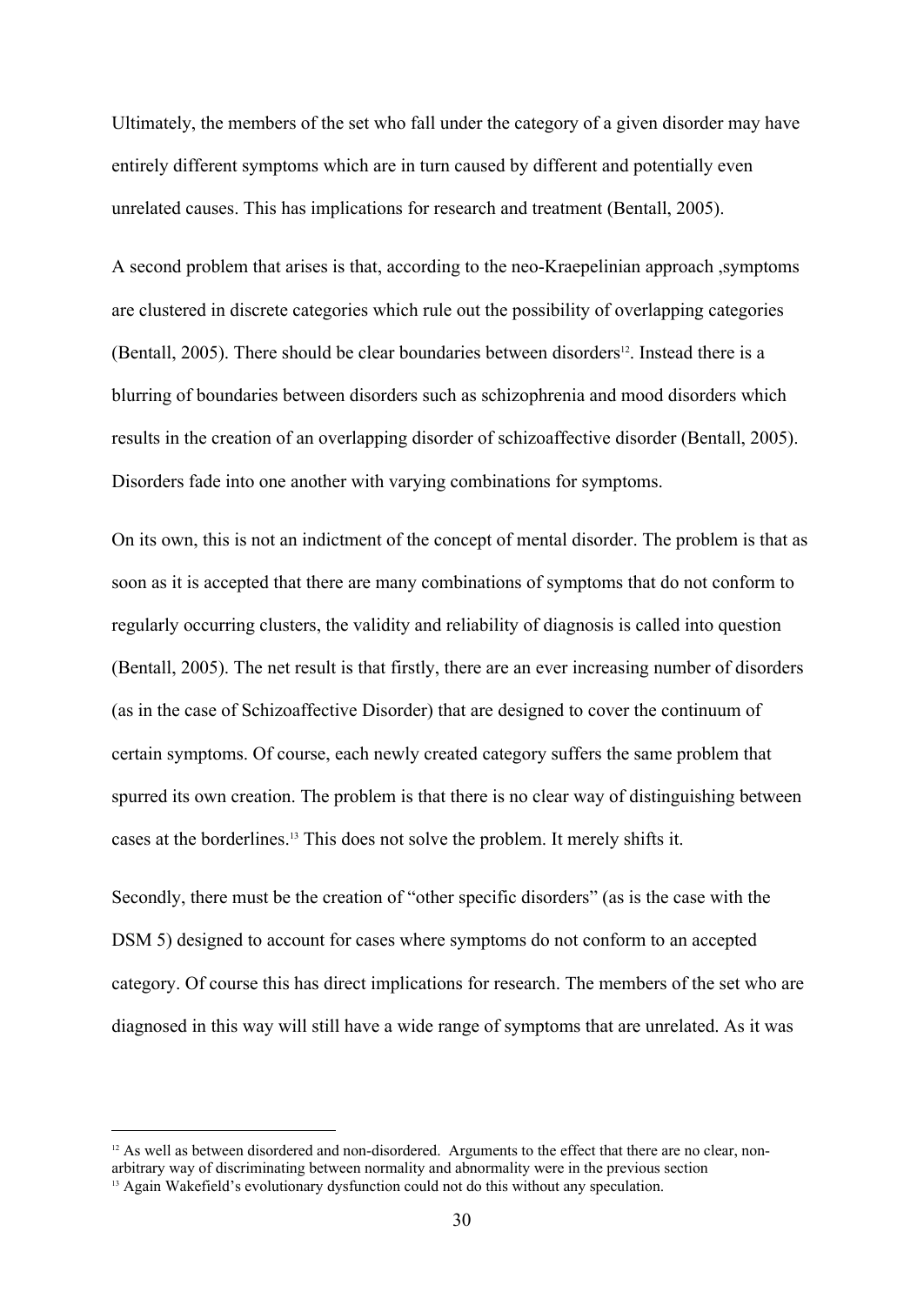Ultimately, the members of the set who fall under the category of a given disorder may have entirely different symptoms which are in turn caused by different and potentially even unrelated causes. This has implications for research and treatment (Bentall, 2005).

A second problem that arises is that, according to the neo-Kraepelinian approach ,symptoms are clustered in discrete categories which rule out the possibility of overlapping categories (Bentall, 2005). There should be clear boundaries between disorders[12]. Instead there is a blurring of boundaries between disorders such as schizophrenia and mood disorders which results in the creation of an overlapping disorder of schizoaffective disorder (Bentall, 2005). Disorders fade into one another with varying combinations for symptoms.

On its own, this is not an indictment of the concept of mental disorder. The problem is that as soon as it is accepted that there are many combinations of symptoms that do not conform to regularly occurring clusters, the validity and reliability of diagnosis is called into question (Bentall, 2005). The net result is that firstly, there are an ever increasing number of disorders (as in the case of Schizoaffective Disorder) that are designed to cover the continuum of certain symptoms. Of course, each newly created category suffers the same problem that spurred its own creation. The problem is that there is no clear way of distinguishing between cases at the borderlines.[13] This does not solve the problem. It merely shifts it.

Secondly, there must be the creation of "other specific disorders" (as is the case with the DSM 5) designed to account for cases where symptoms do not conform to an accepted category. Of course this has direct implications for research. The members of the set who are diagnosed in this way will still have a wide range of symptoms that are unrelated. As it was

---

[12] As well as between disordered and non-disordered. Arguments to the effect that there are no clear, non-arbitrary way of discriminating between normality and abnormality were in the previous section

[13] Again Wakefield's evolutionary dysfunction could not do this without any speculation.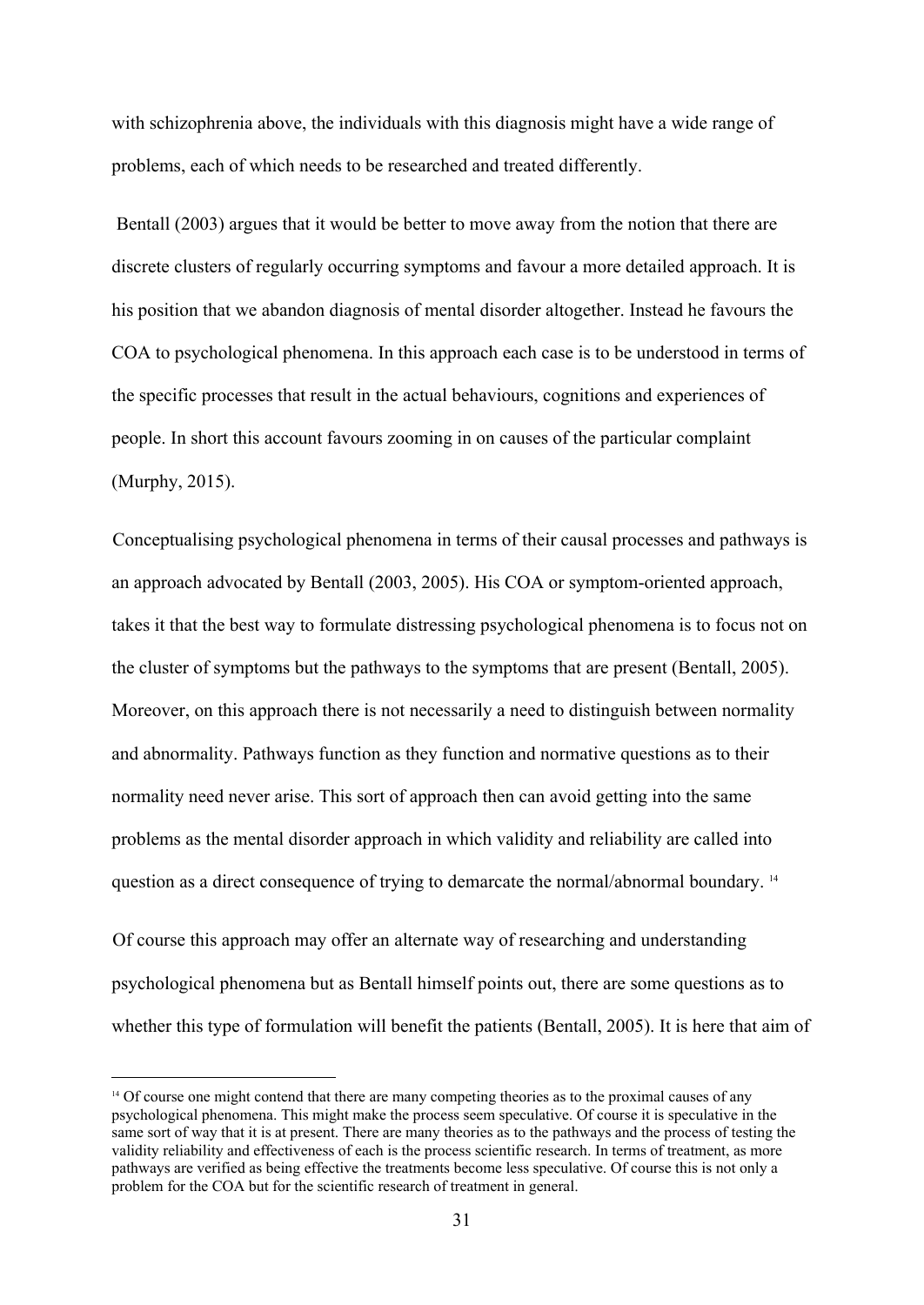with schizophrenia above, the individuals with this diagnosis might have a wide range of problems, each of which needs to be researched and treated differently.

Bentall (2003) argues that it would be better to move away from the notion that there are discrete clusters of regularly occurring symptoms and favour a more detailed approach. It is his position that we abandon diagnosis of mental disorder altogether. Instead he favours the COA to psychological phenomena. In this approach each case is to be understood in terms of the specific processes that result in the actual behaviours, cognitions and experiences of people. In short this account favours zooming in on causes of the particular complaint (Murphy, 2015).

Conceptualising psychological phenomena in terms of their causal processes and pathways is an approach advocated by Bentall (2003, 2005). His COA or symptom-oriented approach, takes it that the best way to formulate distressing psychological phenomena is to focus not on the cluster of symptoms but the pathways to the symptoms that are present (Bentall, 2005). Moreover, on this approach there is not necessarily a need to distinguish between normality and abnormality. Pathways function as they function and normative questions as to their normality need never arise. This sort of approach then can avoid getting into the same problems as the mental disorder approach in which validity and reliability are called into question as a direct consequence of trying to demarcate the normal/abnormal boundary. [14]

Of course this approach may offer an alternate way of researching and understanding psychological phenomena but as Bentall himself points out, there are some questions as to whether this type of formulation will benefit the patients (Bentall, 2005). It is here that aim of

[14] Of course one might contend that there are many competing theories as to the proximal causes of any psychological phenomena. This might make the process seem speculative. Of course it is speculative in the same sort of way that it is at present. There are many theories as to the pathways and the process of testing the validity reliability and effectiveness of each is the process scientific research. In terms of treatment, as more pathways are verified as being effective the treatments become less speculative. Of course this is not only a problem for the COA but for the scientific research of treatment in general.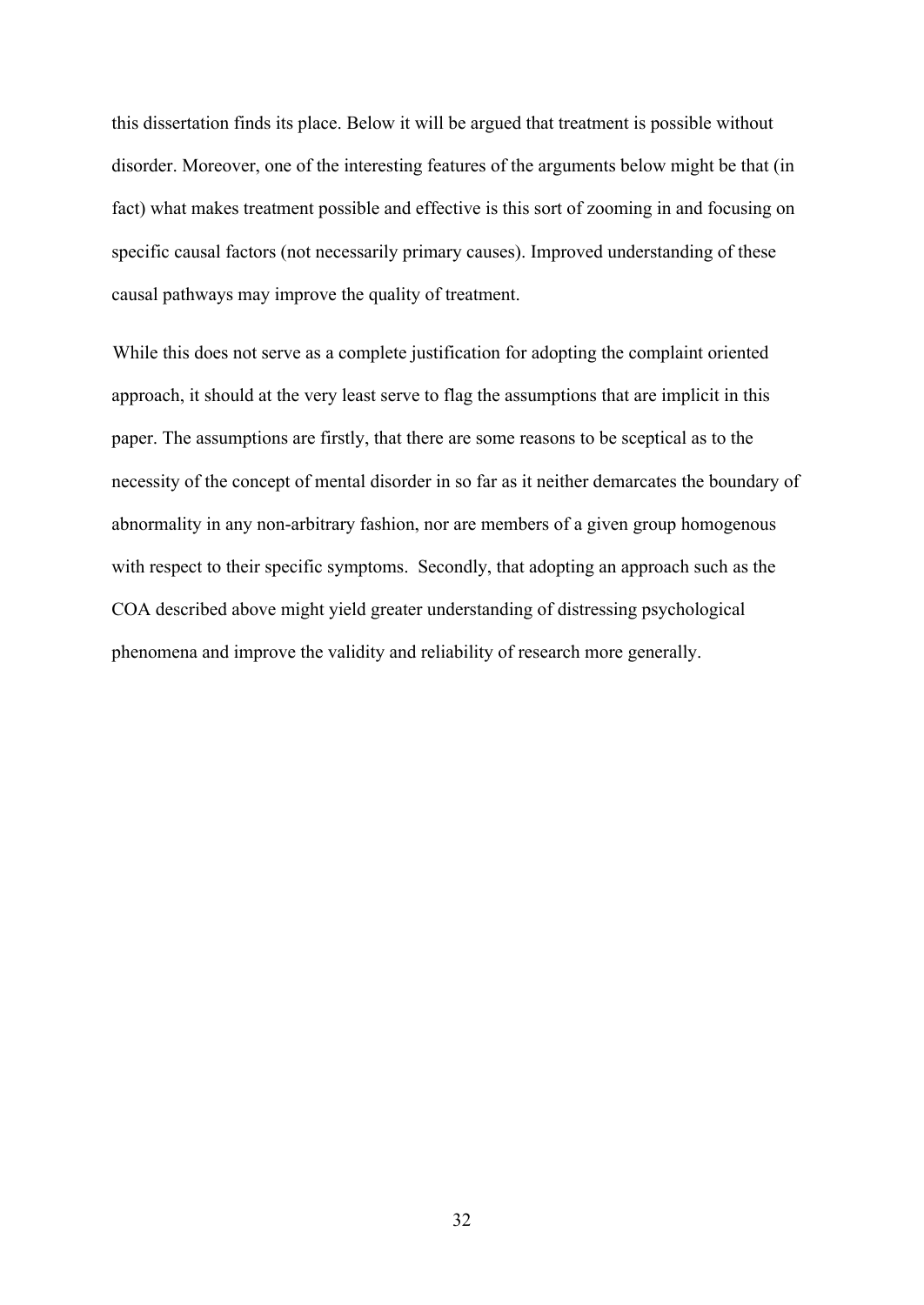this dissertation finds its place. Below it will be argued that treatment is possible without disorder. Moreover, one of the interesting features of the arguments below might be that (in fact) what makes treatment possible and effective is this sort of zooming in and focusing on specific causal factors (not necessarily primary causes). Improved understanding of these causal pathways may improve the quality of treatment.

While this does not serve as a complete justification for adopting the complaint oriented approach, it should at the very least serve to flag the assumptions that are implicit in this paper. The assumptions are firstly, that there are some reasons to be sceptical as to the necessity of the concept of mental disorder in so far as it neither demarcates the boundary of abnormality in any non-arbitrary fashion, nor are members of a given group homogenous with respect to their specific symptoms. Secondly, that adopting an approach such as the COA described above might yield greater understanding of distressing psychological phenomena and improve the validity and reliability of research more generally.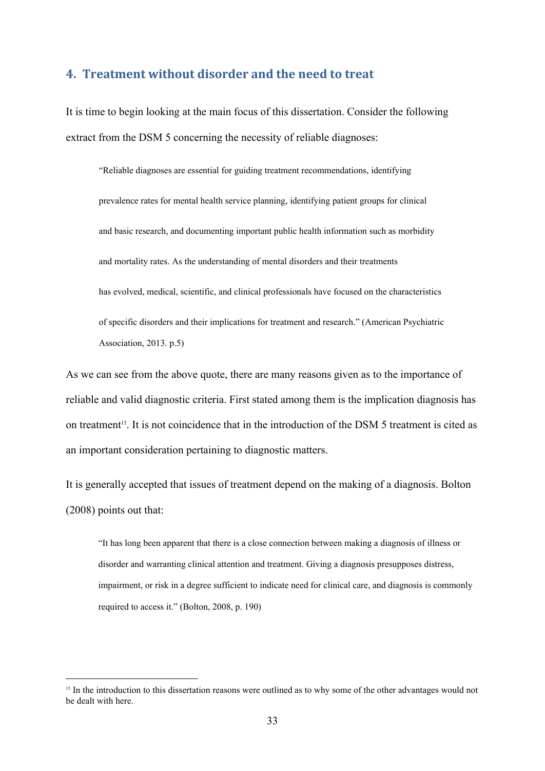## 4. Treatment without disorder and the need to treat

It is time to begin looking at the main focus of this dissertation. Consider the following extract from the DSM 5 concerning the necessity of reliable diagnoses:

> "Reliable diagnoses are essential for guiding treatment recommendations, identifying prevalence rates for mental health service planning, identifying patient groups for clinical and basic research, and documenting important public health information such as morbidity and mortality rates. As the understanding of mental disorders and their treatments has evolved, medical, scientific, and clinical professionals have focused on the characteristics of specific disorders and their implications for treatment and research." (American Psychiatric Association, 2013. p.5)

As we can see from the above quote, there are many reasons given as to the importance of reliable and valid diagnostic criteria. First stated among them is the implication diagnosis has on treatment[15]. It is not coincidence that in the introduction of the DSM 5 treatment is cited as an important consideration pertaining to diagnostic matters.

It is generally accepted that issues of treatment depend on the making of a diagnosis. Bolton (2008) points out that:

> "It has long been apparent that there is a close connection between making a diagnosis of illness or disorder and warranting clinical attention and treatment. Giving a diagnosis presupposes distress, impairment, or risk in a degree sufficient to indicate need for clinical care, and diagnosis is commonly required to access it." (Bolton, 2008, p. 190)

[15] In the introduction to this dissertation reasons were outlined as to why some of the other advantages would not be dealt with here.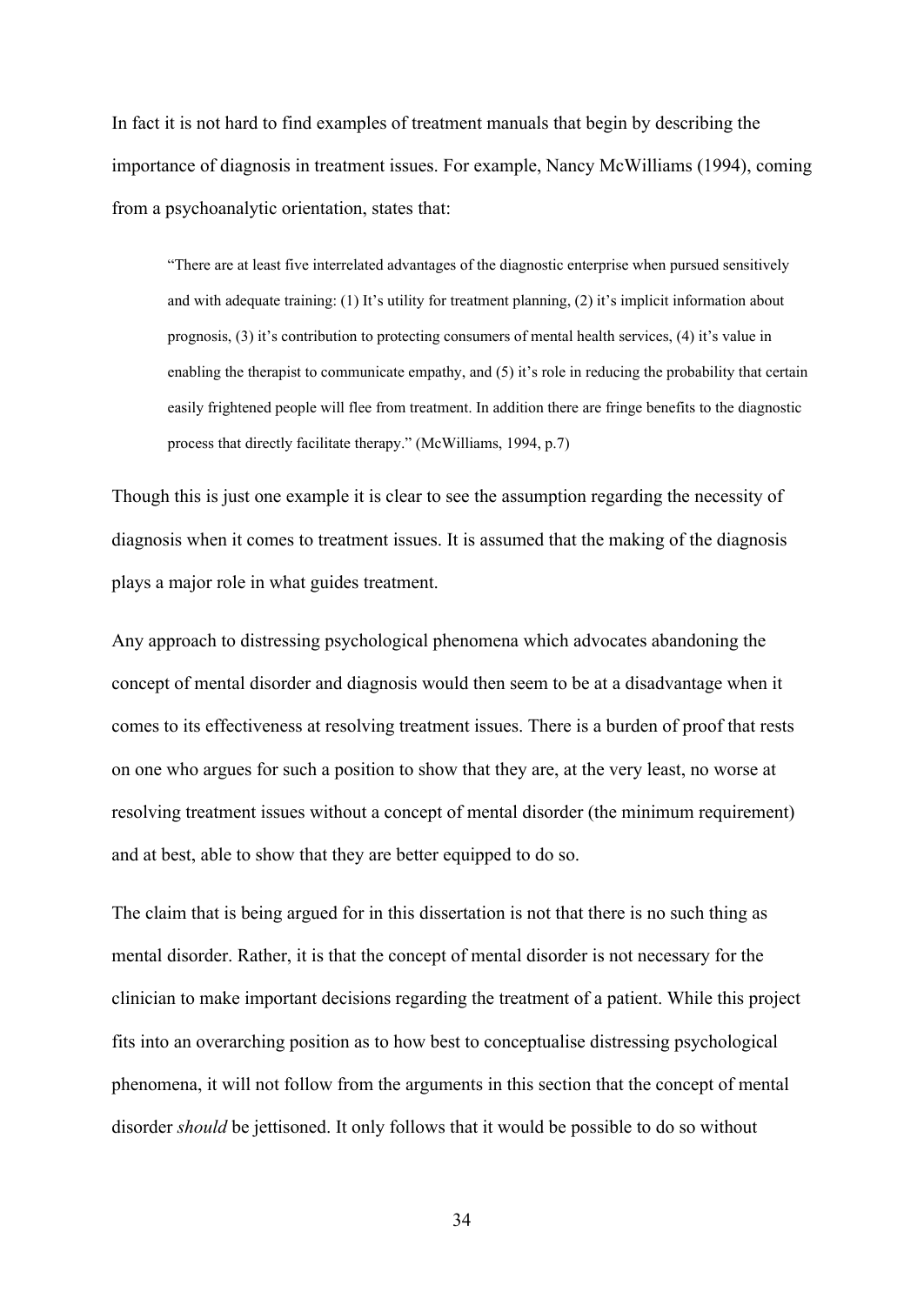In fact it is not hard to find examples of treatment manuals that begin by describing the importance of diagnosis in treatment issues. For example, Nancy McWilliams (1994), coming from a psychoanalytic orientation, states that:

> "There are at least five interrelated advantages of the diagnostic enterprise when pursued sensitively and with adequate training: (1) It's utility for treatment planning, (2) it's implicit information about prognosis, (3) it's contribution to protecting consumers of mental health services, (4) it's value in enabling the therapist to communicate empathy, and (5) it's role in reducing the probability that certain easily frightened people will flee from treatment. In addition there are fringe benefits to the diagnostic process that directly facilitate therapy." (McWilliams, 1994, p.7)

Though this is just one example it is clear to see the assumption regarding the necessity of diagnosis when it comes to treatment issues. It is assumed that the making of the diagnosis plays a major role in what guides treatment.

Any approach to distressing psychological phenomena which advocates abandoning the concept of mental disorder and diagnosis would then seem to be at a disadvantage when it comes to its effectiveness at resolving treatment issues. There is a burden of proof that rests on one who argues for such a position to show that they are, at the very least, no worse at resolving treatment issues without a concept of mental disorder (the minimum requirement) and at best, able to show that they are better equipped to do so.

The claim that is being argued for in this dissertation is not that there is no such thing as mental disorder. Rather, it is that the concept of mental disorder is not necessary for the clinician to make important decisions regarding the treatment of a patient. While this project fits into an overarching position as to how best to conceptualise distressing psychological phenomena, it will not follow from the arguments in this section that the concept of mental disorder *should* be jettisoned. It only follows that it would be possible to do so without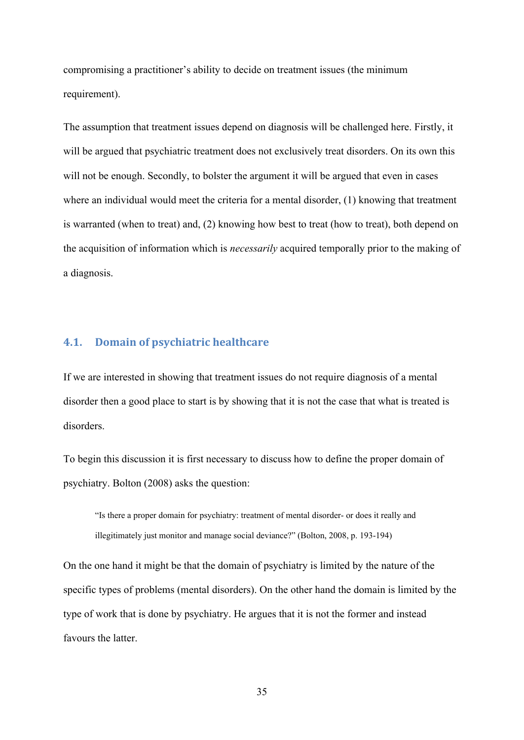compromising a practitioner's ability to decide on treatment issues (the minimum requirement).

The assumption that treatment issues depend on diagnosis will be challenged here. Firstly, it will be argued that psychiatric treatment does not exclusively treat disorders. On its own this will not be enough. Secondly, to bolster the argument it will be argued that even in cases where an individual would meet the criteria for a mental disorder, (1) knowing that treatment is warranted (when to treat) and, (2) knowing how best to treat (how to treat), both depend on the acquisition of information which is *necessarily* acquired temporally prior to the making of a diagnosis.

## 4.1. Domain of psychiatric healthcare

If we are interested in showing that treatment issues do not require diagnosis of a mental disorder then a good place to start is by showing that it is not the case that what is treated is disorders.

To begin this discussion it is first necessary to discuss how to define the proper domain of psychiatry. Bolton (2008) asks the question:

> "Is there a proper domain for psychiatry: treatment of mental disorder- or does it really and illegitimately just monitor and manage social deviance?" (Bolton, 2008, p. 193-194)

On the one hand it might be that the domain of psychiatry is limited by the nature of the specific types of problems (mental disorders). On the other hand the domain is limited by the type of work that is done by psychiatry. He argues that it is not the former and instead favours the latter.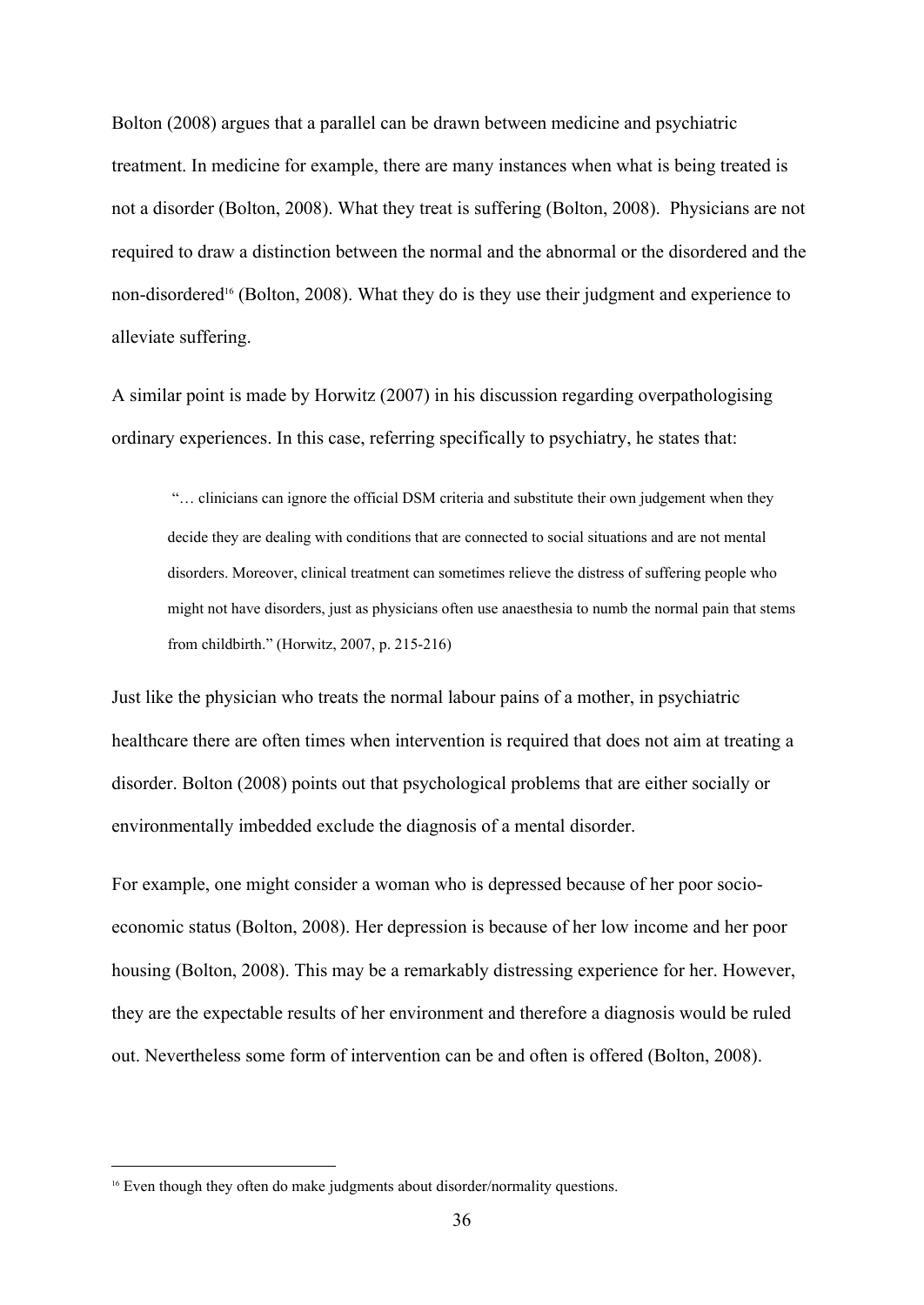Bolton (2008) argues that a parallel can be drawn between medicine and psychiatric treatment. In medicine for example, there are many instances when what is being treated is not a disorder (Bolton, 2008). What they treat is suffering (Bolton, 2008). Physicians are not required to draw a distinction between the normal and the abnormal or the disordered and the non-disordered[16] (Bolton, 2008). What they do is they use their judgment and experience to alleviate suffering.

A similar point is made by Horwitz (2007) in his discussion regarding overpathologising ordinary experiences. In this case, referring specifically to psychiatry, he states that:

> "… clinicians can ignore the official DSM criteria and substitute their own judgement when they decide they are dealing with conditions that are connected to social situations and are not mental disorders. Moreover, clinical treatment can sometimes relieve the distress of suffering people who might not have disorders, just as physicians often use anaesthesia to numb the normal pain that stems from childbirth." (Horwitz, 2007, p. 215-216)

Just like the physician who treats the normal labour pains of a mother, in psychiatric healthcare there are often times when intervention is required that does not aim at treating a disorder. Bolton (2008) points out that psychological problems that are either socially or environmentally imbedded exclude the diagnosis of a mental disorder.

For example, one might consider a woman who is depressed because of her poor socio-economic status (Bolton, 2008). Her depression is because of her low income and her poor housing (Bolton, 2008). This may be a remarkably distressing experience for her. However, they are the expectable results of her environment and therefore a diagnosis would be ruled out. Nevertheless some form of intervention can be and often is offered (Bolton, 2008).

---

[16] Even though they often do make judgments about disorder/normality questions.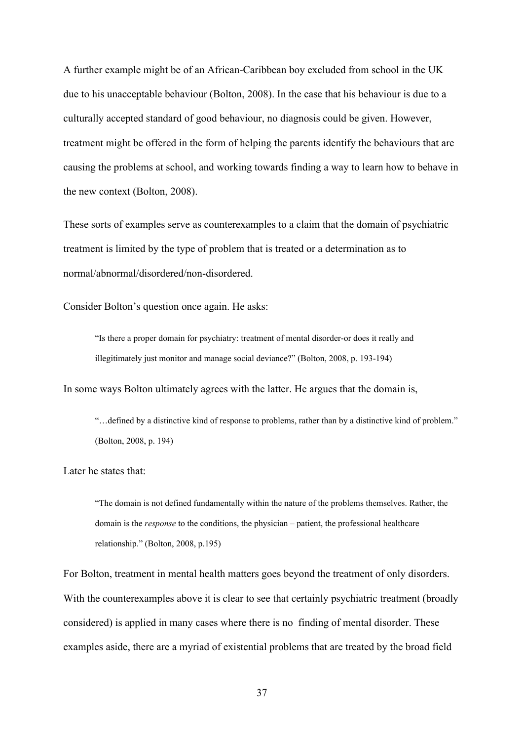A further example might be of an African-Caribbean boy excluded from school in the UK due to his unacceptable behaviour (Bolton, 2008). In the case that his behaviour is due to a culturally accepted standard of good behaviour, no diagnosis could be given. However, treatment might be offered in the form of helping the parents identify the behaviours that are causing the problems at school, and working towards finding a way to learn how to behave in the new context (Bolton, 2008).

These sorts of examples serve as counterexamples to a claim that the domain of psychiatric treatment is limited by the type of problem that is treated or a determination as to normal/abnormal/disordered/non-disordered.

Consider Bolton's question once again. He asks:

> "Is there a proper domain for psychiatry: treatment of mental disorder-or does it really and illegitimately just monitor and manage social deviance?" (Bolton, 2008, p. 193-194)

In some ways Bolton ultimately agrees with the latter. He argues that the domain is,

> "…defined by a distinctive kind of response to problems, rather than by a distinctive kind of problem." (Bolton, 2008, p. 194)

Later he states that:

> "The domain is not defined fundamentally within the nature of the problems themselves. Rather, the domain is the *response* to the conditions, the physician – patient, the professional healthcare relationship." (Bolton, 2008, p.195)

For Bolton, treatment in mental health matters goes beyond the treatment of only disorders. With the counterexamples above it is clear to see that certainly psychiatric treatment (broadly considered) is applied in many cases where there is no finding of mental disorder. These examples aside, there are a myriad of existential problems that are treated by the broad field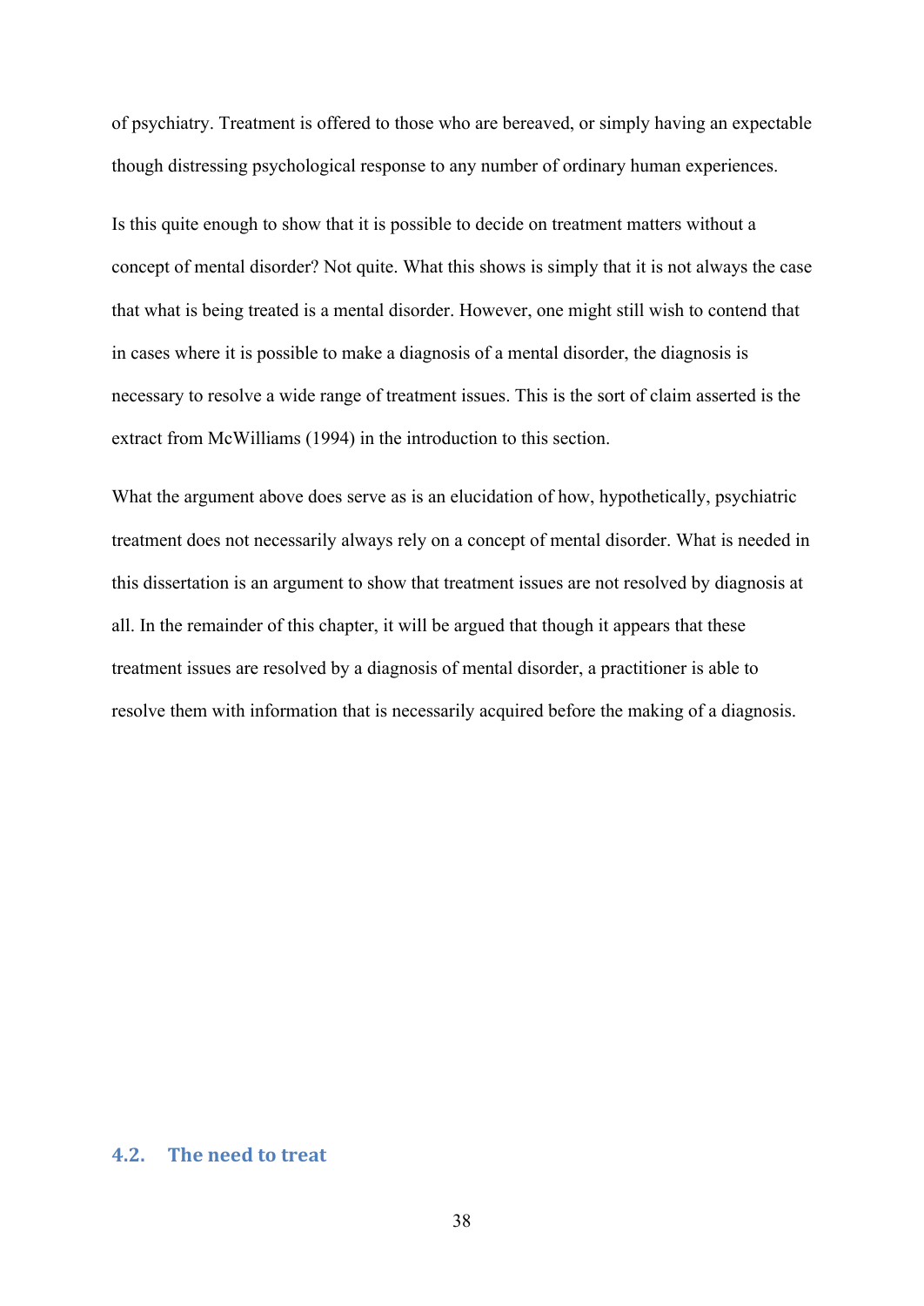of psychiatry. Treatment is offered to those who are bereaved, or simply having an expectable though distressing psychological response to any number of ordinary human experiences.

Is this quite enough to show that it is possible to decide on treatment matters without a concept of mental disorder? Not quite. What this shows is simply that it is not always the case that what is being treated is a mental disorder. However, one might still wish to contend that in cases where it is possible to make a diagnosis of a mental disorder, the diagnosis is necessary to resolve a wide range of treatment issues. This is the sort of claim asserted is the extract from McWilliams (1994) in the introduction to this section.

What the argument above does serve as is an elucidation of how, hypothetically, psychiatric treatment does not necessarily always rely on a concept of mental disorder. What is needed in this dissertation is an argument to show that treatment issues are not resolved by diagnosis at all. In the remainder of this chapter, it will be argued that though it appears that these treatment issues are resolved by a diagnosis of mental disorder, a practitioner is able to resolve them with information that is necessarily acquired before the making of a diagnosis.

## 4.2. The need to treat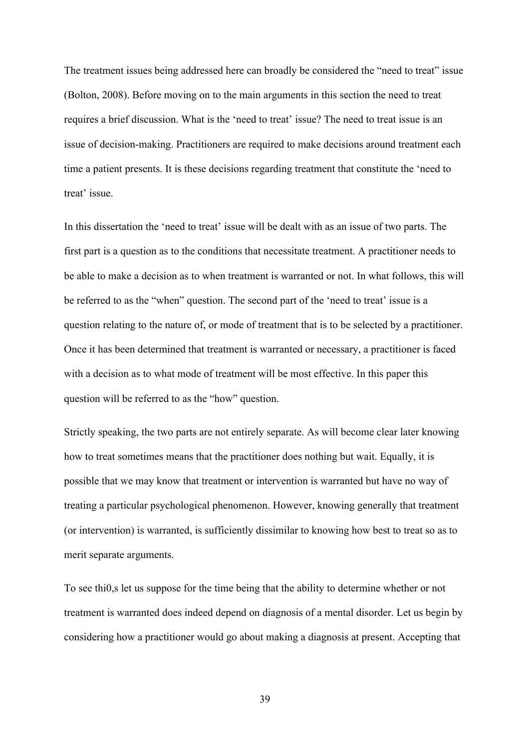The treatment issues being addressed here can broadly be considered the "need to treat" issue (Bolton, 2008). Before moving on to the main arguments in this section the need to treat requires a brief discussion. What is the 'need to treat' issue? The need to treat issue is an issue of decision-making. Practitioners are required to make decisions around treatment each time a patient presents. It is these decisions regarding treatment that constitute the 'need to treat' issue.

In this dissertation the 'need to treat' issue will be dealt with as an issue of two parts. The first part is a question as to the conditions that necessitate treatment. A practitioner needs to be able to make a decision as to when treatment is warranted or not. In what follows, this will be referred to as the "when" question. The second part of the 'need to treat' issue is a question relating to the nature of, or mode of treatment that is to be selected by a practitioner. Once it has been determined that treatment is warranted or necessary, a practitioner is faced with a decision as to what mode of treatment will be most effective. In this paper this question will be referred to as the "how" question.

Strictly speaking, the two parts are not entirely separate. As will become clear later knowing how to treat sometimes means that the practitioner does nothing but wait. Equally, it is possible that we may know that treatment or intervention is warranted but have no way of treating a particular psychological phenomenon. However, knowing generally that treatment (or intervention) is warranted, is sufficiently dissimilar to knowing how best to treat so as to merit separate arguments.

To see thi0,s let us suppose for the time being that the ability to determine whether or not treatment is warranted does indeed depend on diagnosis of a mental disorder. Let us begin by considering how a practitioner would go about making a diagnosis at present. Accepting that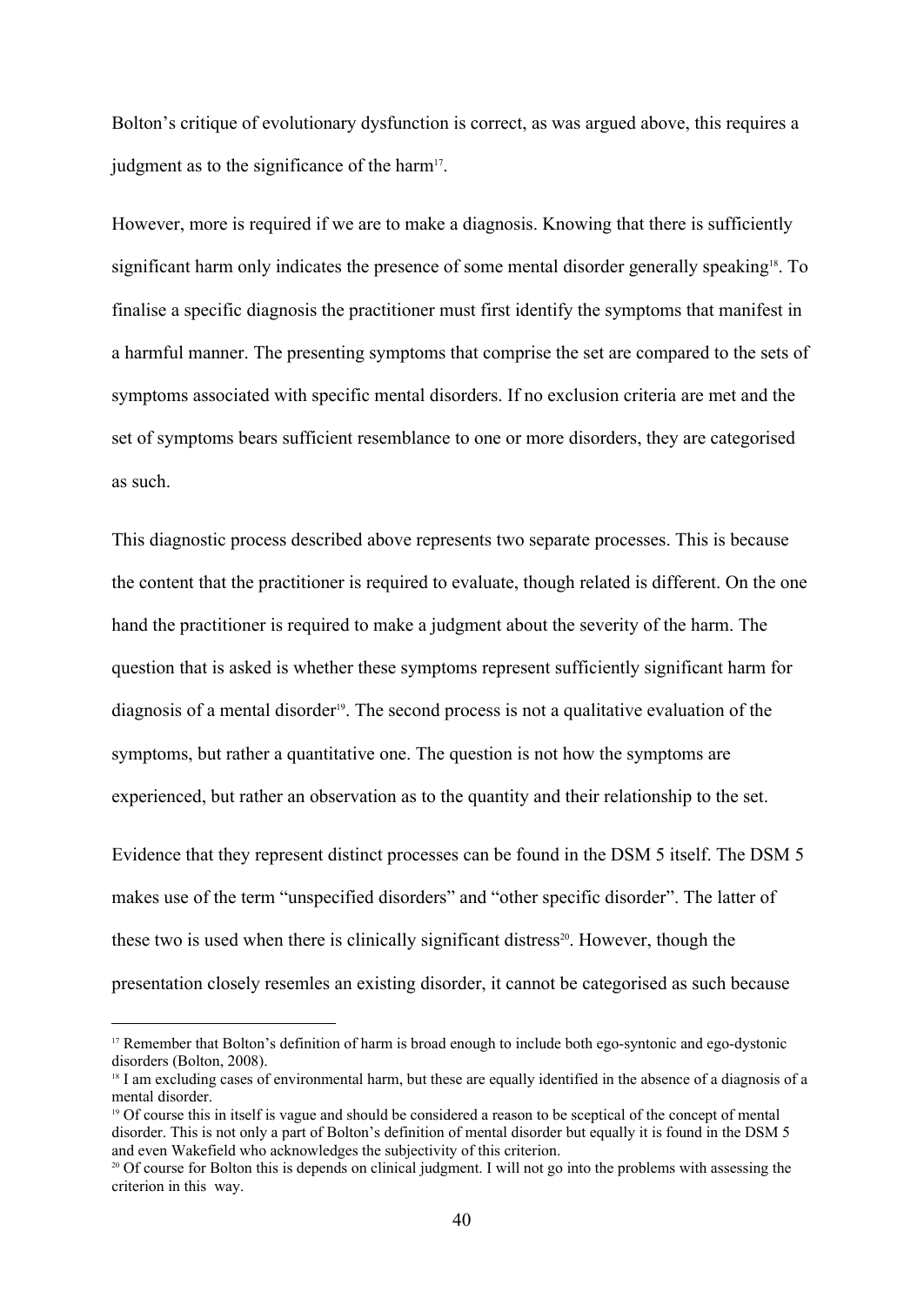Bolton's critique of evolutionary dysfunction is correct, as was argued above, this requires a judgment as to the significance of the harm[17].

However, more is required if we are to make a diagnosis. Knowing that there is sufficiently significant harm only indicates the presence of some mental disorder generally speaking[18]. To finalise a specific diagnosis the practitioner must first identify the symptoms that manifest in a harmful manner. The presenting symptoms that comprise the set are compared to the sets of symptoms associated with specific mental disorders. If no exclusion criteria are met and the set of symptoms bears sufficient resemblance to one or more disorders, they are categorised as such.

This diagnostic process described above represents two separate processes. This is because the content that the practitioner is required to evaluate, though related is different. On the one hand the practitioner is required to make a judgment about the severity of the harm. The question that is asked is whether these symptoms represent sufficiently significant harm for diagnosis of a mental disorder[19]. The second process is not a qualitative evaluation of the symptoms, but rather a quantitative one. The question is not how the symptoms are experienced, but rather an observation as to the quantity and their relationship to the set.

Evidence that they represent distinct processes can be found in the DSM 5 itself. The DSM 5 makes use of the term "unspecified disorders" and "other specific disorder". The latter of these two is used when there is clinically significant distress[20]. However, though the presentation closely resemles an existing disorder, it cannot be categorised as such because

---

[17] Remember that Bolton's definition of harm is broad enough to include both ego-syntonic and ego-dystonic disorders (Bolton, 2008).

[18] I am excluding cases of environmental harm, but these are equally identified in the absence of a diagnosis of a mental disorder.

[19] Of course this in itself is vague and should be considered a reason to be sceptical of the concept of mental disorder. This is not only a part of Bolton's definition of mental disorder but equally it is found in the DSM 5 and even Wakefield who acknowledges the subjectivity of this criterion.

[20] Of course for Bolton this is depends on clinical judgment. I will not go into the problems with assessing the criterion in this way.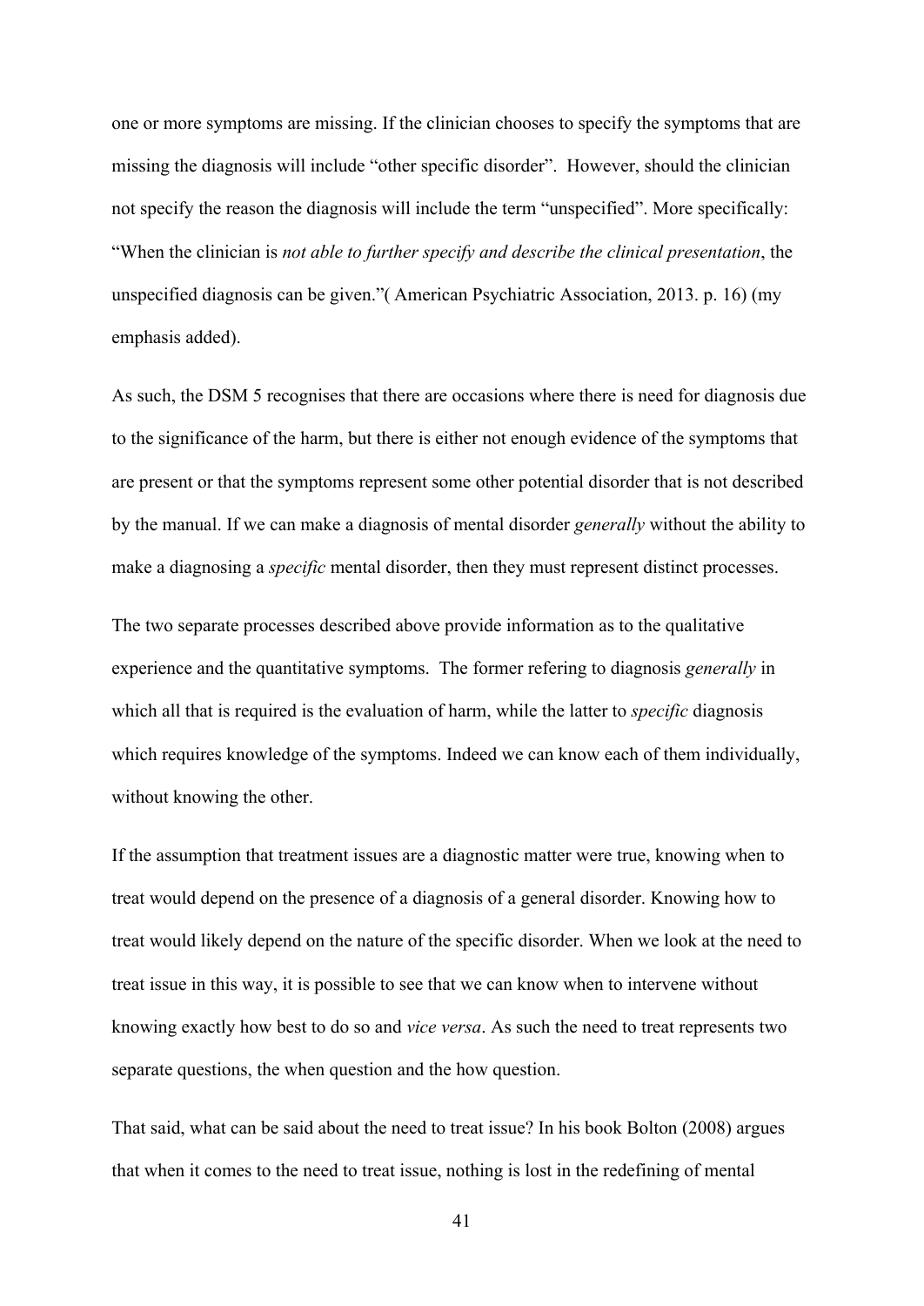one or more symptoms are missing. If the clinician chooses to specify the symptoms that are missing the diagnosis will include "other specific disorder". However, should the clinician not specify the reason the diagnosis will include the term "unspecified". More specifically: "When the clinician is *not able to further specify and describe the clinical presentation*, the unspecified diagnosis can be given."( American Psychiatric Association, 2013. p. 16) (my emphasis added).

As such, the DSM 5 recognises that there are occasions where there is need for diagnosis due to the significance of the harm, but there is either not enough evidence of the symptoms that are present or that the symptoms represent some other potential disorder that is not described by the manual. If we can make a diagnosis of mental disorder *generally* without the ability to make a diagnosing a *specific* mental disorder, then they must represent distinct processes.

The two separate processes described above provide information as to the qualitative experience and the quantitative symptoms. The former refering to diagnosis *generally* in which all that is required is the evaluation of harm, while the latter to *specific* diagnosis which requires knowledge of the symptoms. Indeed we can know each of them individually, without knowing the other.

If the assumption that treatment issues are a diagnostic matter were true, knowing when to treat would depend on the presence of a diagnosis of a general disorder. Knowing how to treat would likely depend on the nature of the specific disorder. When we look at the need to treat issue in this way, it is possible to see that we can know when to intervene without knowing exactly how best to do so and *vice versa*. As such the need to treat represents two separate questions, the when question and the how question.

That said, what can be said about the need to treat issue? In his book Bolton (2008) argues that when it comes to the need to treat issue, nothing is lost in the redefining of mental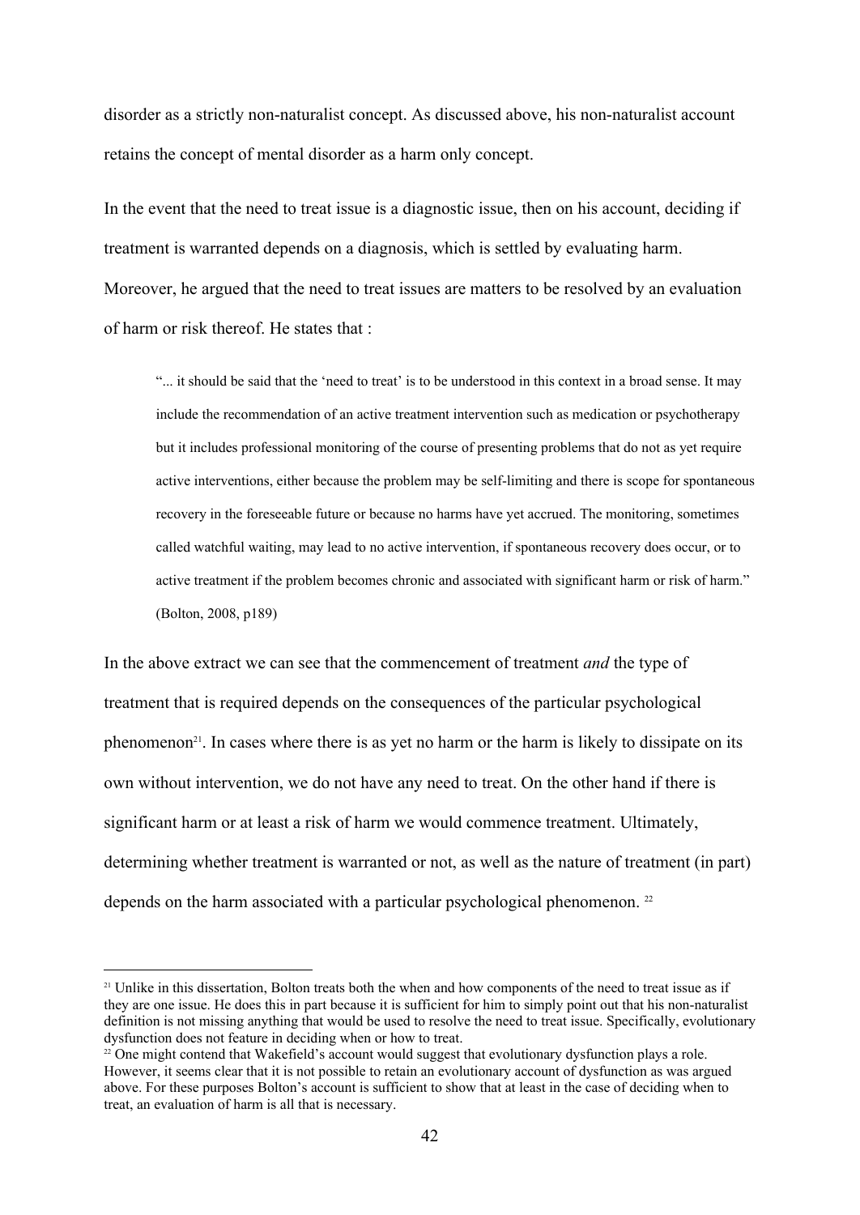disorder as a strictly non-naturalist concept. As discussed above, his non-naturalist account retains the concept of mental disorder as a harm only concept.

In the event that the need to treat issue is a diagnostic issue, then on his account, deciding if treatment is warranted depends on a diagnosis, which is settled by evaluating harm. Moreover, he argued that the need to treat issues are matters to be resolved by an evaluation of harm or risk thereof. He states that :

> "... it should be said that the 'need to treat' is to be understood in this context in a broad sense. It may include the recommendation of an active treatment intervention such as medication or psychotherapy but it includes professional monitoring of the course of presenting problems that do not as yet require active interventions, either because the problem may be self-limiting and there is scope for spontaneous recovery in the foreseeable future or because no harms have yet accrued. The monitoring, sometimes called watchful waiting, may lead to no active intervention, if spontaneous recovery does occur, or to active treatment if the problem becomes chronic and associated with significant harm or risk of harm." (Bolton, 2008, p189)

In the above extract we can see that the commencement of treatment *and* the type of treatment that is required depends on the consequences of the particular psychological phenomenon[21]. In cases where there is as yet no harm or the harm is likely to dissipate on its own without intervention, we do not have any need to treat. On the other hand if there is significant harm or at least a risk of harm we would commence treatment. Ultimately, determining whether treatment is warranted or not, as well as the nature of treatment (in part) depends on the harm associated with a particular psychological phenomenon. [22]

---

[21] Unlike in this dissertation, Bolton treats both the when and how components of the need to treat issue as if they are one issue. He does this in part because it is sufficient for him to simply point out that his non-naturalist definition is not missing anything that would be used to resolve the need to treat issue. Specifically, evolutionary dysfunction does not feature in deciding when or how to treat.

[22] One might contend that Wakefield's account would suggest that evolutionary dysfunction plays a role. However, it seems clear that it is not possible to retain an evolutionary account of dysfunction as was argued above. For these purposes Bolton's account is sufficient to show that at least in the case of deciding when to treat, an evaluation of harm is all that is necessary.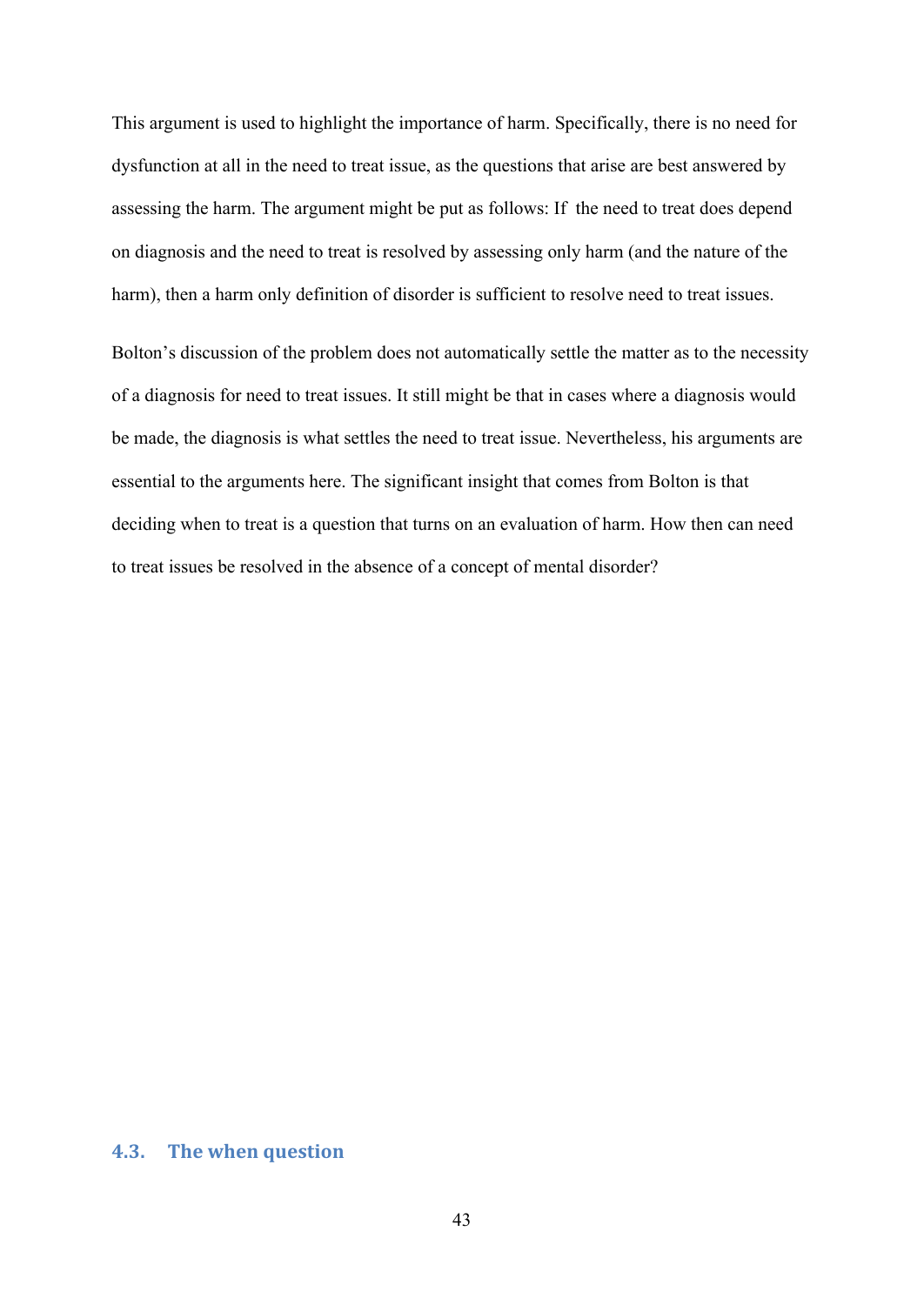This argument is used to highlight the importance of harm. Specifically, there is no need for dysfunction at all in the need to treat issue, as the questions that arise are best answered by assessing the harm. The argument might be put as follows: If the need to treat does depend on diagnosis and the need to treat is resolved by assessing only harm (and the nature of the harm), then a harm only definition of disorder is sufficient to resolve need to treat issues.

Bolton's discussion of the problem does not automatically settle the matter as to the necessity of a diagnosis for need to treat issues. It still might be that in cases where a diagnosis would be made, the diagnosis is what settles the need to treat issue. Nevertheless, his arguments are essential to the arguments here. The significant insight that comes from Bolton is that deciding when to treat is a question that turns on an evaluation of harm. How then can need to treat issues be resolved in the absence of a concept of mental disorder?

## 4.3. The when question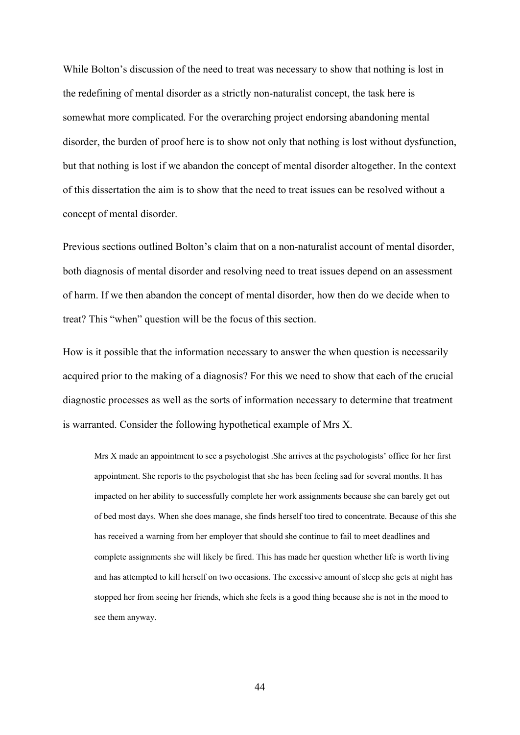While Bolton's discussion of the need to treat was necessary to show that nothing is lost in the redefining of mental disorder as a strictly non-naturalist concept, the task here is somewhat more complicated. For the overarching project endorsing abandoning mental disorder, the burden of proof here is to show not only that nothing is lost without dysfunction, but that nothing is lost if we abandon the concept of mental disorder altogether. In the context of this dissertation the aim is to show that the need to treat issues can be resolved without a concept of mental disorder.

Previous sections outlined Bolton's claim that on a non-naturalist account of mental disorder, both diagnosis of mental disorder and resolving need to treat issues depend on an assessment of harm. If we then abandon the concept of mental disorder, how then do we decide when to treat? This "when" question will be the focus of this section.

How is it possible that the information necessary to answer the when question is necessarily acquired prior to the making of a diagnosis? For this we need to show that each of the crucial diagnostic processes as well as the sorts of information necessary to determine that treatment is warranted. Consider the following hypothetical example of Mrs X.

> Mrs X made an appointment to see a psychologist .She arrives at the psychologists' office for her first appointment. She reports to the psychologist that she has been feeling sad for several months. It has impacted on her ability to successfully complete her work assignments because she can barely get out of bed most days. When she does manage, she finds herself too tired to concentrate. Because of this she has received a warning from her employer that should she continue to fail to meet deadlines and complete assignments she will likely be fired. This has made her question whether life is worth living and has attempted to kill herself on two occasions. The excessive amount of sleep she gets at night has stopped her from seeing her friends, which she feels is a good thing because she is not in the mood to see them anyway.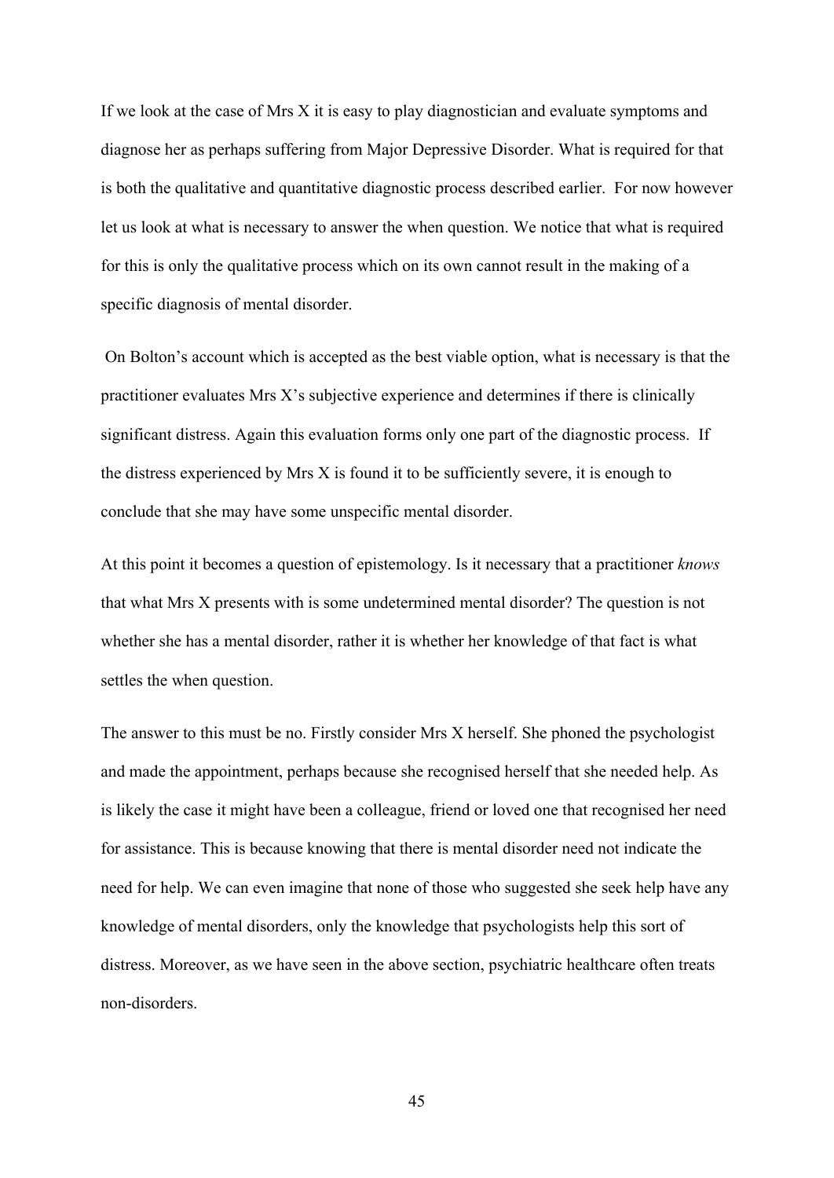If we look at the case of Mrs X it is easy to play diagnostician and evaluate symptoms and diagnose her as perhaps suffering from Major Depressive Disorder. What is required for that is both the qualitative and quantitative diagnostic process described earlier. For now however let us look at what is necessary to answer the when question. We notice that what is required for this is only the qualitative process which on its own cannot result in the making of a specific diagnosis of mental disorder.

On Bolton's account which is accepted as the best viable option, what is necessary is that the practitioner evaluates Mrs X's subjective experience and determines if there is clinically significant distress. Again this evaluation forms only one part of the diagnostic process. If the distress experienced by Mrs X is found it to be sufficiently severe, it is enough to conclude that she may have some unspecific mental disorder.

At this point it becomes a question of epistemology. Is it necessary that a practitioner *knows* that what Mrs X presents with is some undetermined mental disorder? The question is not whether she has a mental disorder, rather it is whether her knowledge of that fact is what settles the when question.

The answer to this must be no. Firstly consider Mrs X herself. She phoned the psychologist and made the appointment, perhaps because she recognised herself that she needed help. As is likely the case it might have been a colleague, friend or loved one that recognised her need for assistance. This is because knowing that there is mental disorder need not indicate the need for help. We can even imagine that none of those who suggested she seek help have any knowledge of mental disorders, only the knowledge that psychologists help this sort of distress. Moreover, as we have seen in the above section, psychiatric healthcare often treats non-disorders.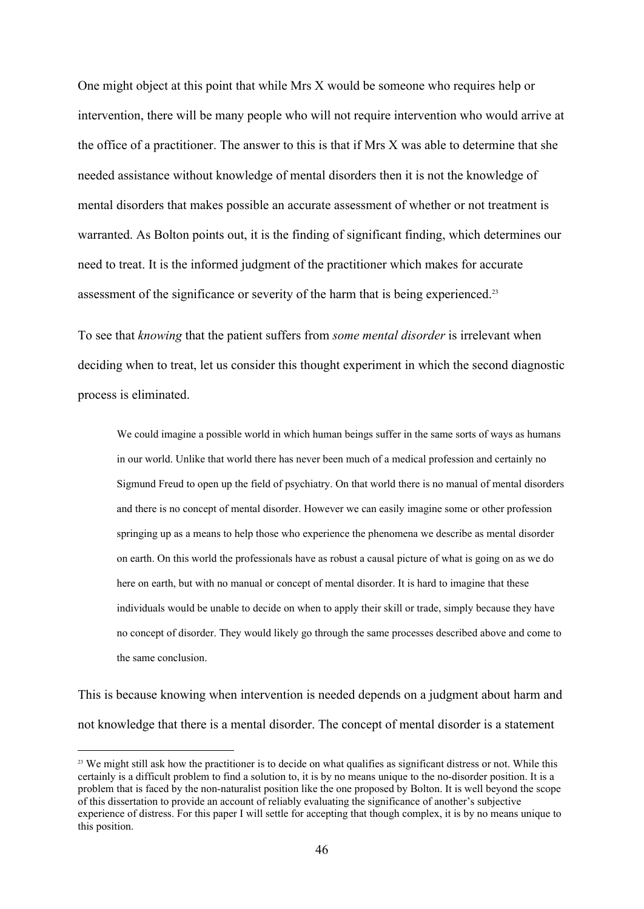One might object at this point that while Mrs X would be someone who requires help or intervention, there will be many people who will not require intervention who would arrive at the office of a practitioner. The answer to this is that if Mrs X was able to determine that she needed assistance without knowledge of mental disorders then it is not the knowledge of mental disorders that makes possible an accurate assessment of whether or not treatment is warranted. As Bolton points out, it is the finding of significant finding, which determines our need to treat. It is the informed judgment of the practitioner which makes for accurate assessment of the significance or severity of the harm that is being experienced.[23]

To see that *knowing* that the patient suffers from *some mental disorder* is irrelevant when deciding when to treat, let us consider this thought experiment in which the second diagnostic process is eliminated.

> We could imagine a possible world in which human beings suffer in the same sorts of ways as humans in our world. Unlike that world there has never been much of a medical profession and certainly no Sigmund Freud to open up the field of psychiatry. On that world there is no manual of mental disorders and there is no concept of mental disorder. However we can easily imagine some or other profession springing up as a means to help those who experience the phenomena we describe as mental disorder on earth. On this world the professionals have as robust a causal picture of what is going on as we do here on earth, but with no manual or concept of mental disorder. It is hard to imagine that these individuals would be unable to decide on when to apply their skill or trade, simply because they have no concept of disorder. They would likely go through the same processes described above and come to the same conclusion.

This is because knowing when intervention is needed depends on a judgment about harm and not knowledge that there is a mental disorder. The concept of mental disorder is a statement

[23] We might still ask how the practitioner is to decide on what qualifies as significant distress or not. While this certainly is a difficult problem to find a solution to, it is by no means unique to the no-disorder position. It is a problem that is faced by the non-naturalist position like the one proposed by Bolton. It is well beyond the scope of this dissertation to provide an account of reliably evaluating the significance of another's subjective experience of distress. For this paper I will settle for accepting that though complex, it is by no means unique to this position.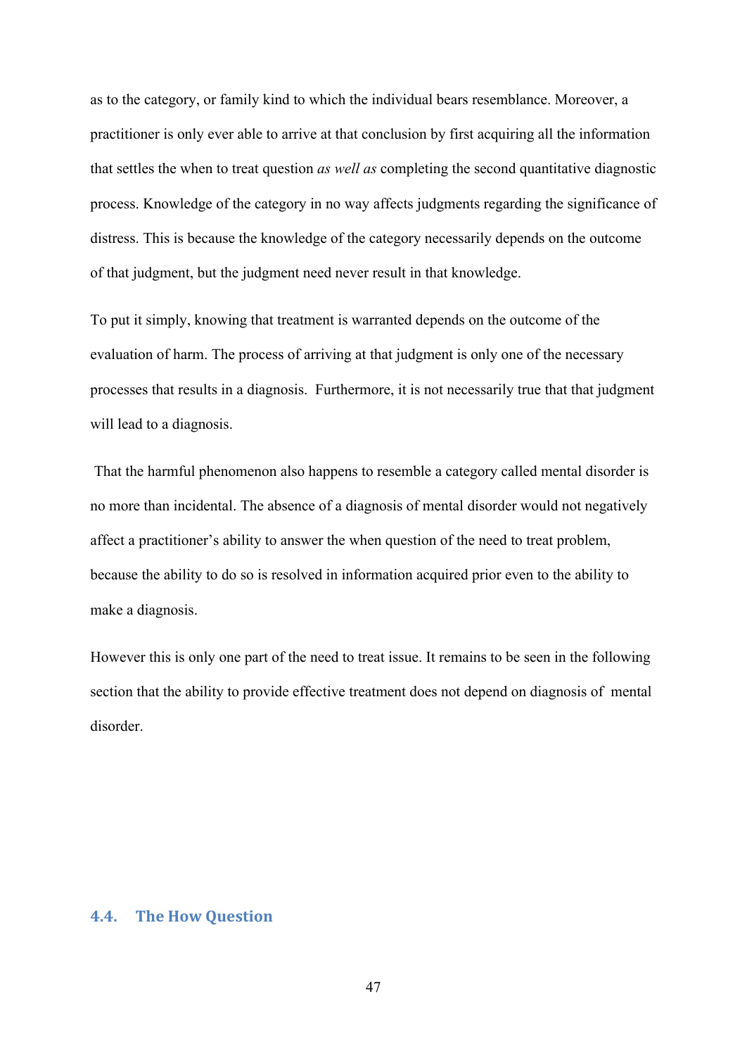as to the category, or family kind to which the individual bears resemblance. Moreover, a practitioner is only ever able to arrive at that conclusion by first acquiring all the information that settles the when to treat question *as well as* completing the second quantitative diagnostic process. Knowledge of the category in no way affects judgments regarding the significance of distress. This is because the knowledge of the category necessarily depends on the outcome of that judgment, but the judgment need never result in that knowledge.

To put it simply, knowing that treatment is warranted depends on the outcome of the evaluation of harm. The process of arriving at that judgment is only one of the necessary processes that results in a diagnosis. Furthermore, it is not necessarily true that that judgment will lead to a diagnosis.

That the harmful phenomenon also happens to resemble a category called mental disorder is no more than incidental. The absence of a diagnosis of mental disorder would not negatively affect a practitioner's ability to answer the when question of the need to treat problem, because the ability to do so is resolved in information acquired prior even to the ability to make a diagnosis.

However this is only one part of the need to treat issue. It remains to be seen in the following section that the ability to provide effective treatment does not depend on diagnosis of mental disorder.

## 4.4. The How Question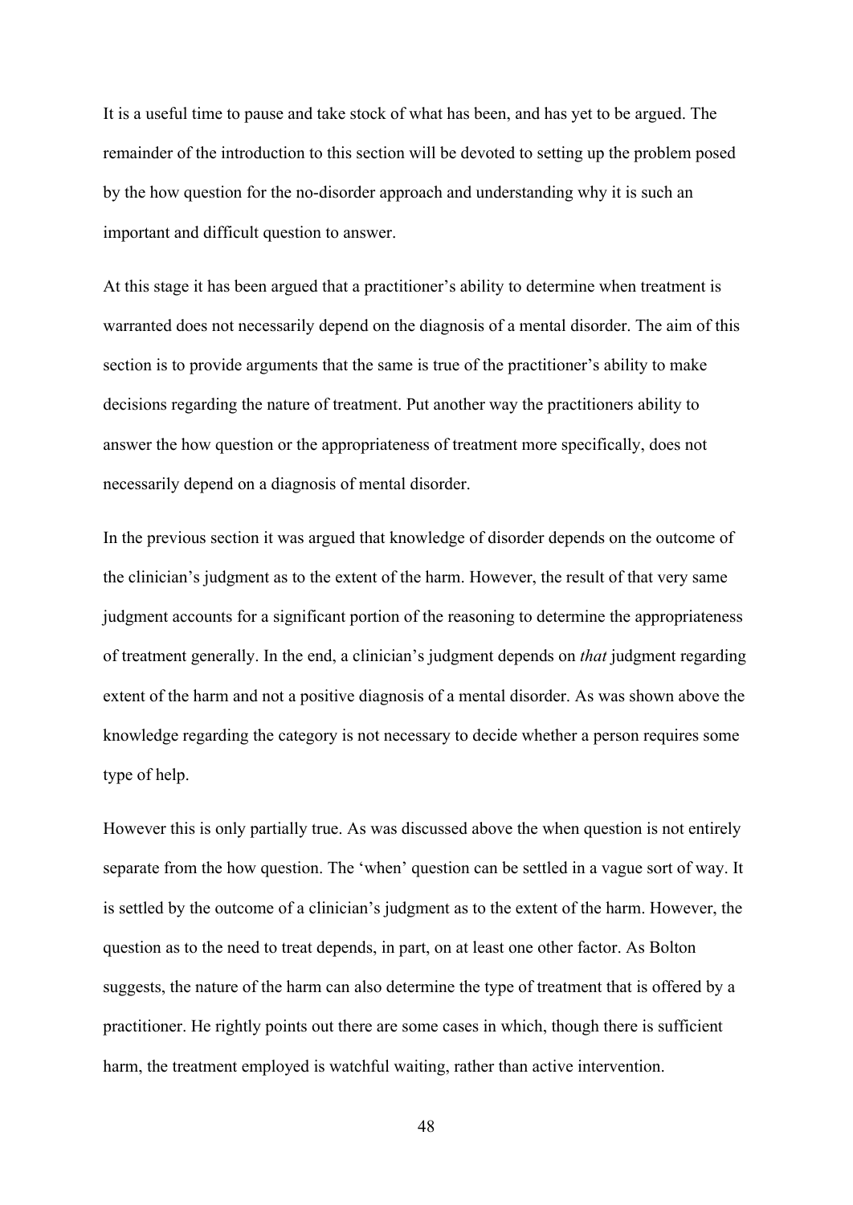It is a useful time to pause and take stock of what has been, and has yet to be argued. The remainder of the introduction to this section will be devoted to setting up the problem posed by the how question for the no-disorder approach and understanding why it is such an important and difficult question to answer.

At this stage it has been argued that a practitioner's ability to determine when treatment is warranted does not necessarily depend on the diagnosis of a mental disorder. The aim of this section is to provide arguments that the same is true of the practitioner's ability to make decisions regarding the nature of treatment. Put another way the practitioners ability to answer the how question or the appropriateness of treatment more specifically, does not necessarily depend on a diagnosis of mental disorder.

In the previous section it was argued that knowledge of disorder depends on the outcome of the clinician's judgment as to the extent of the harm. However, the result of that very same judgment accounts for a significant portion of the reasoning to determine the appropriateness of treatment generally. In the end, a clinician's judgment depends on *that* judgment regarding extent of the harm and not a positive diagnosis of a mental disorder. As was shown above the knowledge regarding the category is not necessary to decide whether a person requires some type of help.

However this is only partially true. As was discussed above the when question is not entirely separate from the how question. The 'when' question can be settled in a vague sort of way. It is settled by the outcome of a clinician's judgment as to the extent of the harm. However, the question as to the need to treat depends, in part, on at least one other factor. As Bolton suggests, the nature of the harm can also determine the type of treatment that is offered by a practitioner. He rightly points out there are some cases in which, though there is sufficient harm, the treatment employed is watchful waiting, rather than active intervention.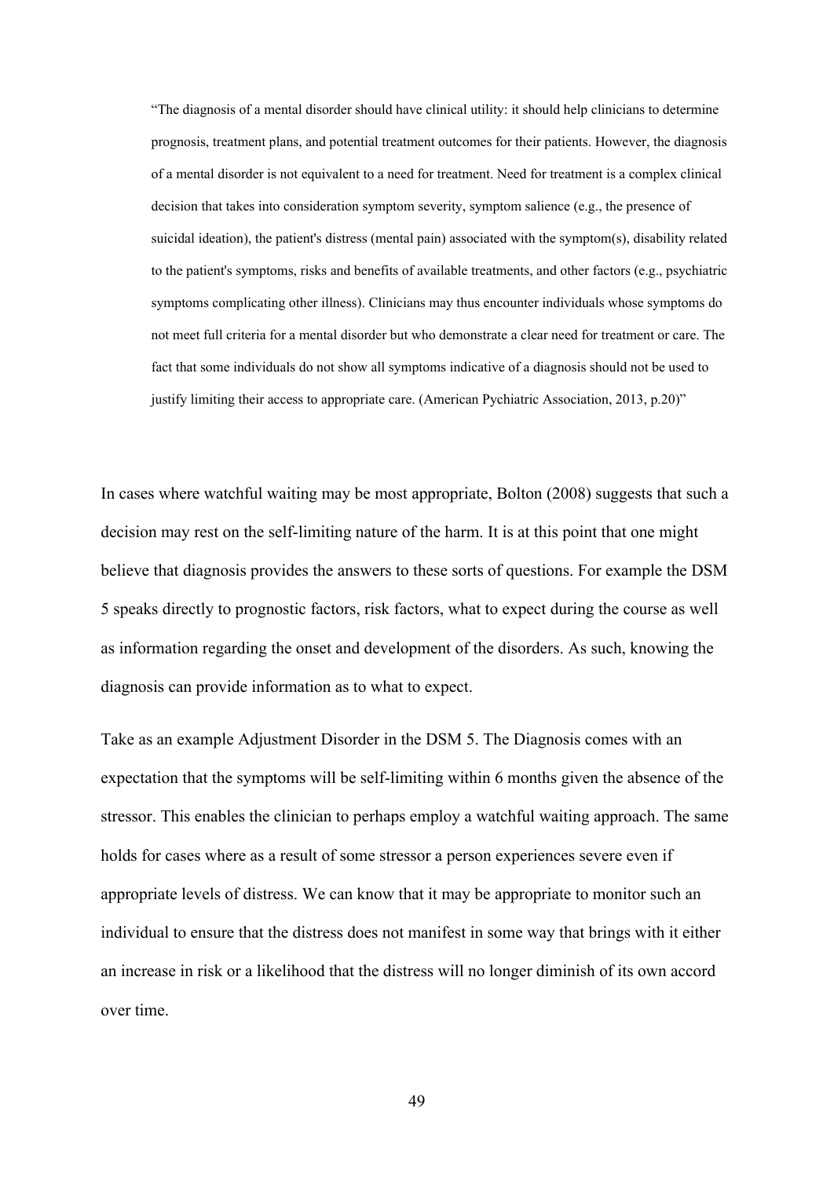> “The diagnosis of a mental disorder should have clinical utility: it should help clinicians to determine prognosis, treatment plans, and potential treatment outcomes for their patients. However, the diagnosis of a mental disorder is not equivalent to a need for treatment. Need for treatment is a complex clinical decision that takes into consideration symptom severity, symptom salience (e.g., the presence of suicidal ideation), the patient's distress (mental pain) associated with the symptom(s), disability related to the patient's symptoms, risks and benefits of available treatments, and other factors (e.g., psychiatric symptoms complicating other illness). Clinicians may thus encounter individuals whose symptoms do not meet full criteria for a mental disorder but who demonstrate a clear need for treatment or care. The fact that some individuals do not show all symptoms indicative of a diagnosis should not be used to justify limiting their access to appropriate care. (American Pychiatric Association, 2013, p.20)”

In cases where watchful waiting may be most appropriate, Bolton (2008) suggests that such a decision may rest on the self-limiting nature of the harm. It is at this point that one might believe that diagnosis provides the answers to these sorts of questions. For example the DSM 5 speaks directly to prognostic factors, risk factors, what to expect during the course as well as information regarding the onset and development of the disorders. As such, knowing the diagnosis can provide information as to what to expect.

Take as an example Adjustment Disorder in the DSM 5. The Diagnosis comes with an expectation that the symptoms will be self-limiting within 6 months given the absence of the stressor. This enables the clinician to perhaps employ a watchful waiting approach. The same holds for cases where as a result of some stressor a person experiences severe even if appropriate levels of distress. We can know that it may be appropriate to monitor such an individual to ensure that the distress does not manifest in some way that brings with it either an increase in risk or a likelihood that the distress will no longer diminish of its own accord over time.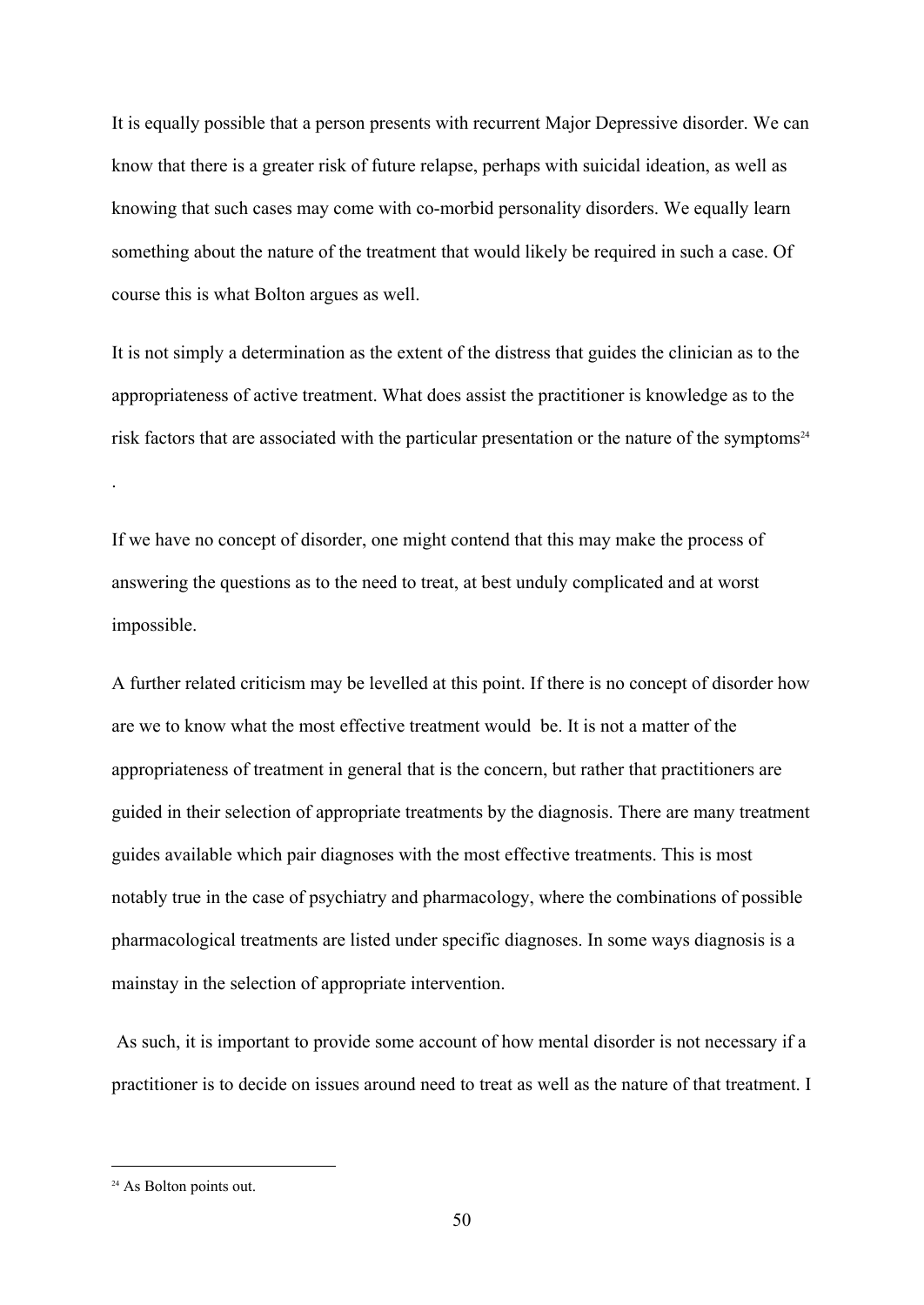It is equally possible that a person presents with recurrent Major Depressive disorder. We can know that there is a greater risk of future relapse, perhaps with suicidal ideation, as well as knowing that such cases may come with co-morbid personality disorders. We equally learn something about the nature of the treatment that would likely be required in such a case. Of course this is what Bolton argues as well.

It is not simply a determination as the extent of the distress that guides the clinician as to the appropriateness of active treatment. What does assist the practitioner is knowledge as to the risk factors that are associated with the particular presentation or the nature of the symptoms[24]

.

If we have no concept of disorder, one might contend that this may make the process of answering the questions as to the need to treat, at best unduly complicated and at worst impossible.

A further related criticism may be levelled at this point. If there is no concept of disorder how are we to know what the most effective treatment would be. It is not a matter of the appropriateness of treatment in general that is the concern, but rather that practitioners are guided in their selection of appropriate treatments by the diagnosis. There are many treatment guides available which pair diagnoses with the most effective treatments. This is most notably true in the case of psychiatry and pharmacology, where the combinations of possible pharmacological treatments are listed under specific diagnoses. In some ways diagnosis is a mainstay in the selection of appropriate intervention.

As such, it is important to provide some account of how mental disorder is not necessary if a practitioner is to decide on issues around need to treat as well as the nature of that treatment. I

---

[24] As Bolton points out.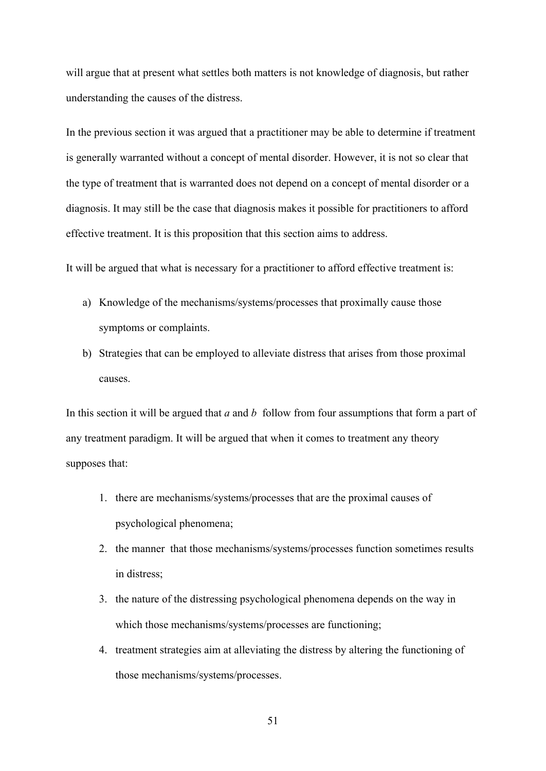will argue that at present what settles both matters is not knowledge of diagnosis, but rather understanding the causes of the distress.

In the previous section it was argued that a practitioner may be able to determine if treatment is generally warranted without a concept of mental disorder. However, it is not so clear that the type of treatment that is warranted does not depend on a concept of mental disorder or a diagnosis. It may still be the case that diagnosis makes it possible for practitioners to afford effective treatment. It is this proposition that this section aims to address.

It will be argued that what is necessary for a practitioner to afford effective treatment is:

a) Knowledge of the mechanisms/systems/processes that proximally cause those symptoms or complaints.
b) Strategies that can be employed to alleviate distress that arises from those proximal causes.

In this section it will be argued that *a* and *b* follow from four assumptions that form a part of any treatment paradigm. It will be argued that when it comes to treatment any theory supposes that:

1. there are mechanisms/systems/processes that are the proximal causes of psychological phenomena;
2. the manner that those mechanisms/systems/processes function sometimes results in distress;
3. the nature of the distressing psychological phenomena depends on the way in which those mechanisms/systems/processes are functioning;
4. treatment strategies aim at alleviating the distress by altering the functioning of those mechanisms/systems/processes.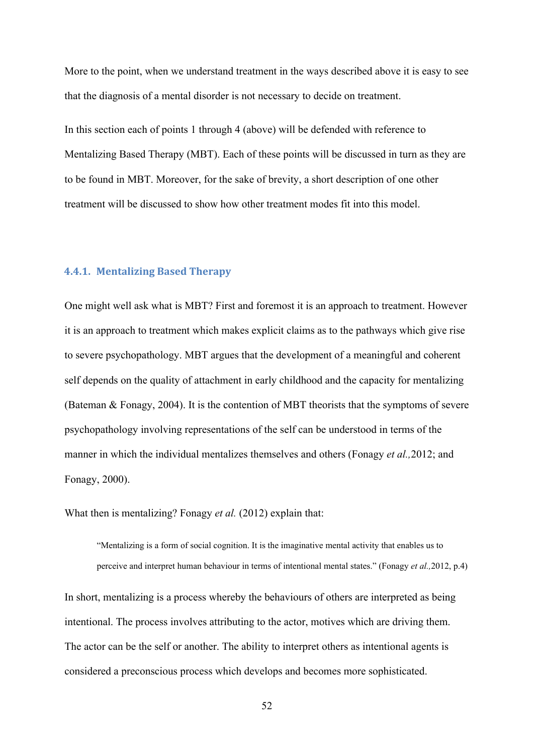More to the point, when we understand treatment in the ways described above it is easy to see that the diagnosis of a mental disorder is not necessary to decide on treatment.

In this section each of points 1 through 4 (above) will be defended with reference to Mentalizing Based Therapy (MBT). Each of these points will be discussed in turn as they are to be found in MBT. Moreover, for the sake of brevity, a short description of one other treatment will be discussed to show how other treatment modes fit into this model.

### 4.4.1. Mentalizing Based Therapy

One might well ask what is MBT? First and foremost it is an approach to treatment. However it is an approach to treatment which makes explicit claims as to the pathways which give rise to severe psychopathology. MBT argues that the development of a meaningful and coherent self depends on the quality of attachment in early childhood and the capacity for mentalizing (Bateman & Fonagy, 2004). It is the contention of MBT theorists that the symptoms of severe psychopathology involving representations of the self can be understood in terms of the manner in which the individual mentalizes themselves and others (Fonagy *et al.,*2012; and Fonagy, 2000).

What then is mentalizing? Fonagy *et al.* (2012) explain that:

> "Mentalizing is a form of social cognition. It is the imaginative mental activity that enables us to perceive and interpret human behaviour in terms of intentional mental states." (Fonagy *et al.,*2012, p.4)

In short, mentalizing is a process whereby the behaviours of others are interpreted as being intentional. The process involves attributing to the actor, motives which are driving them. The actor can be the self or another. The ability to interpret others as intentional agents is considered a preconscious process which develops and becomes more sophisticated.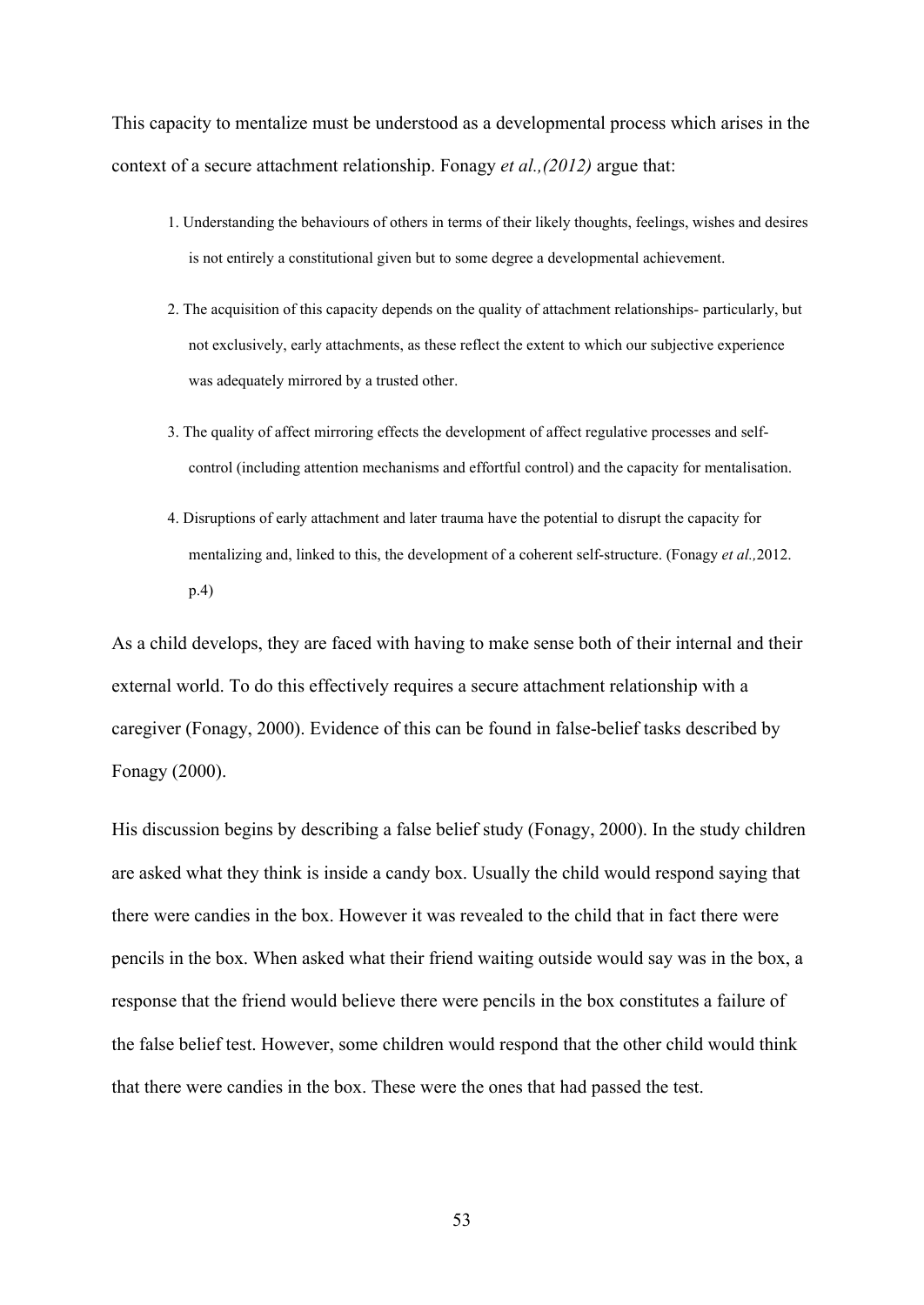This capacity to mentalize must be understood as a developmental process which arises in the context of a secure attachment relationship. Fonagy *et al.,(2012)* argue that:

> 1. Understanding the behaviours of others in terms of their likely thoughts, feelings, wishes and desires is not entirely a constitutional given but to some degree a developmental achievement.
>
> 2. The acquisition of this capacity depends on the quality of attachment relationships- particularly, but not exclusively, early attachments, as these reflect the extent to which our subjective experience was adequately mirrored by a trusted other.
>
> 3. The quality of affect mirroring effects the development of affect regulative processes and self-control (including attention mechanisms and effortful control) and the capacity for mentalisation.
>
> 4. Disruptions of early attachment and later trauma have the potential to disrupt the capacity for mentalizing and, linked to this, the development of a coherent self-structure. (Fonagy *et al.,*2012. p.4)

As a child develops, they are faced with having to make sense both of their internal and their external world. To do this effectively requires a secure attachment relationship with a caregiver (Fonagy, 2000). Evidence of this can be found in false-belief tasks described by Fonagy (2000).

His discussion begins by describing a false belief study (Fonagy, 2000). In the study children are asked what they think is inside a candy box. Usually the child would respond saying that there were candies in the box. However it was revealed to the child that in fact there were pencils in the box. When asked what their friend waiting outside would say was in the box, a response that the friend would believe there were pencils in the box constitutes a failure of the false belief test. However, some children would respond that the other child would think that there were candies in the box. These were the ones that had passed the test.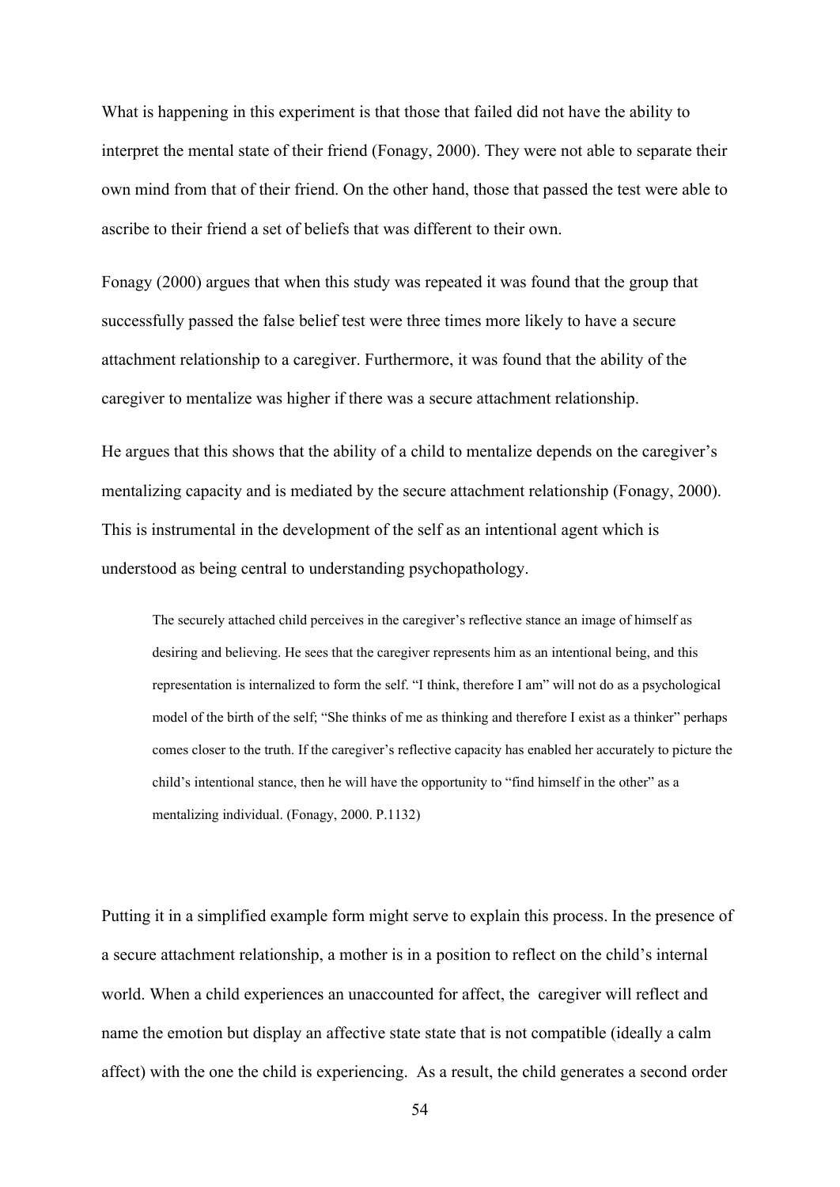What is happening in this experiment is that those that failed did not have the ability to interpret the mental state of their friend (Fonagy, 2000). They were not able to separate their own mind from that of their friend. On the other hand, those that passed the test were able to ascribe to their friend a set of beliefs that was different to their own.

Fonagy (2000) argues that when this study was repeated it was found that the group that successfully passed the false belief test were three times more likely to have a secure attachment relationship to a caregiver. Furthermore, it was found that the ability of the caregiver to mentalize was higher if there was a secure attachment relationship.

He argues that this shows that the ability of a child to mentalize depends on the caregiver's mentalizing capacity and is mediated by the secure attachment relationship (Fonagy, 2000). This is instrumental in the development of the self as an intentional agent which is understood as being central to understanding psychopathology.

> The securely attached child perceives in the caregiver's reflective stance an image of himself as desiring and believing. He sees that the caregiver represents him as an intentional being, and this representation is internalized to form the self. "I think, therefore I am" will not do as a psychological model of the birth of the self; "She thinks of me as thinking and therefore I exist as a thinker" perhaps comes closer to the truth. If the caregiver's reflective capacity has enabled her accurately to picture the child's intentional stance, then he will have the opportunity to "find himself in the other" as a mentalizing individual. (Fonagy, 2000. P.1132)

Putting it in a simplified example form might serve to explain this process. In the presence of a secure attachment relationship, a mother is in a position to reflect on the child's internal world. When a child experiences an unaccounted for affect, the caregiver will reflect and name the emotion but display an affective state state that is not compatible (ideally a calm affect) with the one the child is experiencing. As a result, the child generates a second order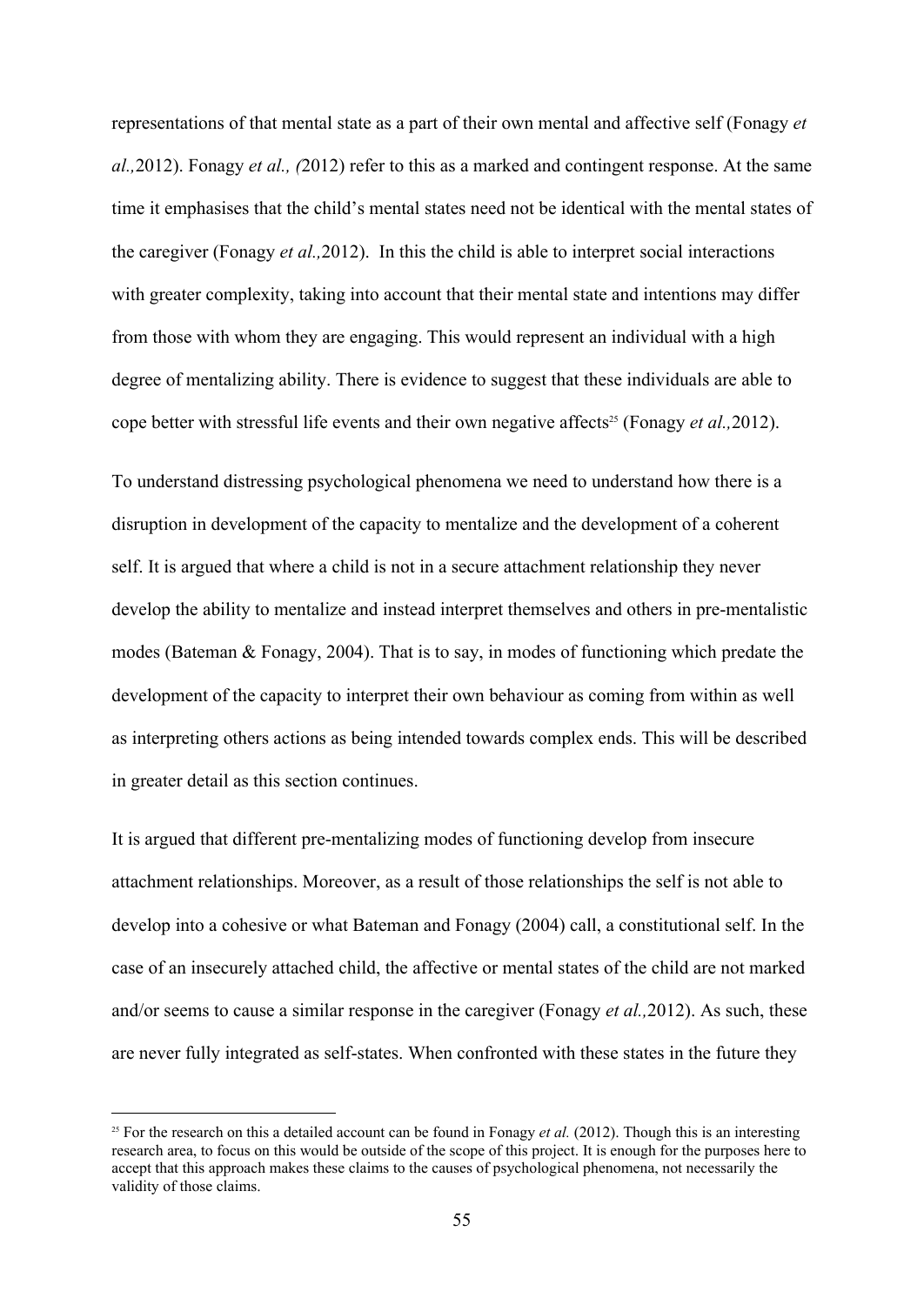representations of that mental state as a part of their own mental and affective self (Fonagy *et al.,*2012). Fonagy *et al., (*2012) refer to this as a marked and contingent response. At the same time it emphasises that the child's mental states need not be identical with the mental states of the caregiver (Fonagy *et al.,*2012). In this the child is able to interpret social interactions with greater complexity, taking into account that their mental state and intentions may differ from those with whom they are engaging. This would represent an individual with a high degree of mentalizing ability. There is evidence to suggest that these individuals are able to cope better with stressful life events and their own negative affects[25] (Fonagy *et al.,*2012).

To understand distressing psychological phenomena we need to understand how there is a disruption in development of the capacity to mentalize and the development of a coherent self. It is argued that where a child is not in a secure attachment relationship they never develop the ability to mentalize and instead interpret themselves and others in pre-mentalistic modes (Bateman & Fonagy, 2004). That is to say, in modes of functioning which predate the development of the capacity to interpret their own behaviour as coming from within as well as interpreting others actions as being intended towards complex ends. This will be described in greater detail as this section continues.

It is argued that different pre-mentalizing modes of functioning develop from insecure attachment relationships. Moreover, as a result of those relationships the self is not able to develop into a cohesive or what Bateman and Fonagy (2004) call, a constitutional self. In the case of an insecurely attached child, the affective or mental states of the child are not marked and/or seems to cause a similar response in the caregiver (Fonagy *et al.,*2012). As such, these are never fully integrated as self-states. When confronted with these states in the future they

[25] For the research on this a detailed account can be found in Fonagy *et al.* (2012). Though this is an interesting research area, to focus on this would be outside of the scope of this project. It is enough for the purposes here to accept that this approach makes these claims to the causes of psychological phenomena, not necessarily the validity of those claims.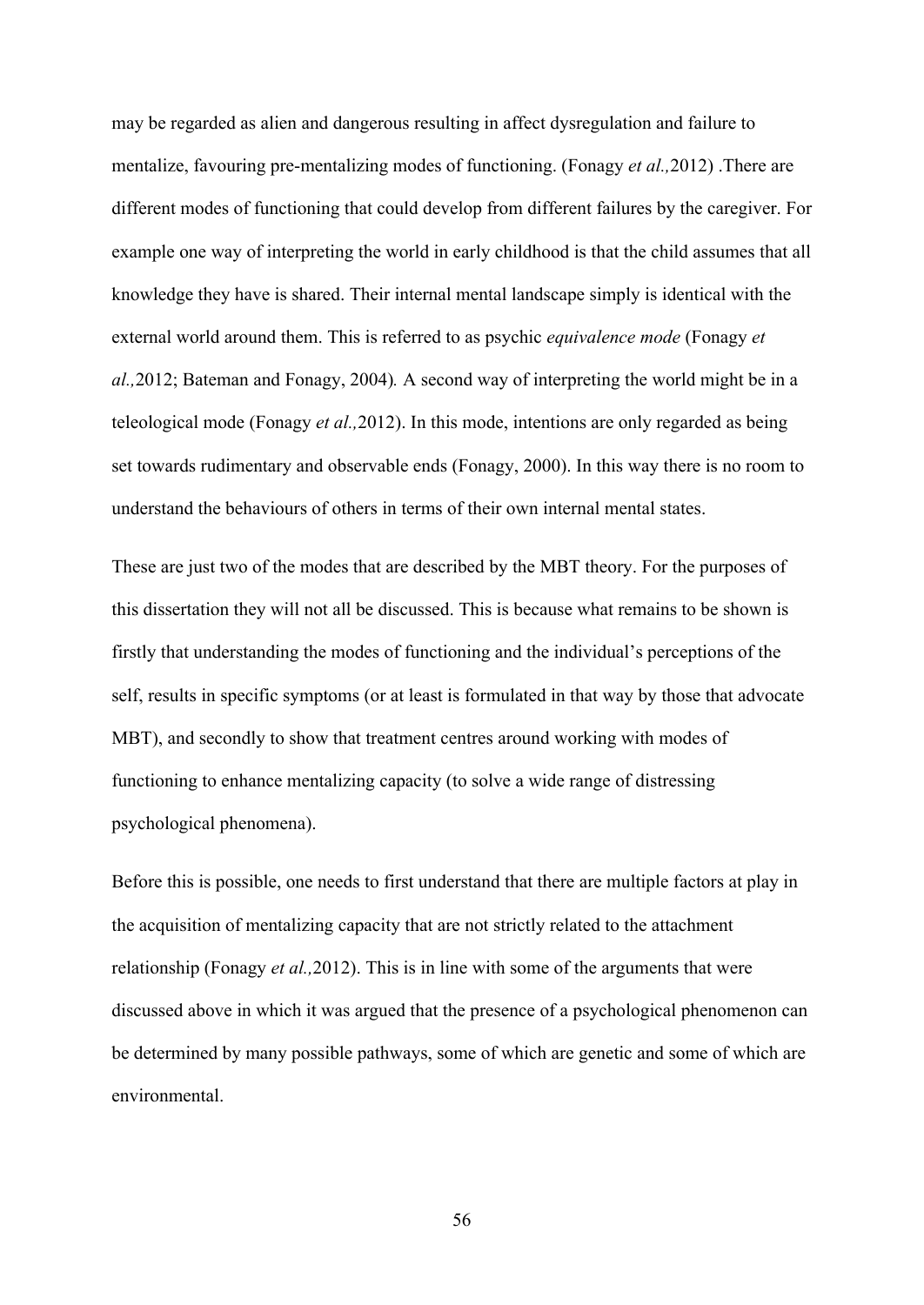may be regarded as alien and dangerous resulting in affect dysregulation and failure to mentalize, favouring pre-mentalizing modes of functioning. (Fonagy *et al.,*2012) .There are different modes of functioning that could develop from different failures by the caregiver. For example one way of interpreting the world in early childhood is that the child assumes that all knowledge they have is shared. Their internal mental landscape simply is identical with the external world around them. This is referred to as psychic *equivalence mode* (Fonagy *et al.,*2012; Bateman and Fonagy, 2004)*.* A second way of interpreting the world might be in a teleological mode (Fonagy *et al.,*2012). In this mode, intentions are only regarded as being set towards rudimentary and observable ends (Fonagy, 2000). In this way there is no room to understand the behaviours of others in terms of their own internal mental states.

These are just two of the modes that are described by the MBT theory. For the purposes of this dissertation they will not all be discussed. This is because what remains to be shown is firstly that understanding the modes of functioning and the individual's perceptions of the self, results in specific symptoms (or at least is formulated in that way by those that advocate MBT), and secondly to show that treatment centres around working with modes of functioning to enhance mentalizing capacity (to solve a wide range of distressing psychological phenomena).

Before this is possible, one needs to first understand that there are multiple factors at play in the acquisition of mentalizing capacity that are not strictly related to the attachment relationship (Fonagy *et al.,*2012). This is in line with some of the arguments that were discussed above in which it was argued that the presence of a psychological phenomenon can be determined by many possible pathways, some of which are genetic and some of which are environmental.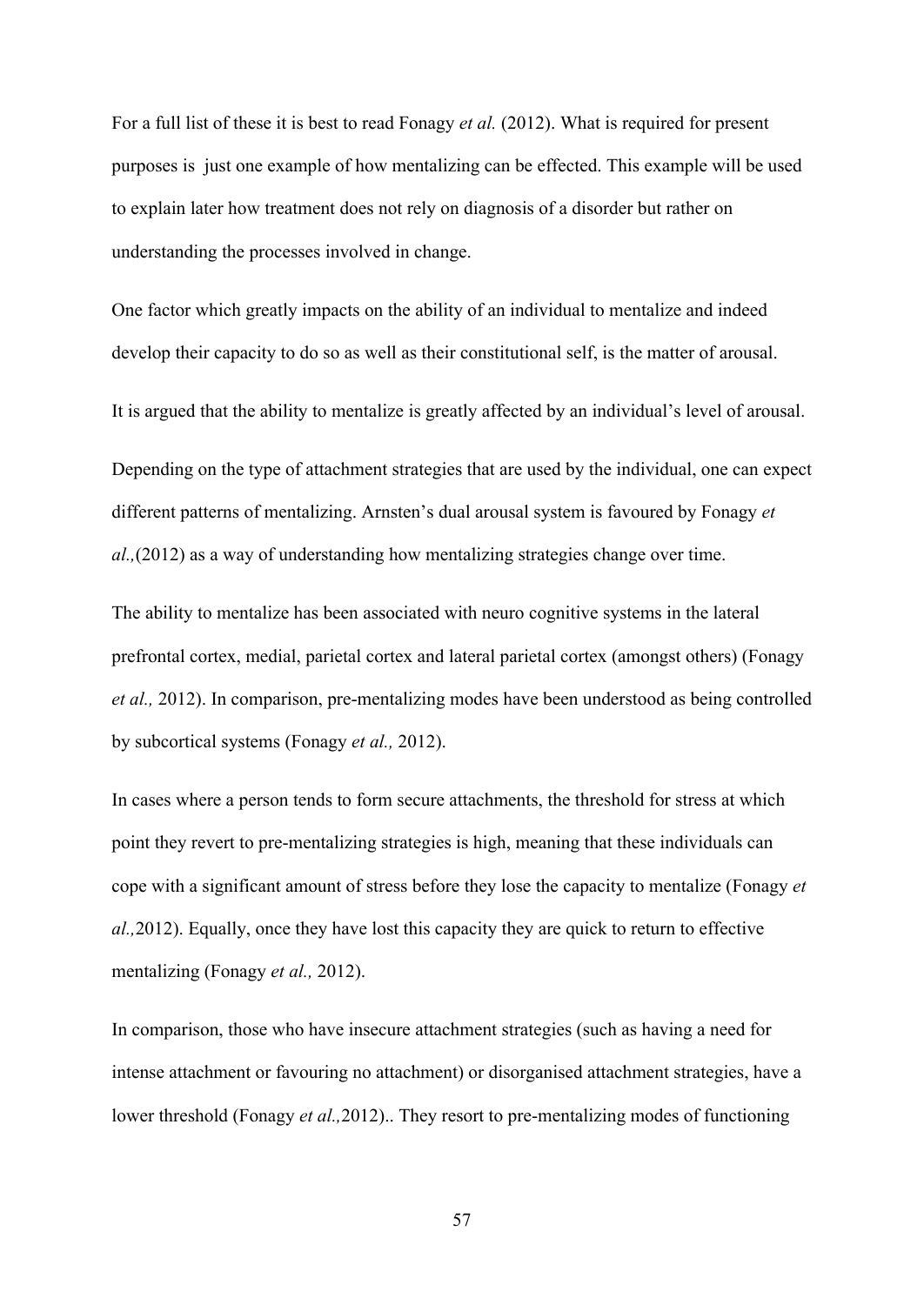For a full list of these it is best to read Fonagy *et al.* (2012). What is required for present purposes is just one example of how mentalizing can be effected. This example will be used to explain later how treatment does not rely on diagnosis of a disorder but rather on understanding the processes involved in change.

One factor which greatly impacts on the ability of an individual to mentalize and indeed develop their capacity to do so as well as their constitutional self, is the matter of arousal.

It is argued that the ability to mentalize is greatly affected by an individual's level of arousal.

Depending on the type of attachment strategies that are used by the individual, one can expect different patterns of mentalizing. Arnsten's dual arousal system is favoured by Fonagy *et al.,*(2012) as a way of understanding how mentalizing strategies change over time.

The ability to mentalize has been associated with neuro cognitive systems in the lateral prefrontal cortex, medial, parietal cortex and lateral parietal cortex (amongst others) (Fonagy *et al.,* 2012). In comparison, pre-mentalizing modes have been understood as being controlled by subcortical systems (Fonagy *et al.,* 2012).

In cases where a person tends to form secure attachments, the threshold for stress at which point they revert to pre-mentalizing strategies is high, meaning that these individuals can cope with a significant amount of stress before they lose the capacity to mentalize (Fonagy *et al.,*2012). Equally, once they have lost this capacity they are quick to return to effective mentalizing (Fonagy *et al.,* 2012).

In comparison, those who have insecure attachment strategies (such as having a need for intense attachment or favouring no attachment) or disorganised attachment strategies, have a lower threshold (Fonagy *et al.,*2012).. They resort to pre-mentalizing modes of functioning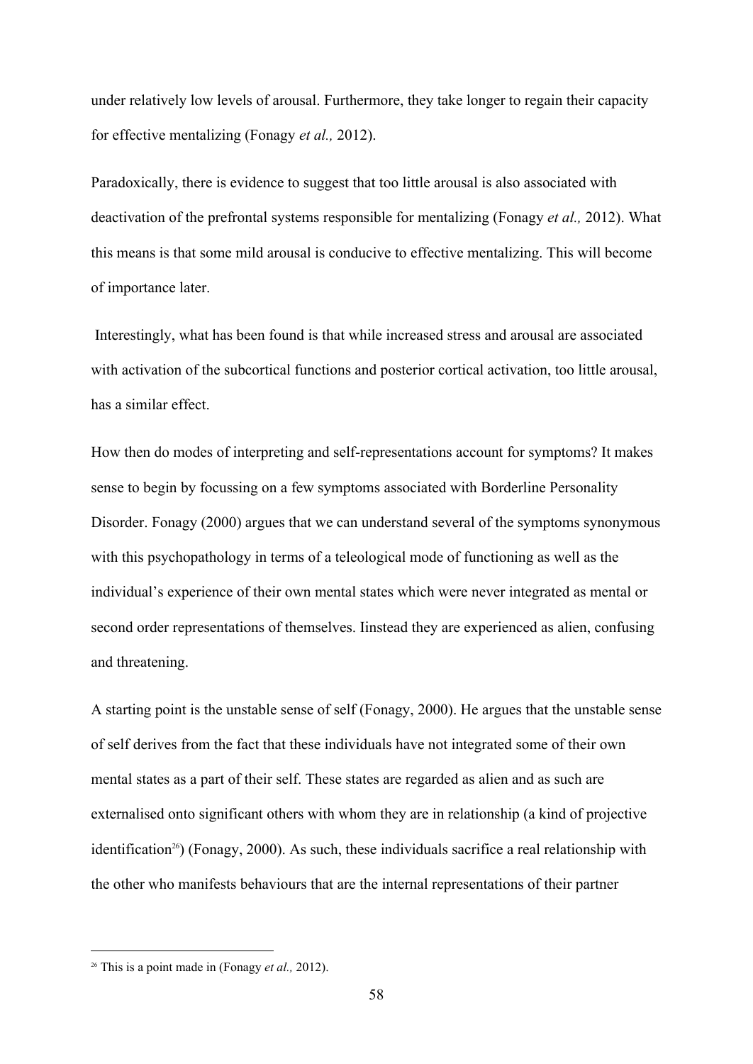under relatively low levels of arousal. Furthermore, they take longer to regain their capacity for effective mentalizing (Fonagy *et al.,* 2012).

Paradoxically, there is evidence to suggest that too little arousal is also associated with deactivation of the prefrontal systems responsible for mentalizing (Fonagy *et al.,* 2012). What this means is that some mild arousal is conducive to effective mentalizing. This will become of importance later.

Interestingly, what has been found is that while increased stress and arousal are associated with activation of the subcortical functions and posterior cortical activation, too little arousal, has a similar effect.

How then do modes of interpreting and self-representations account for symptoms? It makes sense to begin by focussing on a few symptoms associated with Borderline Personality Disorder. Fonagy (2000) argues that we can understand several of the symptoms synonymous with this psychopathology in terms of a teleological mode of functioning as well as the individual's experience of their own mental states which were never integrated as mental or second order representations of themselves. Iinstead they are experienced as alien, confusing and threatening.

A starting point is the unstable sense of self (Fonagy, 2000). He argues that the unstable sense of self derives from the fact that these individuals have not integrated some of their own mental states as a part of their self. These states are regarded as alien and as such are externalised onto significant others with whom they are in relationship (a kind of projective identification[26]) (Fonagy, 2000). As such, these individuals sacrifice a real relationship with the other who manifests behaviours that are the internal representations of their partner

[26] This is a point made in (Fonagy *et al.,* 2012).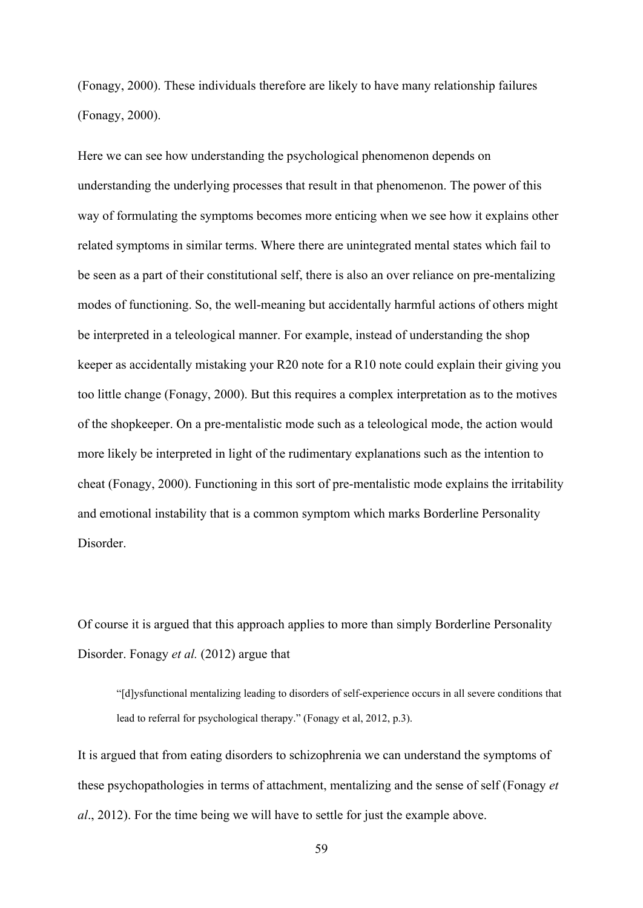(Fonagy, 2000). These individuals therefore are likely to have many relationship failures (Fonagy, 2000).

Here we can see how understanding the psychological phenomenon depends on understanding the underlying processes that result in that phenomenon. The power of this way of formulating the symptoms becomes more enticing when we see how it explains other related symptoms in similar terms. Where there are unintegrated mental states which fail to be seen as a part of their constitutional self, there is also an over reliance on pre-mentalizing modes of functioning. So, the well-meaning but accidentally harmful actions of others might be interpreted in a teleological manner. For example, instead of understanding the shop keeper as accidentally mistaking your R20 note for a R10 note could explain their giving you too little change (Fonagy, 2000). But this requires a complex interpretation as to the motives of the shopkeeper. On a pre-mentalistic mode such as a teleological mode, the action would more likely be interpreted in light of the rudimentary explanations such as the intention to cheat (Fonagy, 2000). Functioning in this sort of pre-mentalistic mode explains the irritability and emotional instability that is a common symptom which marks Borderline Personality Disorder.

Of course it is argued that this approach applies to more than simply Borderline Personality Disorder. Fonagy *et al.* (2012) argue that

> "[d]ysfunctional mentalizing leading to disorders of self-experience occurs in all severe conditions that lead to referral for psychological therapy." (Fonagy et al, 2012, p.3).

It is argued that from eating disorders to schizophrenia we can understand the symptoms of these psychopathologies in terms of attachment, mentalizing and the sense of self (Fonagy *et al*., 2012). For the time being we will have to settle for just the example above.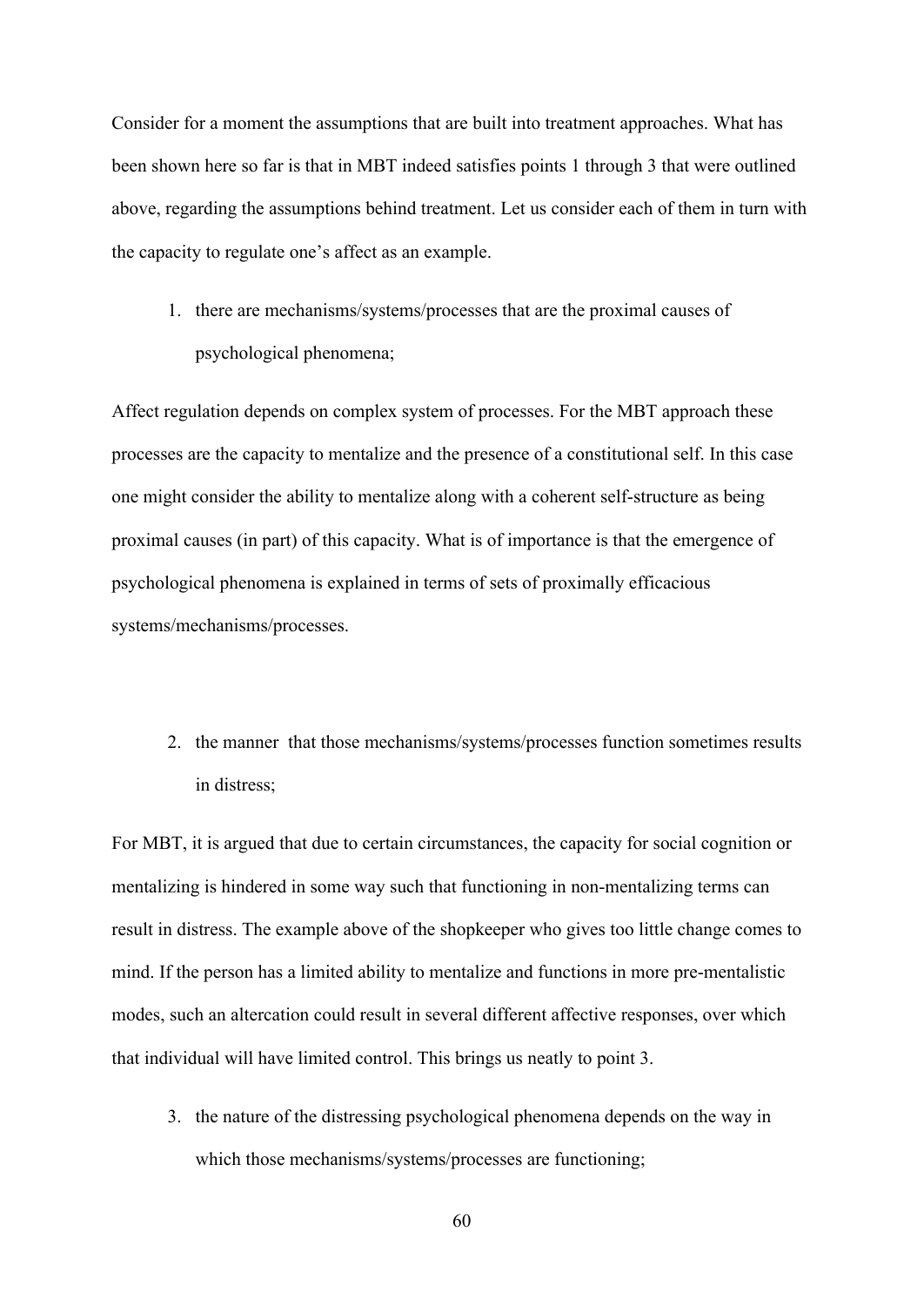Consider for a moment the assumptions that are built into treatment approaches. What has been shown here so far is that in MBT indeed satisfies points 1 through 3 that were outlined above, regarding the assumptions behind treatment. Let us consider each of them in turn with the capacity to regulate one's affect as an example.

1. there are mechanisms/systems/processes that are the proximal causes of psychological phenomena;

Affect regulation depends on complex system of processes. For the MBT approach these processes are the capacity to mentalize and the presence of a constitutional self. In this case one might consider the ability to mentalize along with a coherent self-structure as being proximal causes (in part) of this capacity. What is of importance is that the emergence of psychological phenomena is explained in terms of sets of proximally efficacious systems/mechanisms/processes.

2. the manner that those mechanisms/systems/processes function sometimes results in distress;

For MBT, it is argued that due to certain circumstances, the capacity for social cognition or mentalizing is hindered in some way such that functioning in non-mentalizing terms can result in distress. The example above of the shopkeeper who gives too little change comes to mind. If the person has a limited ability to mentalize and functions in more pre-mentalistic modes, such an altercation could result in several different affective responses, over which that individual will have limited control. This brings us neatly to point 3.

3. the nature of the distressing psychological phenomena depends on the way in which those mechanisms/systems/processes are functioning;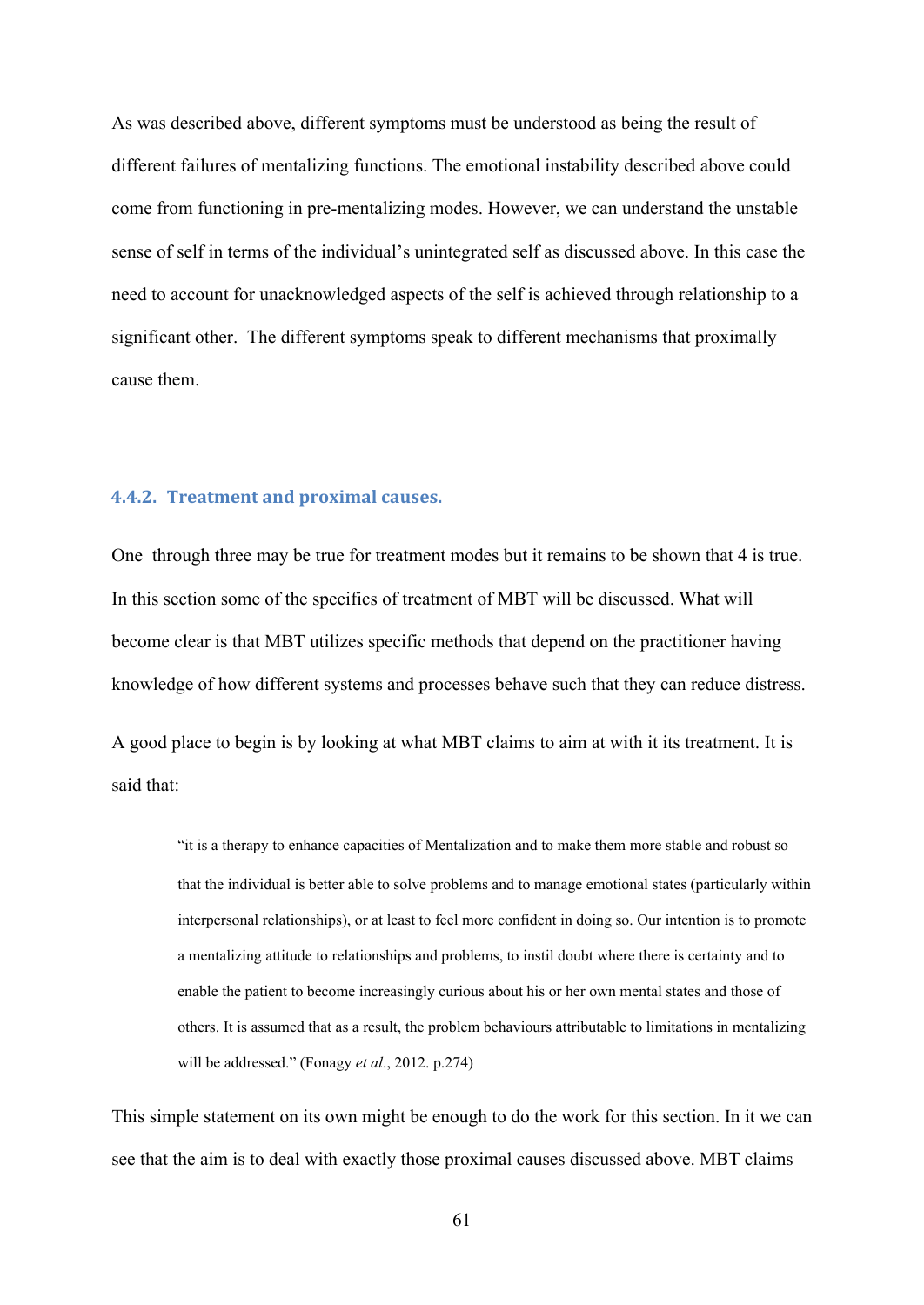As was described above, different symptoms must be understood as being the result of different failures of mentalizing functions. The emotional instability described above could come from functioning in pre-mentalizing modes. However, we can understand the unstable sense of self in terms of the individual's unintegrated self as discussed above. In this case the need to account for unacknowledged aspects of the self is achieved through relationship to a significant other. The different symptoms speak to different mechanisms that proximally cause them.

### 4.4.2. Treatment and proximal causes.

One through three may be true for treatment modes but it remains to be shown that 4 is true. In this section some of the specifics of treatment of MBT will be discussed. What will become clear is that MBT utilizes specific methods that depend on the practitioner having knowledge of how different systems and processes behave such that they can reduce distress.

A good place to begin is by looking at what MBT claims to aim at with it its treatment. It is said that:

> "it is a therapy to enhance capacities of Mentalization and to make them more stable and robust so that the individual is better able to solve problems and to manage emotional states (particularly within interpersonal relationships), or at least to feel more confident in doing so. Our intention is to promote a mentalizing attitude to relationships and problems, to instil doubt where there is certainty and to enable the patient to become increasingly curious about his or her own mental states and those of others. It is assumed that as a result, the problem behaviours attributable to limitations in mentalizing will be addressed." (Fonagy *et al*., 2012. p.274)

This simple statement on its own might be enough to do the work for this section. In it we can see that the aim is to deal with exactly those proximal causes discussed above. MBT claims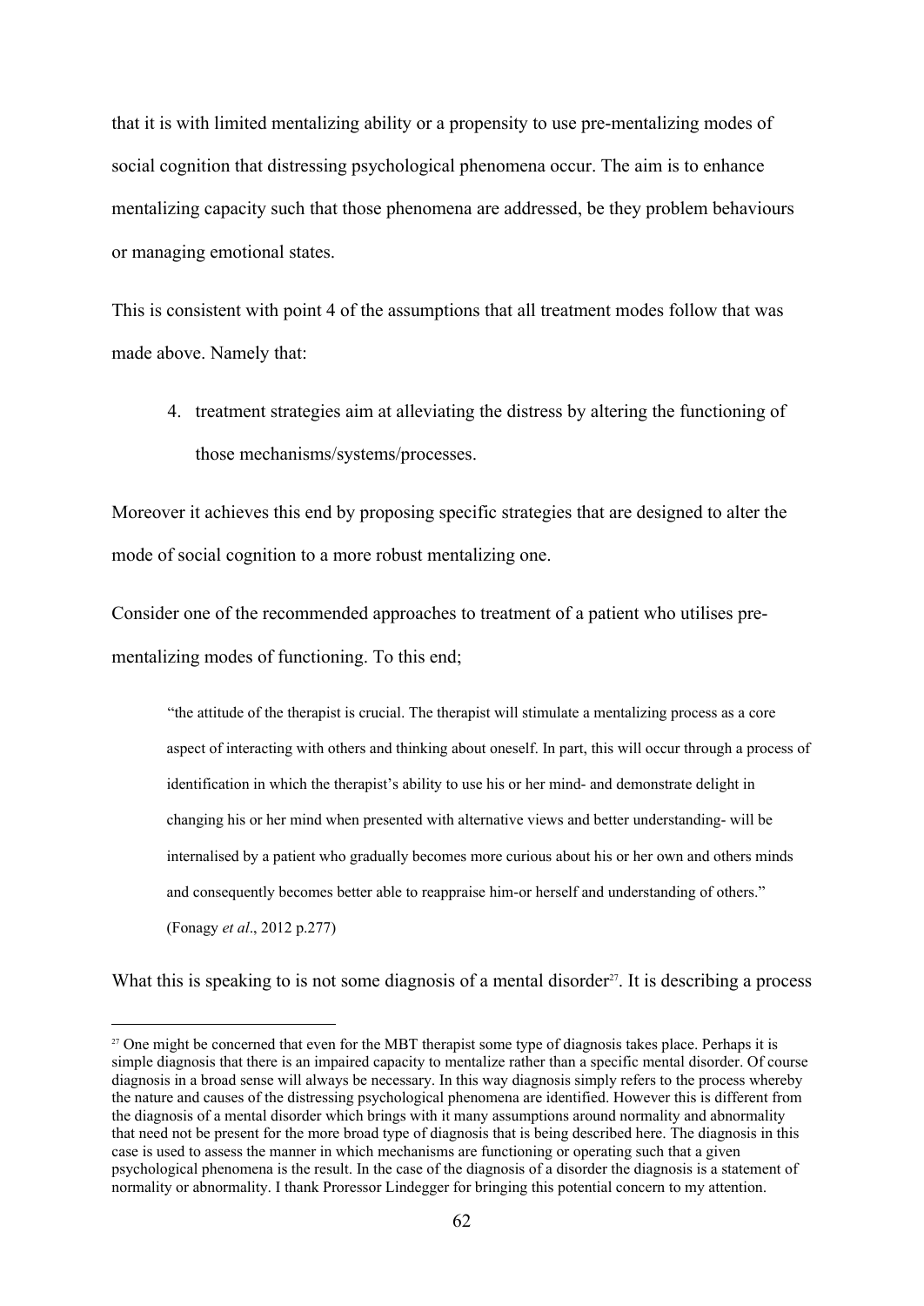that it is with limited mentalizing ability or a propensity to use pre-mentalizing modes of social cognition that distressing psychological phenomena occur. The aim is to enhance mentalizing capacity such that those phenomena are addressed, be they problem behaviours or managing emotional states.

This is consistent with point 4 of the assumptions that all treatment modes follow that was made above. Namely that:

4. treatment strategies aim at alleviating the distress by altering the functioning of those mechanisms/systems/processes.

Moreover it achieves this end by proposing specific strategies that are designed to alter the mode of social cognition to a more robust mentalizing one.

Consider one of the recommended approaches to treatment of a patient who utilises pre-mentalizing modes of functioning. To this end;

> "the attitude of the therapist is crucial. The therapist will stimulate a mentalizing process as a core aspect of interacting with others and thinking about oneself. In part, this will occur through a process of identification in which the therapist's ability to use his or her mind- and demonstrate delight in changing his or her mind when presented with alternative views and better understanding- will be internalised by a patient who gradually becomes more curious about his or her own and others minds and consequently becomes better able to reappraise him-or herself and understanding of others." (Fonagy *et al*., 2012 p.277)

What this is speaking to is not some diagnosis of a mental disorder[27]. It is describing a process

[27] One might be concerned that even for the MBT therapist some type of diagnosis takes place. Perhaps it is simple diagnosis that there is an impaired capacity to mentalize rather than a specific mental disorder. Of course diagnosis in a broad sense will always be necessary. In this way diagnosis simply refers to the process whereby the nature and causes of the distressing psychological phenomena are identified. However this is different from the diagnosis of a mental disorder which brings with it many assumptions around normality and abnormality that need not be present for the more broad type of diagnosis that is being described here. The diagnosis in this case is used to assess the manner in which mechanisms are functioning or operating such that a given psychological phenomena is the result. In the case of the diagnosis of a disorder the diagnosis is a statement of normality or abnormality. I thank Proressor Lindegger for bringing this potential concern to my attention.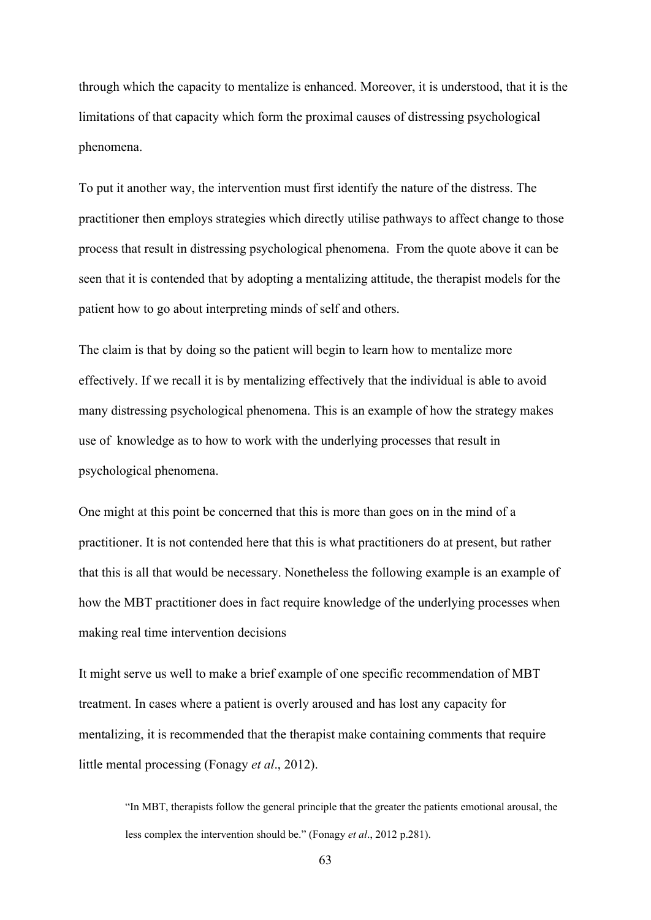through which the capacity to mentalize is enhanced. Moreover, it is understood, that it is the limitations of that capacity which form the proximal causes of distressing psychological phenomena.

To put it another way, the intervention must first identify the nature of the distress. The practitioner then employs strategies which directly utilise pathways to affect change to those process that result in distressing psychological phenomena. From the quote above it can be seen that it is contended that by adopting a mentalizing attitude, the therapist models for the patient how to go about interpreting minds of self and others.

The claim is that by doing so the patient will begin to learn how to mentalize more effectively. If we recall it is by mentalizing effectively that the individual is able to avoid many distressing psychological phenomena. This is an example of how the strategy makes use of knowledge as to how to work with the underlying processes that result in psychological phenomena.

One might at this point be concerned that this is more than goes on in the mind of a practitioner. It is not contended here that this is what practitioners do at present, but rather that this is all that would be necessary. Nonetheless the following example is an example of how the MBT practitioner does in fact require knowledge of the underlying processes when making real time intervention decisions

It might serve us well to make a brief example of one specific recommendation of MBT treatment. In cases where a patient is overly aroused and has lost any capacity for mentalizing, it is recommended that the therapist make containing comments that require little mental processing (Fonagy *et al*., 2012).

> "In MBT, therapists follow the general principle that the greater the patients emotional arousal, the less complex the intervention should be." (Fonagy *et al*., 2012 p.281).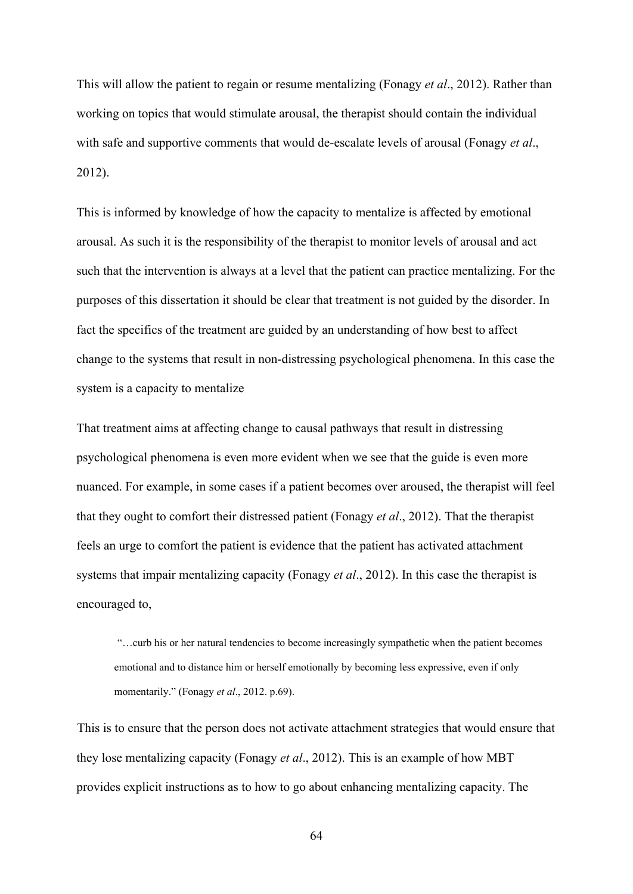This will allow the patient to regain or resume mentalizing (Fonagy *et al*., 2012). Rather than working on topics that would stimulate arousal, the therapist should contain the individual with safe and supportive comments that would de-escalate levels of arousal (Fonagy *et al*., 2012).

This is informed by knowledge of how the capacity to mentalize is affected by emotional arousal. As such it is the responsibility of the therapist to monitor levels of arousal and act such that the intervention is always at a level that the patient can practice mentalizing. For the purposes of this dissertation it should be clear that treatment is not guided by the disorder. In fact the specifics of the treatment are guided by an understanding of how best to affect change to the systems that result in non-distressing psychological phenomena. In this case the system is a capacity to mentalize

That treatment aims at affecting change to causal pathways that result in distressing psychological phenomena is even more evident when we see that the guide is even more nuanced. For example, in some cases if a patient becomes over aroused, the therapist will feel that they ought to comfort their distressed patient (Fonagy *et al*., 2012). That the therapist feels an urge to comfort the patient is evidence that the patient has activated attachment systems that impair mentalizing capacity (Fonagy *et al*., 2012). In this case the therapist is encouraged to,

> "…curb his or her natural tendencies to become increasingly sympathetic when the patient becomes emotional and to distance him or herself emotionally by becoming less expressive, even if only momentarily." (Fonagy *et al*., 2012. p.69).

This is to ensure that the person does not activate attachment strategies that would ensure that they lose mentalizing capacity (Fonagy *et al*., 2012). This is an example of how MBT provides explicit instructions as to how to go about enhancing mentalizing capacity. The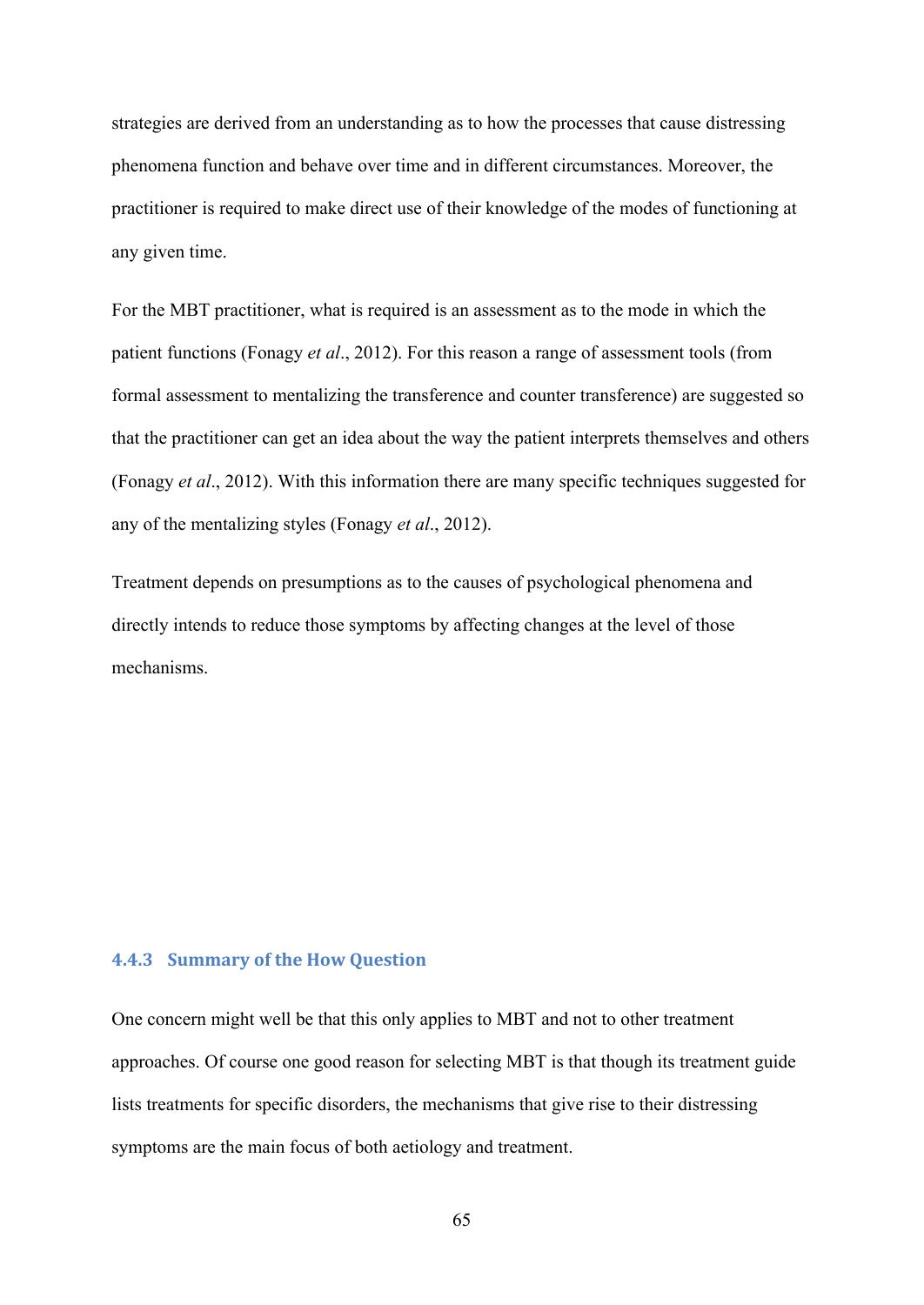strategies are derived from an understanding as to how the processes that cause distressing phenomena function and behave over time and in different circumstances. Moreover, the practitioner is required to make direct use of their knowledge of the modes of functioning at any given time.

For the MBT practitioner, what is required is an assessment as to the mode in which the patient functions (Fonagy *et al*., 2012). For this reason a range of assessment tools (from formal assessment to mentalizing the transference and counter transference) are suggested so that the practitioner can get an idea about the way the patient interprets themselves and others (Fonagy *et al*., 2012). With this information there are many specific techniques suggested for any of the mentalizing styles (Fonagy *et al*., 2012).

Treatment depends on presumptions as to the causes of psychological phenomena and directly intends to reduce those symptoms by affecting changes at the level of those mechanisms.

### 4.4.3 Summary of the How Question

One concern might well be that this only applies to MBT and not to other treatment approaches. Of course one good reason for selecting MBT is that though its treatment guide lists treatments for specific disorders, the mechanisms that give rise to their distressing symptoms are the main focus of both aetiology and treatment.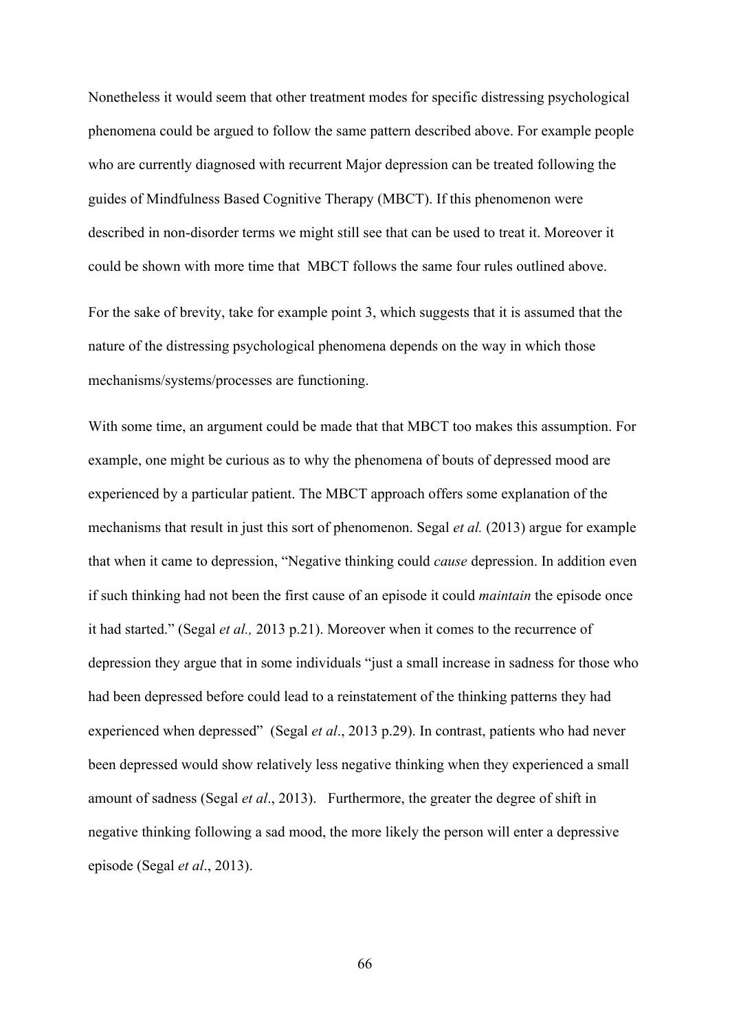Nonetheless it would seem that other treatment modes for specific distressing psychological phenomena could be argued to follow the same pattern described above. For example people who are currently diagnosed with recurrent Major depression can be treated following the guides of Mindfulness Based Cognitive Therapy (MBCT). If this phenomenon were described in non-disorder terms we might still see that can be used to treat it. Moreover it could be shown with more time that MBCT follows the same four rules outlined above.

For the sake of brevity, take for example point 3, which suggests that it is assumed that the nature of the distressing psychological phenomena depends on the way in which those mechanisms/systems/processes are functioning.

With some time, an argument could be made that that MBCT too makes this assumption. For example, one might be curious as to why the phenomena of bouts of depressed mood are experienced by a particular patient. The MBCT approach offers some explanation of the mechanisms that result in just this sort of phenomenon. Segal *et al.* (2013) argue for example that when it came to depression, "Negative thinking could *cause* depression. In addition even if such thinking had not been the first cause of an episode it could *maintain* the episode once it had started." (Segal *et al.,* 2013 p.21). Moreover when it comes to the recurrence of depression they argue that in some individuals "just a small increase in sadness for those who had been depressed before could lead to a reinstatement of the thinking patterns they had experienced when depressed" (Segal *et al*., 2013 p.29). In contrast, patients who had never been depressed would show relatively less negative thinking when they experienced a small amount of sadness (Segal *et al*., 2013). Furthermore, the greater the degree of shift in negative thinking following a sad mood, the more likely the person will enter a depressive episode (Segal *et al*., 2013).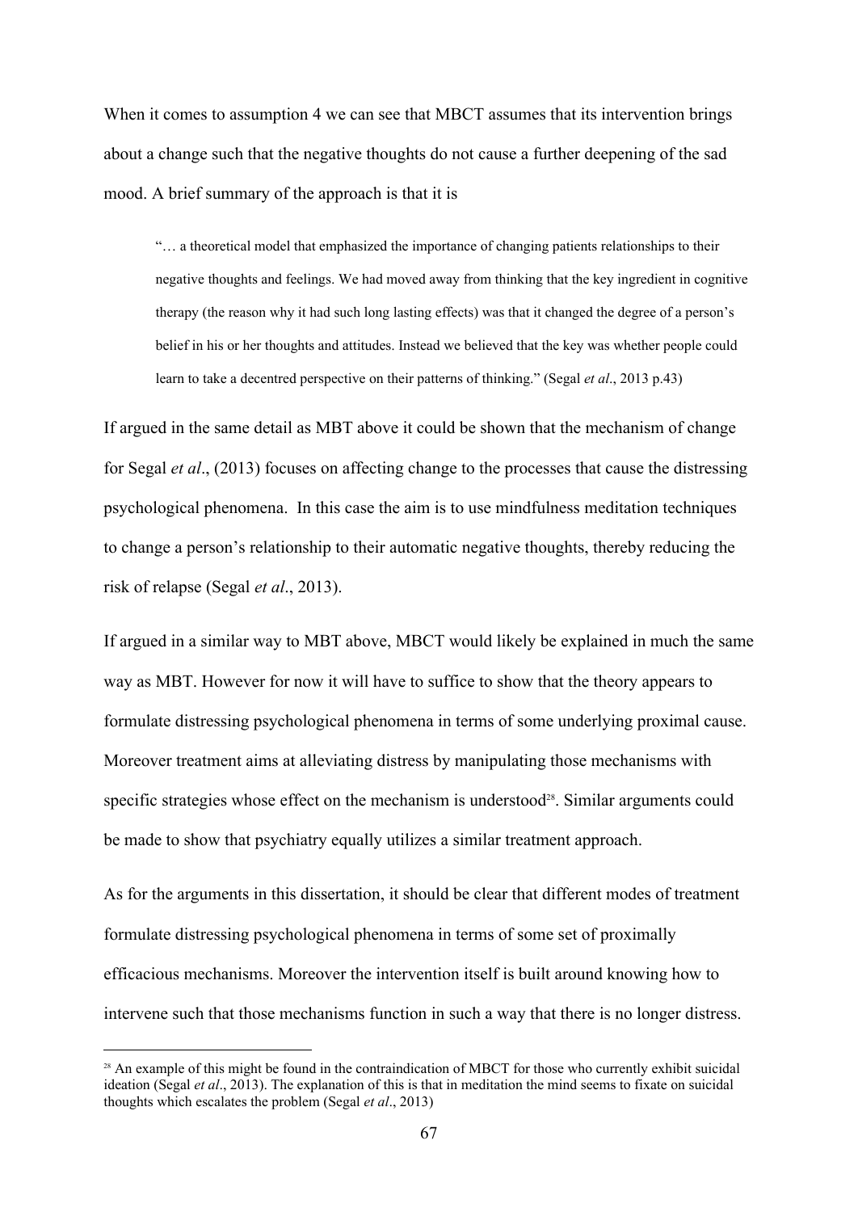When it comes to assumption 4 we can see that MBCT assumes that its intervention brings about a change such that the negative thoughts do not cause a further deepening of the sad mood. A brief summary of the approach is that it is

> "… a theoretical model that emphasized the importance of changing patients relationships to their negative thoughts and feelings. We had moved away from thinking that the key ingredient in cognitive therapy (the reason why it had such long lasting effects) was that it changed the degree of a person's belief in his or her thoughts and attitudes. Instead we believed that the key was whether people could learn to take a decentred perspective on their patterns of thinking." (Segal *et al*., 2013 p.43)

If argued in the same detail as MBT above it could be shown that the mechanism of change for Segal *et al*., (2013) focuses on affecting change to the processes that cause the distressing psychological phenomena. In this case the aim is to use mindfulness meditation techniques to change a person's relationship to their automatic negative thoughts, thereby reducing the risk of relapse (Segal *et al*., 2013).

If argued in a similar way to MBT above, MBCT would likely be explained in much the same way as MBT. However for now it will have to suffice to show that the theory appears to formulate distressing psychological phenomena in terms of some underlying proximal cause. Moreover treatment aims at alleviating distress by manipulating those mechanisms with specific strategies whose effect on the mechanism is understood[28]. Similar arguments could be made to show that psychiatry equally utilizes a similar treatment approach.

As for the arguments in this dissertation, it should be clear that different modes of treatment formulate distressing psychological phenomena in terms of some set of proximally efficacious mechanisms. Moreover the intervention itself is built around knowing how to intervene such that those mechanisms function in such a way that there is no longer distress.

---

[28] An example of this might be found in the contraindication of MBCT for those who currently exhibit suicidal ideation (Segal *et al*., 2013). The explanation of this is that in meditation the mind seems to fixate on suicidal thoughts which escalates the problem (Segal *et al*., 2013)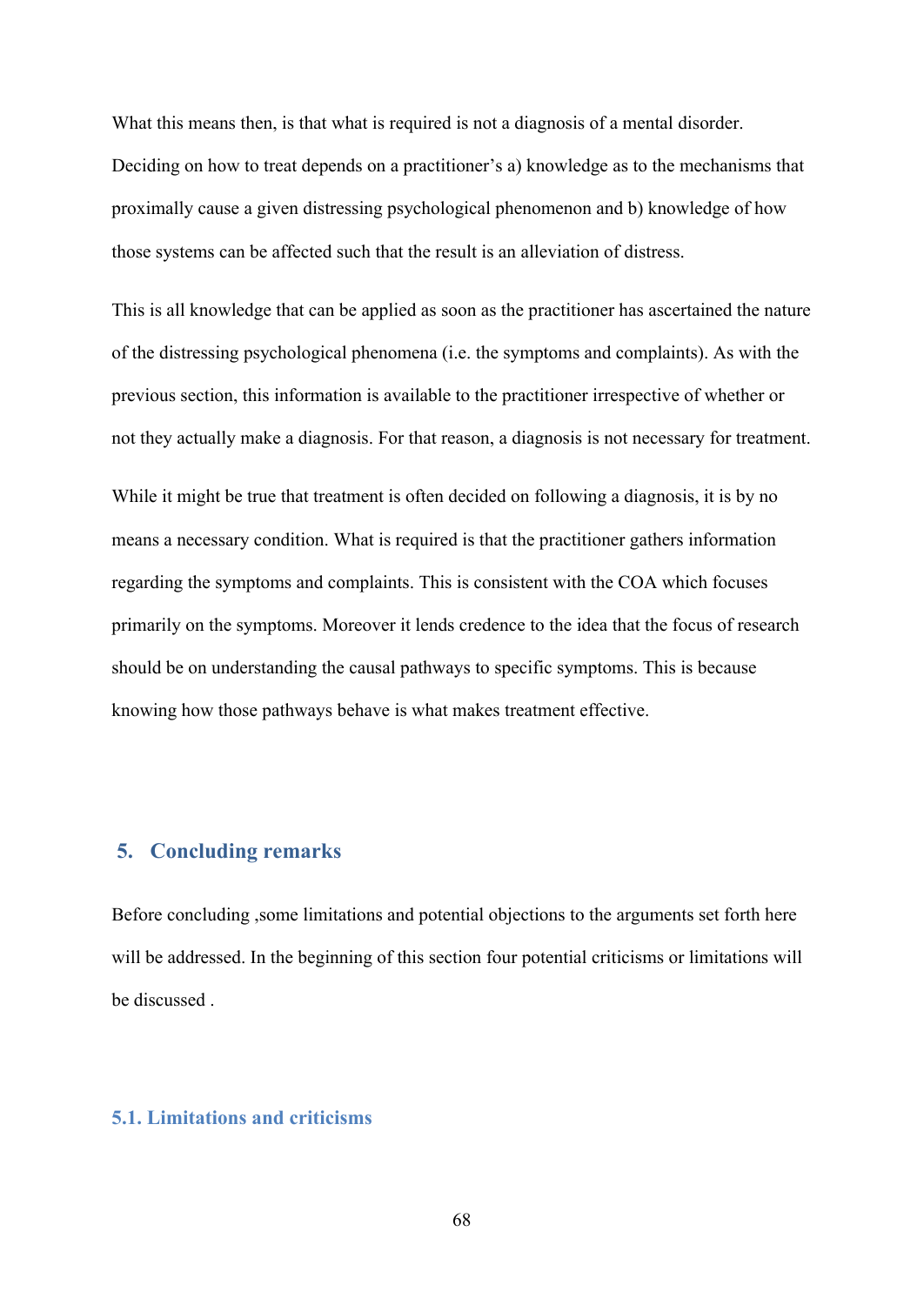What this means then, is that what is required is not a diagnosis of a mental disorder. Deciding on how to treat depends on a practitioner's a) knowledge as to the mechanisms that proximally cause a given distressing psychological phenomenon and b) knowledge of how those systems can be affected such that the result is an alleviation of distress.

This is all knowledge that can be applied as soon as the practitioner has ascertained the nature of the distressing psychological phenomena (i.e. the symptoms and complaints). As with the previous section, this information is available to the practitioner irrespective of whether or not they actually make a diagnosis. For that reason, a diagnosis is not necessary for treatment.

While it might be true that treatment is often decided on following a diagnosis, it is by no means a necessary condition. What is required is that the practitioner gathers information regarding the symptoms and complaints. This is consistent with the COA which focuses primarily on the symptoms. Moreover it lends credence to the idea that the focus of research should be on understanding the causal pathways to specific symptoms. This is because knowing how those pathways behave is what makes treatment effective.

## 5. Concluding remarks

Before concluding ,some limitations and potential objections to the arguments set forth here will be addressed. In the beginning of this section four potential criticisms or limitations will be discussed .

### 5.1. Limitations and criticisms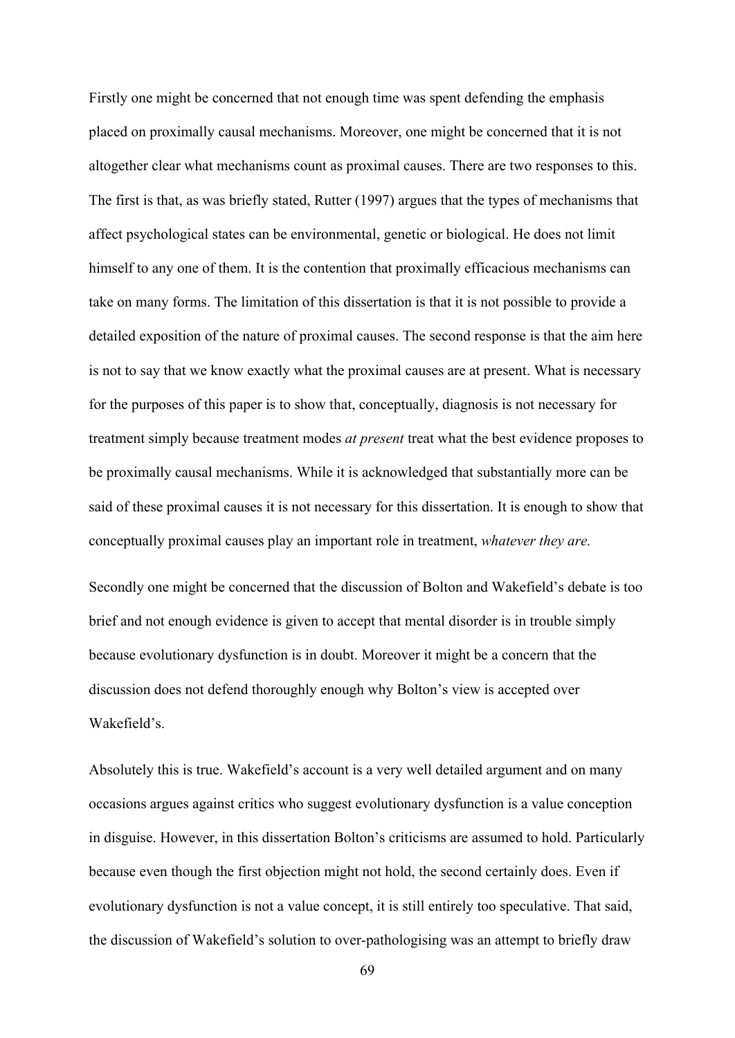Firstly one might be concerned that not enough time was spent defending the emphasis placed on proximally causal mechanisms. Moreover, one might be concerned that it is not altogether clear what mechanisms count as proximal causes. There are two responses to this. The first is that, as was briefly stated, Rutter (1997) argues that the types of mechanisms that affect psychological states can be environmental, genetic or biological. He does not limit himself to any one of them. It is the contention that proximally efficacious mechanisms can take on many forms. The limitation of this dissertation is that it is not possible to provide a detailed exposition of the nature of proximal causes. The second response is that the aim here is not to say that we know exactly what the proximal causes are at present. What is necessary for the purposes of this paper is to show that, conceptually, diagnosis is not necessary for treatment simply because treatment modes *at present* treat what the best evidence proposes to be proximally causal mechanisms. While it is acknowledged that substantially more can be said of these proximal causes it is not necessary for this dissertation. It is enough to show that conceptually proximal causes play an important role in treatment, *whatever they are.*

Secondly one might be concerned that the discussion of Bolton and Wakefield's debate is too brief and not enough evidence is given to accept that mental disorder is in trouble simply because evolutionary dysfunction is in doubt. Moreover it might be a concern that the discussion does not defend thoroughly enough why Bolton's view is accepted over Wakefield's.

Absolutely this is true. Wakefield's account is a very well detailed argument and on many occasions argues against critics who suggest evolutionary dysfunction is a value conception in disguise. However, in this dissertation Bolton's criticisms are assumed to hold. Particularly because even though the first objection might not hold, the second certainly does. Even if evolutionary dysfunction is not a value concept, it is still entirely too speculative. That said, the discussion of Wakefield's solution to over-pathologising was an attempt to briefly draw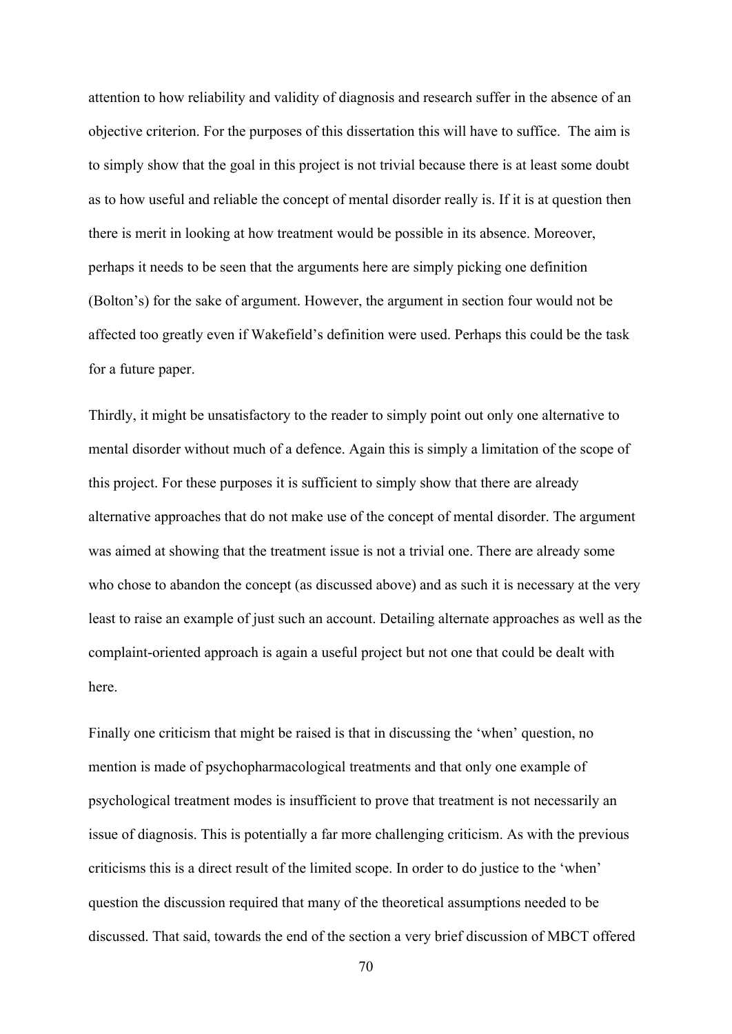attention to how reliability and validity of diagnosis and research suffer in the absence of an objective criterion. For the purposes of this dissertation this will have to suffice. The aim is to simply show that the goal in this project is not trivial because there is at least some doubt as to how useful and reliable the concept of mental disorder really is. If it is at question then there is merit in looking at how treatment would be possible in its absence. Moreover, perhaps it needs to be seen that the arguments here are simply picking one definition (Bolton's) for the sake of argument. However, the argument in section four would not be affected too greatly even if Wakefield's definition were used. Perhaps this could be the task for a future paper.

Thirdly, it might be unsatisfactory to the reader to simply point out only one alternative to mental disorder without much of a defence. Again this is simply a limitation of the scope of this project. For these purposes it is sufficient to simply show that there are already alternative approaches that do not make use of the concept of mental disorder. The argument was aimed at showing that the treatment issue is not a trivial one. There are already some who chose to abandon the concept (as discussed above) and as such it is necessary at the very least to raise an example of just such an account. Detailing alternate approaches as well as the complaint-oriented approach is again a useful project but not one that could be dealt with here.

Finally one criticism that might be raised is that in discussing the 'when' question, no mention is made of psychopharmacological treatments and that only one example of psychological treatment modes is insufficient to prove that treatment is not necessarily an issue of diagnosis. This is potentially a far more challenging criticism. As with the previous criticisms this is a direct result of the limited scope. In order to do justice to the 'when' question the discussion required that many of the theoretical assumptions needed to be discussed. That said, towards the end of the section a very brief discussion of MBCT offered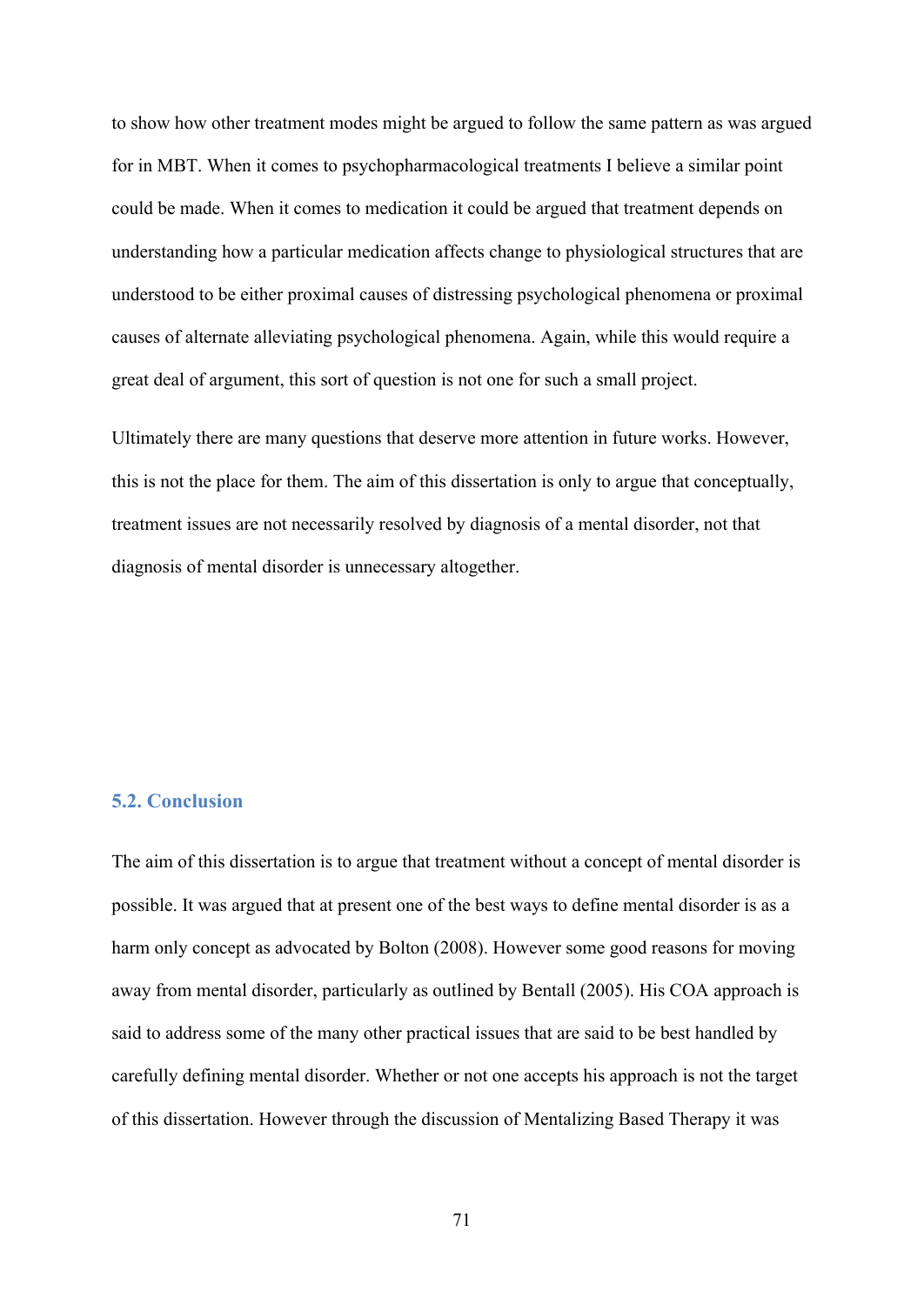to show how other treatment modes might be argued to follow the same pattern as was argued for in MBT. When it comes to psychopharmacological treatments I believe a similar point could be made. When it comes to medication it could be argued that treatment depends on understanding how a particular medication affects change to physiological structures that are understood to be either proximal causes of distressing psychological phenomena or proximal causes of alternate alleviating psychological phenomena. Again, while this would require a great deal of argument, this sort of question is not one for such a small project.

Ultimately there are many questions that deserve more attention in future works. However, this is not the place for them. The aim of this dissertation is only to argue that conceptually, treatment issues are not necessarily resolved by diagnosis of a mental disorder, not that diagnosis of mental disorder is unnecessary altogether.

### 5.2. Conclusion

The aim of this dissertation is to argue that treatment without a concept of mental disorder is possible. It was argued that at present one of the best ways to define mental disorder is as a harm only concept as advocated by Bolton (2008). However some good reasons for moving away from mental disorder, particularly as outlined by Bentall (2005). His COA approach is said to address some of the many other practical issues that are said to be best handled by carefully defining mental disorder. Whether or not one accepts his approach is not the target of this dissertation. However through the discussion of Mentalizing Based Therapy it was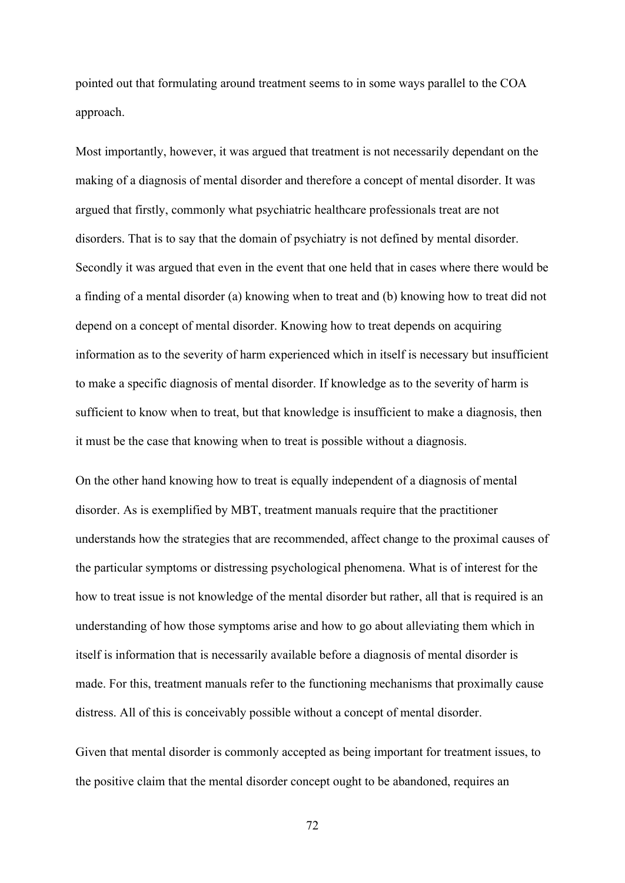pointed out that formulating around treatment seems to in some ways parallel to the COA approach.

Most importantly, however, it was argued that treatment is not necessarily dependant on the making of a diagnosis of mental disorder and therefore a concept of mental disorder. It was argued that firstly, commonly what psychiatric healthcare professionals treat are not disorders. That is to say that the domain of psychiatry is not defined by mental disorder. Secondly it was argued that even in the event that one held that in cases where there would be a finding of a mental disorder (a) knowing when to treat and (b) knowing how to treat did not depend on a concept of mental disorder. Knowing how to treat depends on acquiring information as to the severity of harm experienced which in itself is necessary but insufficient to make a specific diagnosis of mental disorder. If knowledge as to the severity of harm is sufficient to know when to treat, but that knowledge is insufficient to make a diagnosis, then it must be the case that knowing when to treat is possible without a diagnosis.

On the other hand knowing how to treat is equally independent of a diagnosis of mental disorder. As is exemplified by MBT, treatment manuals require that the practitioner understands how the strategies that are recommended, affect change to the proximal causes of the particular symptoms or distressing psychological phenomena. What is of interest for the how to treat issue is not knowledge of the mental disorder but rather, all that is required is an understanding of how those symptoms arise and how to go about alleviating them which in itself is information that is necessarily available before a diagnosis of mental disorder is made. For this, treatment manuals refer to the functioning mechanisms that proximally cause distress. All of this is conceivably possible without a concept of mental disorder.

Given that mental disorder is commonly accepted as being important for treatment issues, to the positive claim that the mental disorder concept ought to be abandoned, requires an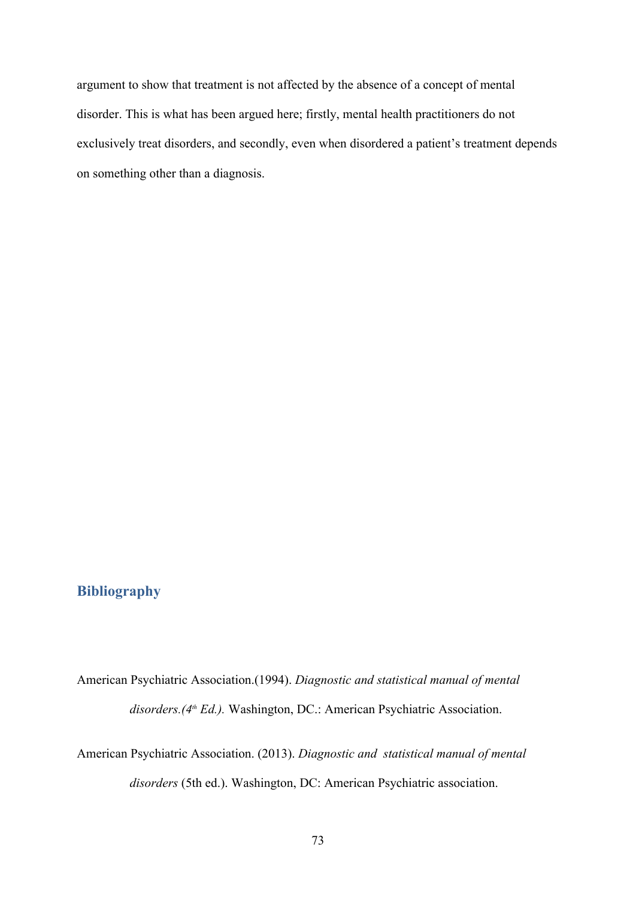argument to show that treatment is not affected by the absence of a concept of mental disorder. This is what has been argued here; firstly, mental health practitioners do not exclusively treat disorders, and secondly, even when disordered a patient's treatment depends on something other than a diagnosis.

## Bibliography

American Psychiatric Association.(1994). *Diagnostic and statistical manual of mental disorders.(4th Ed.).* Washington, DC.: American Psychiatric Association.

American Psychiatric Association. (2013). *Diagnostic and statistical manual of mental disorders* (5th ed.). Washington, DC: American Psychiatric association.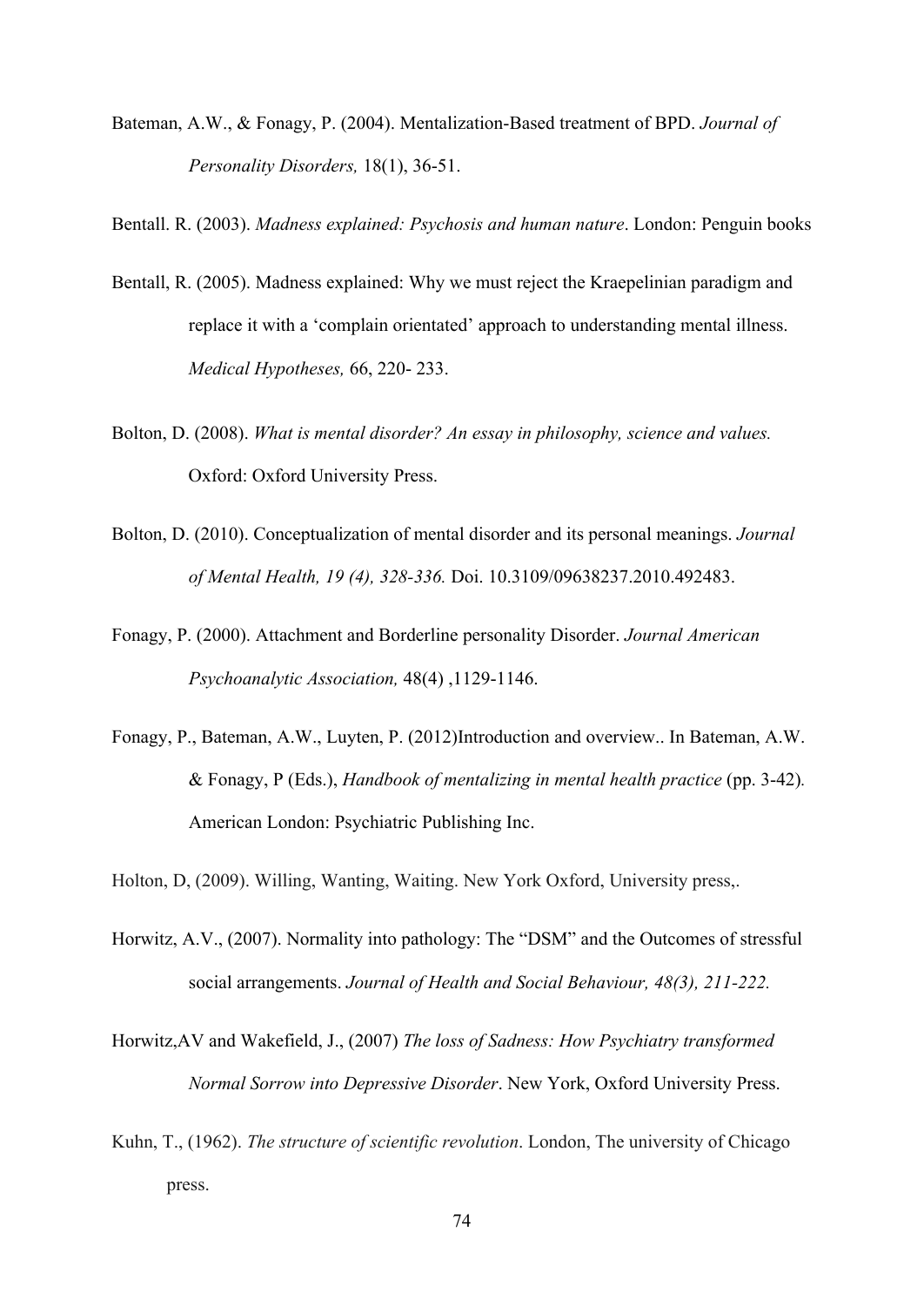Bateman, A.W., & Fonagy, P. (2004). Mentalization-Based treatment of BPD. *Journal of Personality Disorders,* 18(1), 36-51.

Bentall. R. (2003). *Madness explained: Psychosis and human nature*. London: Penguin books

Bentall, R. (2005). Madness explained: Why we must reject the Kraepelinian paradigm and replace it with a 'complain orientated' approach to understanding mental illness. *Medical Hypotheses,* 66, 220- 233.

Bolton, D. (2008). *What is mental disorder? An essay in philosophy, science and values.* Oxford: Oxford University Press.

Bolton, D. (2010). Conceptualization of mental disorder and its personal meanings. *Journal of Mental Health, 19 (4), 328-336.* Doi. 10.3109/09638237.2010.492483.

Fonagy, P. (2000). Attachment and Borderline personality Disorder. *Journal American Psychoanalytic Association,* 48(4) ,1129-1146.

Fonagy, P., Bateman, A.W., Luyten, P. (2012)Introduction and overview.. In Bateman, A.W. & Fonagy, P (Eds.), *Handbook of mentalizing in mental health practice* (pp. 3-42). American London: Psychiatric Publishing Inc.

Holton, D, (2009). Willing, Wanting, Waiting. New York Oxford, University press,.

Horwitz, A.V., (2007). Normality into pathology: The "DSM" and the Outcomes of stressful social arrangements. *Journal of Health and Social Behaviour, 48(3), 211-222.*

Horwitz,AV and Wakefield, J., (2007) *The loss of Sadness: How Psychiatry transformed Normal Sorrow into Depressive Disorder*. New York, Oxford University Press.

Kuhn, T., (1962). *The structure of scientific revolution*. London, The university of Chicago press.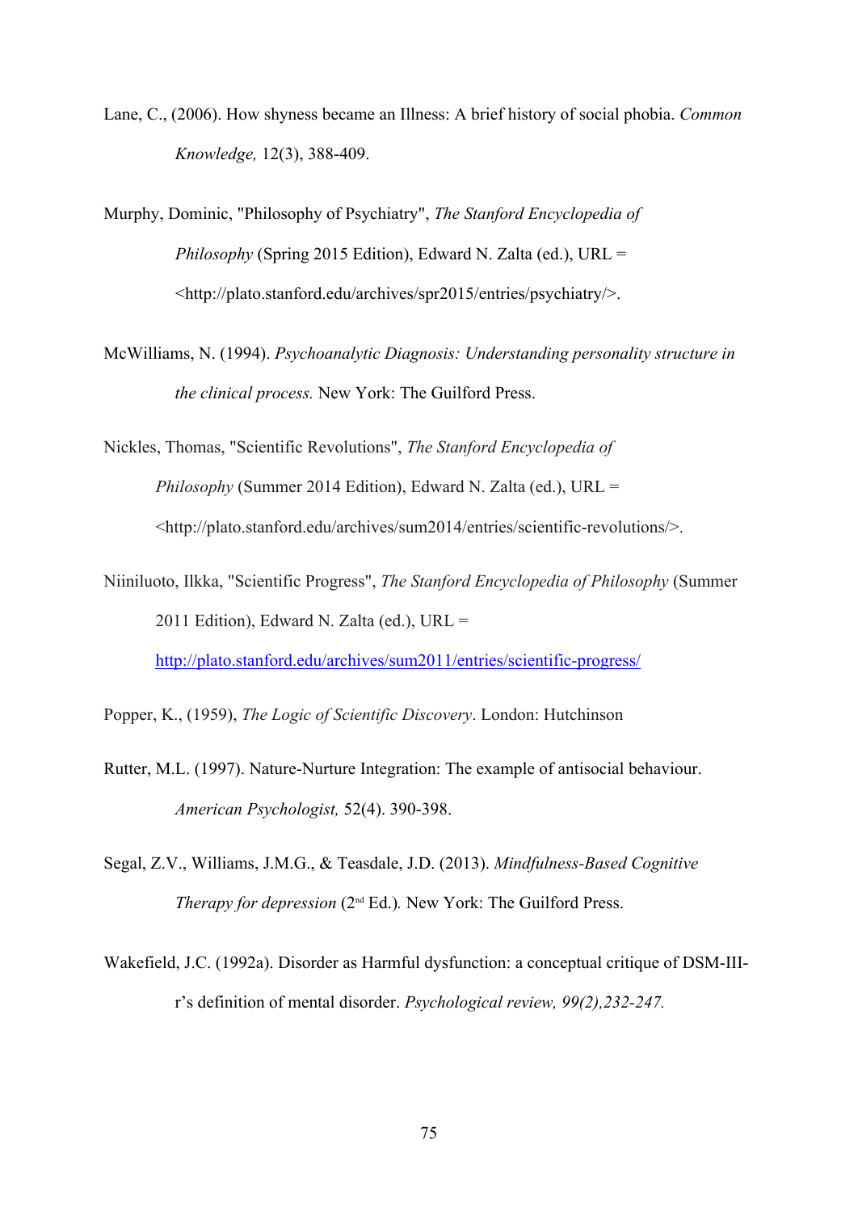Lane, C., (2006). How shyness became an Illness: A brief history of social phobia. *Common Knowledge,* 12(3), 388-409.

Murphy, Dominic, "Philosophy of Psychiatry", *The Stanford Encyclopedia of Philosophy* (Spring 2015 Edition), Edward N. Zalta (ed.), URL = <http://plato.stanford.edu/archives/spr2015/entries/psychiatry/>.

McWilliams, N. (1994). *Psychoanalytic Diagnosis: Understanding personality structure in the clinical process.* New York: The Guilford Press.

Nickles, Thomas, "Scientific Revolutions", *The Stanford Encyclopedia of Philosophy* (Summer 2014 Edition), Edward N. Zalta (ed.), URL = <http://plato.stanford.edu/archives/sum2014/entries/scientific-revolutions/>.

Niiniluoto, Ilkka, "Scientific Progress", *The Stanford Encyclopedia of Philosophy* (Summer 2011 Edition), Edward N. Zalta (ed.), URL = http://plato.stanford.edu/archives/sum2011/entries/scientific-progress/

Popper, K., (1959), *The Logic of Scientific Discovery*. London: Hutchinson

Rutter, M.L. (1997). Nature-Nurture Integration: The example of antisocial behaviour. *American Psychologist,* 52(4). 390-398.

Segal, Z.V., Williams, J.M.G., & Teasdale, J.D. (2013). *Mindfulness-Based Cognitive Therapy for depression* (2nd Ed.)*.* New York: The Guilford Press.

Wakefield, J.C. (1992a). Disorder as Harmful dysfunction: a conceptual critique of DSM-III-r's definition of mental disorder. *Psychological review, 99(2),232-247.*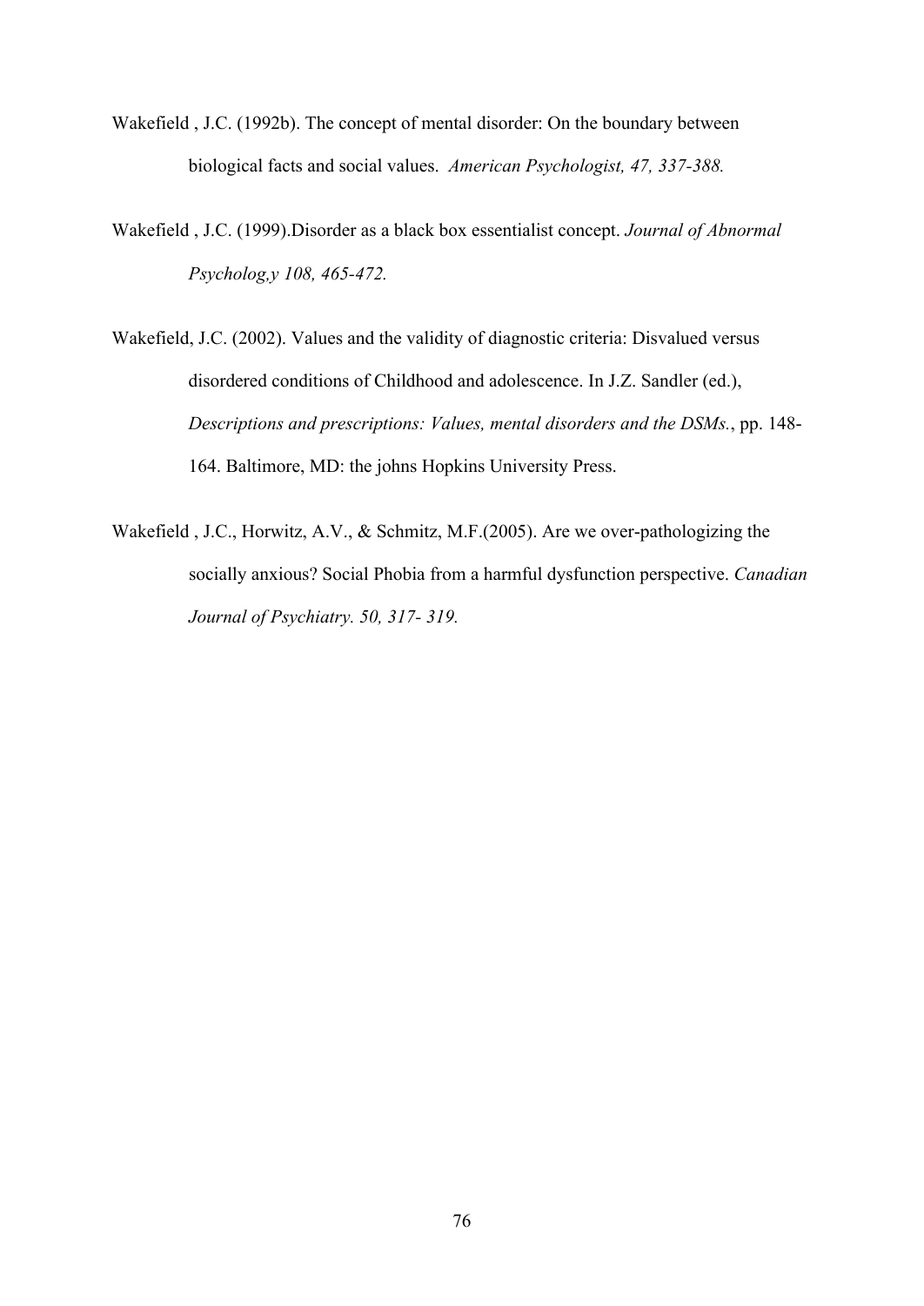Wakefield , J.C. (1992b). The concept of mental disorder: On the boundary between biological facts and social values. *American Psychologist, 47, 337-388.*

Wakefield , J.C. (1999).Disorder as a black box essentialist concept. *Journal of Abnormal Psycholog,y 108, 465-472.*

Wakefield, J.C. (2002). Values and the validity of diagnostic criteria: Disvalued versus disordered conditions of Childhood and adolescence. In J.Z. Sandler (ed.), *Descriptions and prescriptions: Values, mental disorders and the DSMs.*, pp. 148-164. Baltimore, MD: the johns Hopkins University Press.

Wakefield , J.C., Horwitz, A.V., & Schmitz, M.F.(2005). Are we over-pathologizing the socially anxious? Social Phobia from a harmful dysfunction perspective. *Canadian Journal of Psychiatry. 50, 317- 319.*